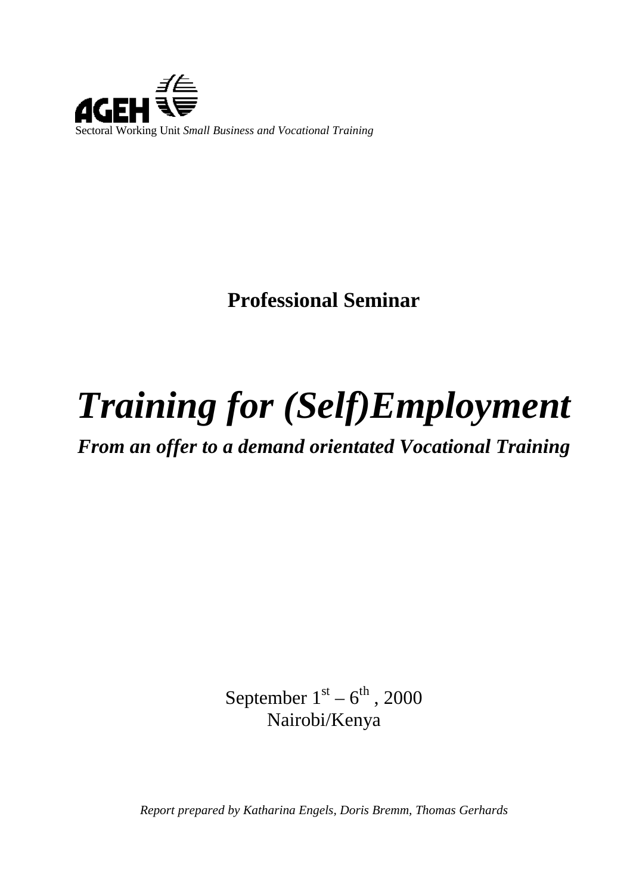AGEH

Sectoral Working Unit *Small Business and Vocational Training*

**Professional Seminar**

# *Training for (Self)Employment*

***From an offer to a demand orientated Vocational Training***

September 1st – 6th, 2000

Nairobi/Kenya

*Report prepared by Katharina Engels, Doris Bremm, Thomas Gerhards*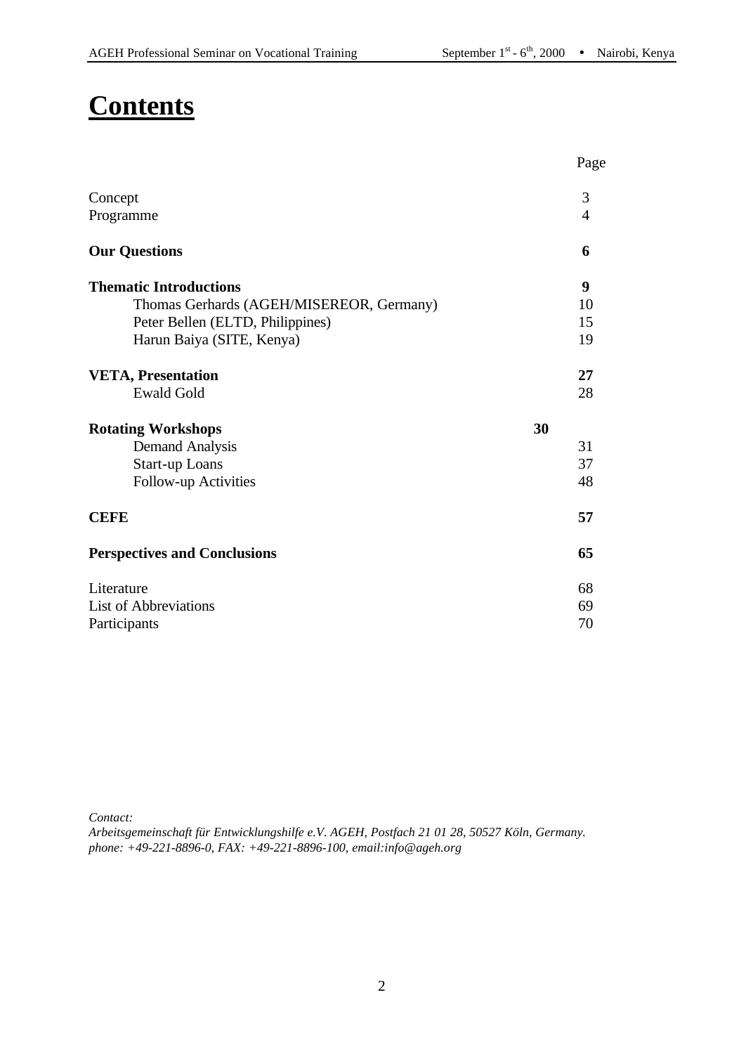# Contents

| | Page |
|---|---|
| Concept | 3 |
| Programme | 4 |
| **Our Questions** | **6** |
| **Thematic Introductions** | **9** |
| Thomas Gerhards (AGEH/MISEREOR, Germany) | 10 |
| Peter Bellen (ELTD, Philippines) | 15 |
| Harun Baiya (SITE, Kenya) | 19 |
| **VETA, Presentation** | **27** |
| Ewald Gold | 28 |
| **Rotating Workshops** | **30** |
| Demand Analysis | 31 |
| Start-up Loans | 37 |
| Follow-up Activities | 48 |
| **CEFE** | **57** |
| **Perspectives and Conclusions** | **65** |
| Literature | 68 |
| List of Abbreviations | 69 |
| Participants | 70 |

*Contact:*
*Arbeitsgemeinschaft für Entwicklungshilfe e.V. AGEH, Postfach 21 01 28, 50527 Köln, Germany.*
*phone: +49-221-8896-0, FAX: +49-221-8896-100, email:info@ageh.org*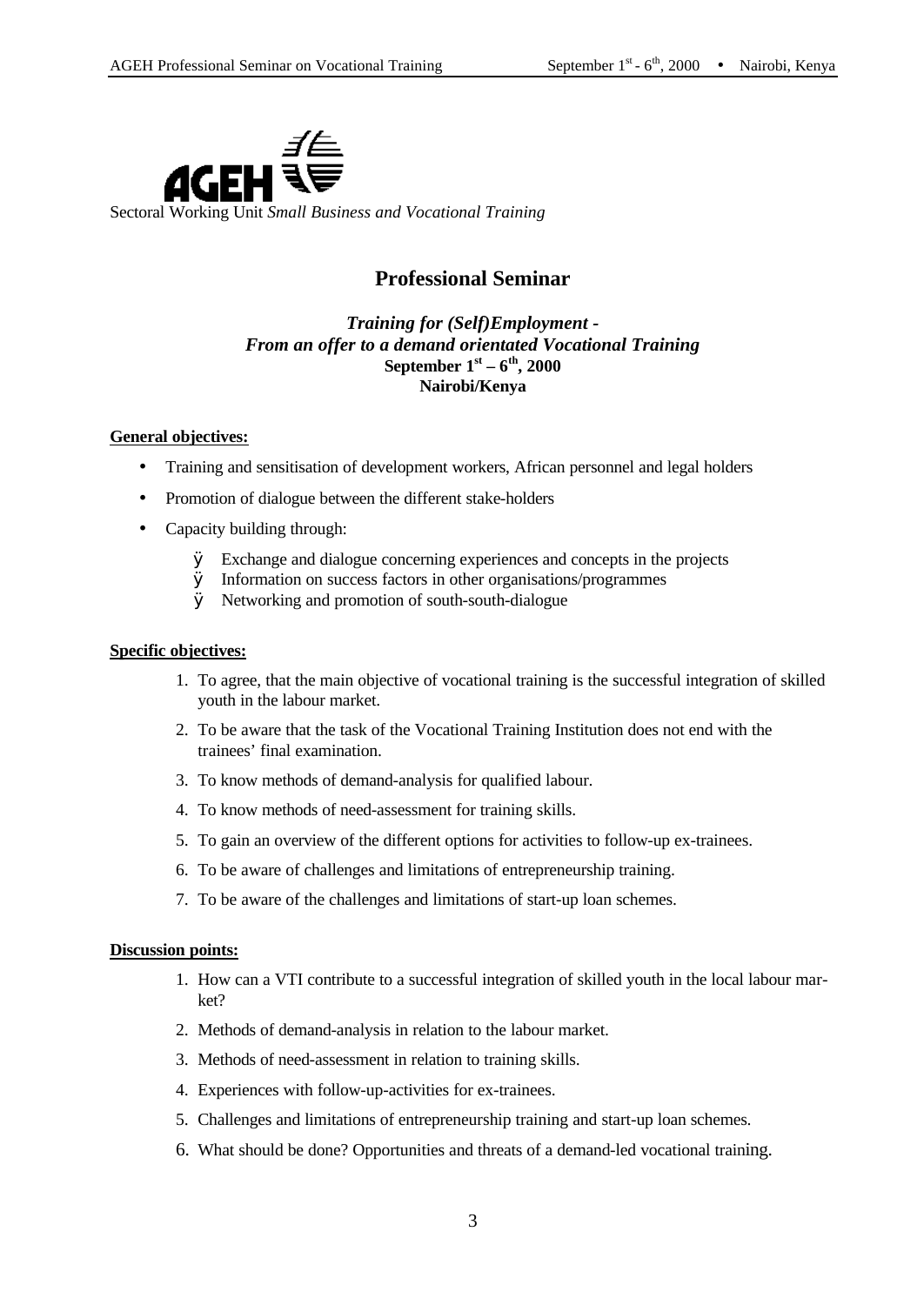AGEH

Sectoral Working Unit *Small Business and Vocational Training*

# Professional Seminar

***Training for (Self)Employment -***
***From an offer to a demand orientated Vocational Training***
**September 1st – 6th, 2000**
**Nairobi/Kenya**

**General objectives:**

- Training and sensitisation of development workers, African personnel and legal holders
- Promotion of dialogue between the different stake-holders
- Capacity building through:
  - Exchange and dialogue concerning experiences and concepts in the projects
  - Information on success factors in other organisations/programmes
  - Networking and promotion of south-south-dialogue

**Specific objectives:**

1. To agree, that the main objective of vocational training is the successful integration of skilled youth in the labour market.
2. To be aware that the task of the Vocational Training Institution does not end with the trainees' final examination.
3. To know methods of demand-analysis for qualified labour.
4. To know methods of need-assessment for training skills.
5. To gain an overview of the different options for activities to follow-up ex-trainees.
6. To be aware of challenges and limitations of entrepreneurship training.
7. To be aware of the challenges and limitations of start-up loan schemes.

**Discussion points:**

1. How can a VTI contribute to a successful integration of skilled youth in the local labour market?
2. Methods of demand-analysis in relation to the labour market.
3. Methods of need-assessment in relation to training skills.
4. Experiences with follow-up-activities for ex-trainees.
5. Challenges and limitations of entrepreneurship training and start-up loan schemes.
6. What should be done? Opportunities and threats of a demand-led vocational training.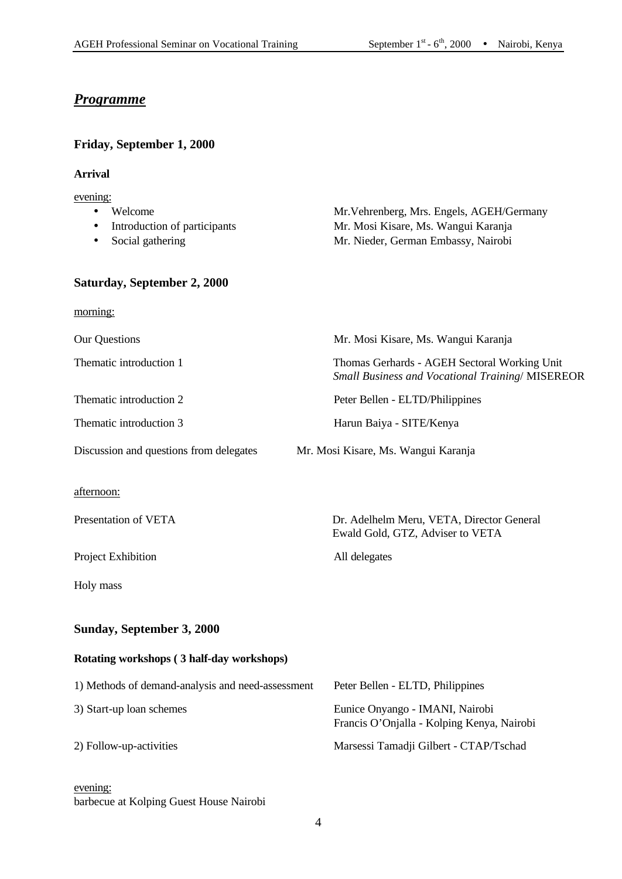## *Programme*

### Friday, September 1, 2000

**Arrival**

evening:

- Welcome — Mr.Vehrenberg, Mrs. Engels, AGEH/Germany
- Introduction of participants — Mr. Mosi Kisare, Ms. Wangui Karanja
- Social gathering — Mr. Nieder, German Embassy, Nairobi

### Saturday, September 2, 2000

morning:

| | |
|---|---|
| Our Questions | Mr. Mosi Kisare, Ms. Wangui Karanja |
| Thematic introduction 1 | Thomas Gerhards - AGEH Sectoral Working Unit *Small Business and Vocational Training*/ MISEREOR |
| Thematic introduction 2 | Peter Bellen - ELTD/Philippines |
| Thematic introduction 3 | Harun Baiya - SITE/Kenya |
| Discussion and questions from delegates | Mr. Mosi Kisare, Ms. Wangui Karanja |

afternoon:

| | |
|---|---|
| Presentation of VETA | Dr. Adelhelm Meru, VETA, Director General<br>Ewald Gold, GTZ, Adviser to VETA |
| Project Exhibition | All delegates |
| Holy mass | |

### Sunday, September 3, 2000

**Rotating workshops ( 3 half-day workshops)**

| | |
|---|---|
| 1) Methods of demand-analysis and need-assessment | Peter Bellen - ELTD, Philippines |
| 3) Start-up loan schemes | Eunice Onyango - IMANI, Nairobi<br>Francis O'Onjalla - Kolping Kenya, Nairobi |
| 2) Follow-up-activities | Marsessi Tamadji Gilbert - CTAP/Tschad |

evening:
barbecue at Kolping Guest House Nairobi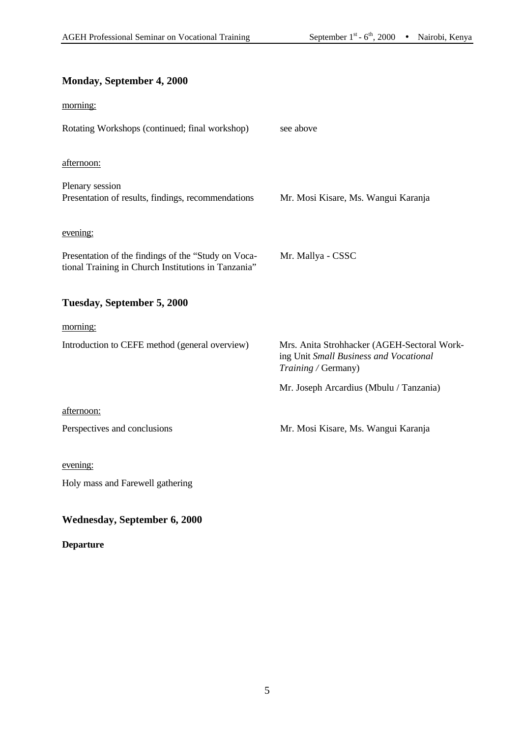### Monday, September 4, 2000

morning:

| | |
|---|---|
| Rotating Workshops (continued; final workshop) | see above |

afternoon:

| | |
|---|---|
| Plenary session<br>Presentation of results, findings, recommendations | Mr. Mosi Kisare, Ms. Wangui Karanja |

evening:

| | |
|---|---|
| Presentation of the findings of the "Study on Vocational Training in Church Institutions in Tanzania" | Mr. Mallya - CSSC |

### Tuesday, September 5, 2000

morning:

| | |
|---|---|
| Introduction to CEFE method (general overview) | Mrs. Anita Strohhacker (AGEH-Sectoral Working Unit *Small Business and Vocational Training /* Germany)<br>Mr. Joseph Arcardius (Mbulu / Tanzania) |

afternoon:

| | |
|---|---|
| Perspectives and conclusions | Mr. Mosi Kisare, Ms. Wangui Karanja |

evening:

Holy mass and Farewell gathering

### Wednesday, September 6, 2000

**Departure**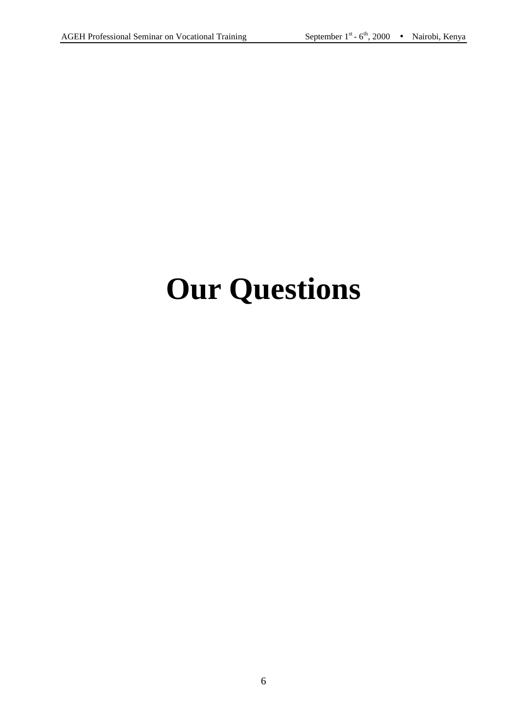# Our Questions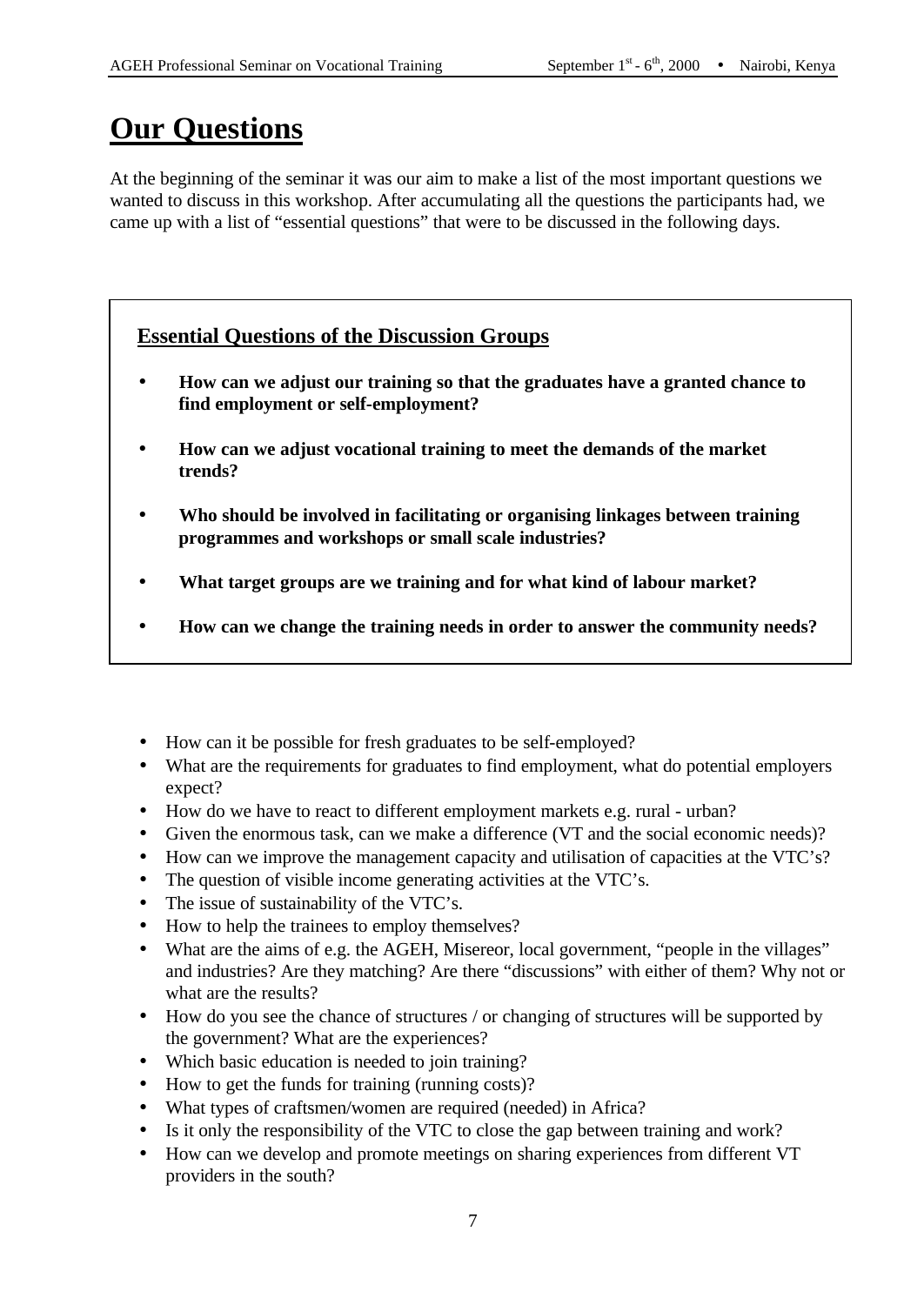# Our Questions

At the beginning of the seminar it was our aim to make a list of the most important questions we wanted to discuss in this workshop. After accumulating all the questions the participants had, we came up with a list of "essential questions" that were to be discussed in the following days.

## Essential Questions of the Discussion Groups

- **How can we adjust our training so that the graduates have a granted chance to find employment or self-employment?**
- **How can we adjust vocational training to meet the demands of the market trends?**
- **Who should be involved in facilitating or organising linkages between training programmes and workshops or small scale industries?**
- **What target groups are we training and for what kind of labour market?**
- **How can we change the training needs in order to answer the community needs?**

- How can it be possible for fresh graduates to be self-employed?
- What are the requirements for graduates to find employment, what do potential employers expect?
- How do we have to react to different employment markets e.g. rural - urban?
- Given the enormous task, can we make a difference (VT and the social economic needs)?
- How can we improve the management capacity and utilisation of capacities at the VTC's?
- The question of visible income generating activities at the VTC's.
- The issue of sustainability of the VTC's.
- How to help the trainees to employ themselves?
- What are the aims of e.g. the AGEH, Misereor, local government, "people in the villages" and industries? Are they matching? Are there "discussions" with either of them? Why not or what are the results?
- How do you see the chance of structures / or changing of structures will be supported by the government? What are the experiences?
- Which basic education is needed to join training?
- How to get the funds for training (running costs)?
- What types of craftsmen/women are required (needed) in Africa?
- Is it only the responsibility of the VTC to close the gap between training and work?
- How can we develop and promote meetings on sharing experiences from different VT providers in the south?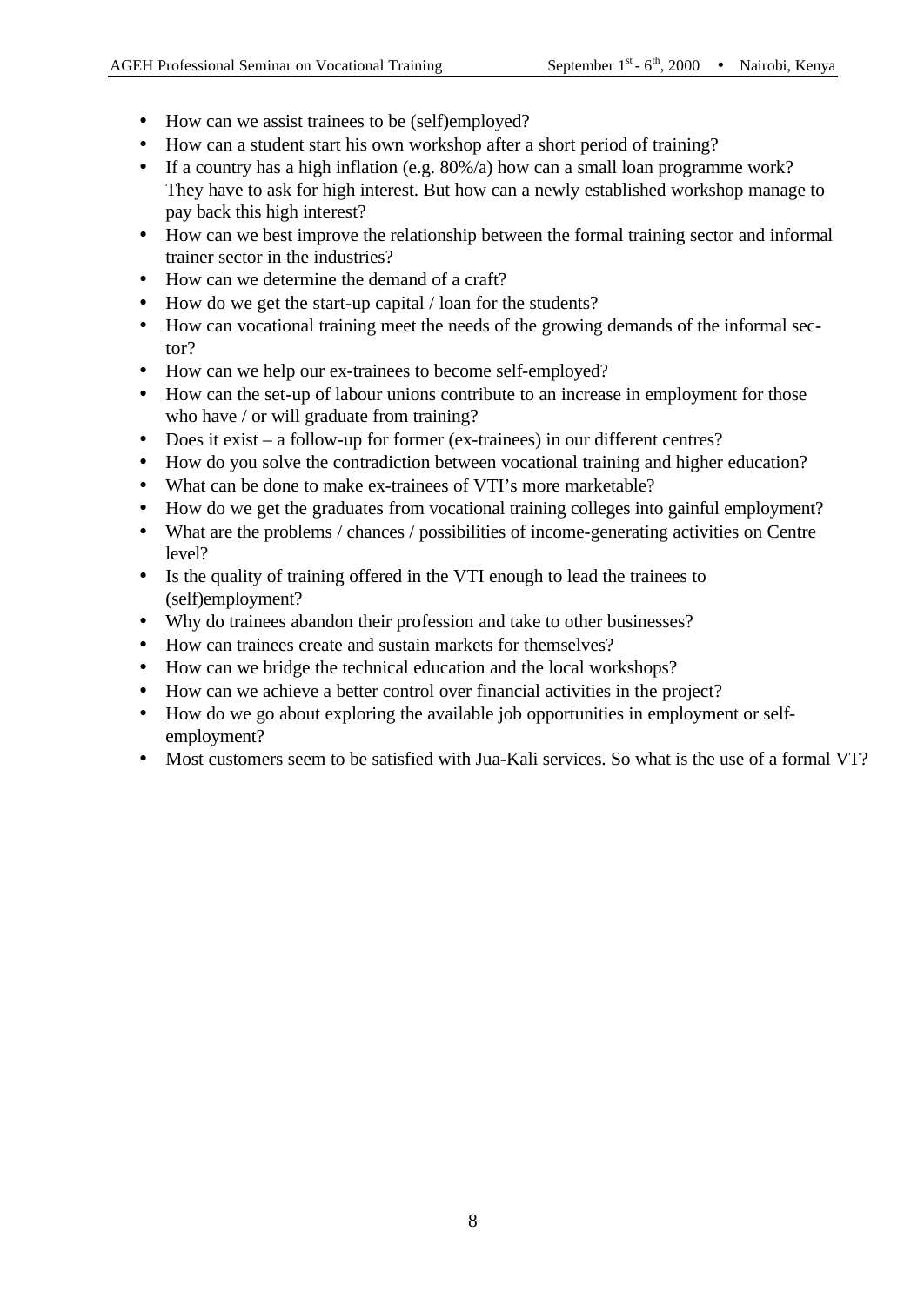- How can we assist trainees to be (self)employed?
- How can a student start his own workshop after a short period of training?
- If a country has a high inflation (e.g. 80%/a) how can a small loan programme work? They have to ask for high interest. But how can a newly established workshop manage to pay back this high interest?
- How can we best improve the relationship between the formal training sector and informal trainer sector in the industries?
- How can we determine the demand of a craft?
- How do we get the start-up capital / loan for the students?
- How can vocational training meet the needs of the growing demands of the informal sector?
- How can we help our ex-trainees to become self-employed?
- How can the set-up of labour unions contribute to an increase in employment for those who have / or will graduate from training?
- Does it exist – a follow-up for former (ex-trainees) in our different centres?
- How do you solve the contradiction between vocational training and higher education?
- What can be done to make ex-trainees of VTI's more marketable?
- How do we get the graduates from vocational training colleges into gainful employment?
- What are the problems / chances / possibilities of income-generating activities on Centre level?
- Is the quality of training offered in the VTI enough to lead the trainees to (self)employment?
- Why do trainees abandon their profession and take to other businesses?
- How can trainees create and sustain markets for themselves?
- How can we bridge the technical education and the local workshops?
- How can we achieve a better control over financial activities in the project?
- How do we go about exploring the available job opportunities in employment or self-employment?
- Most customers seem to be satisfied with Jua-Kali services. So what is the use of a formal VT?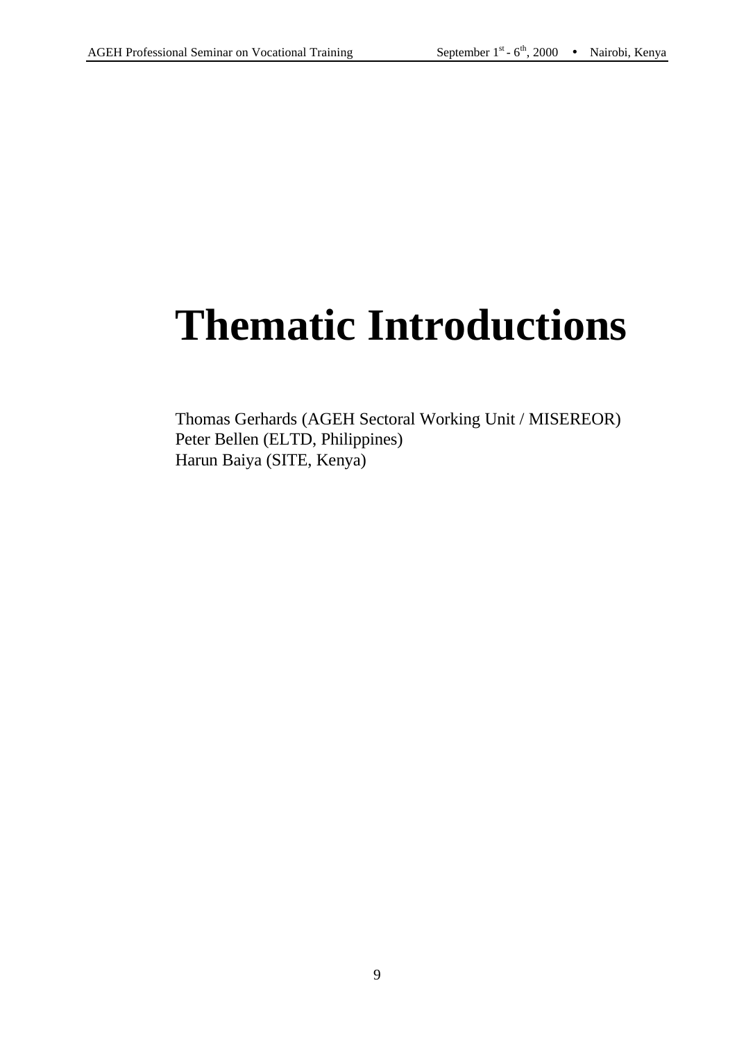# Thematic Introductions

Thomas Gerhards (AGEH Sectoral Working Unit / MISEREOR)
Peter Bellen (ELTD, Philippines)
Harun Baiya (SITE, Kenya)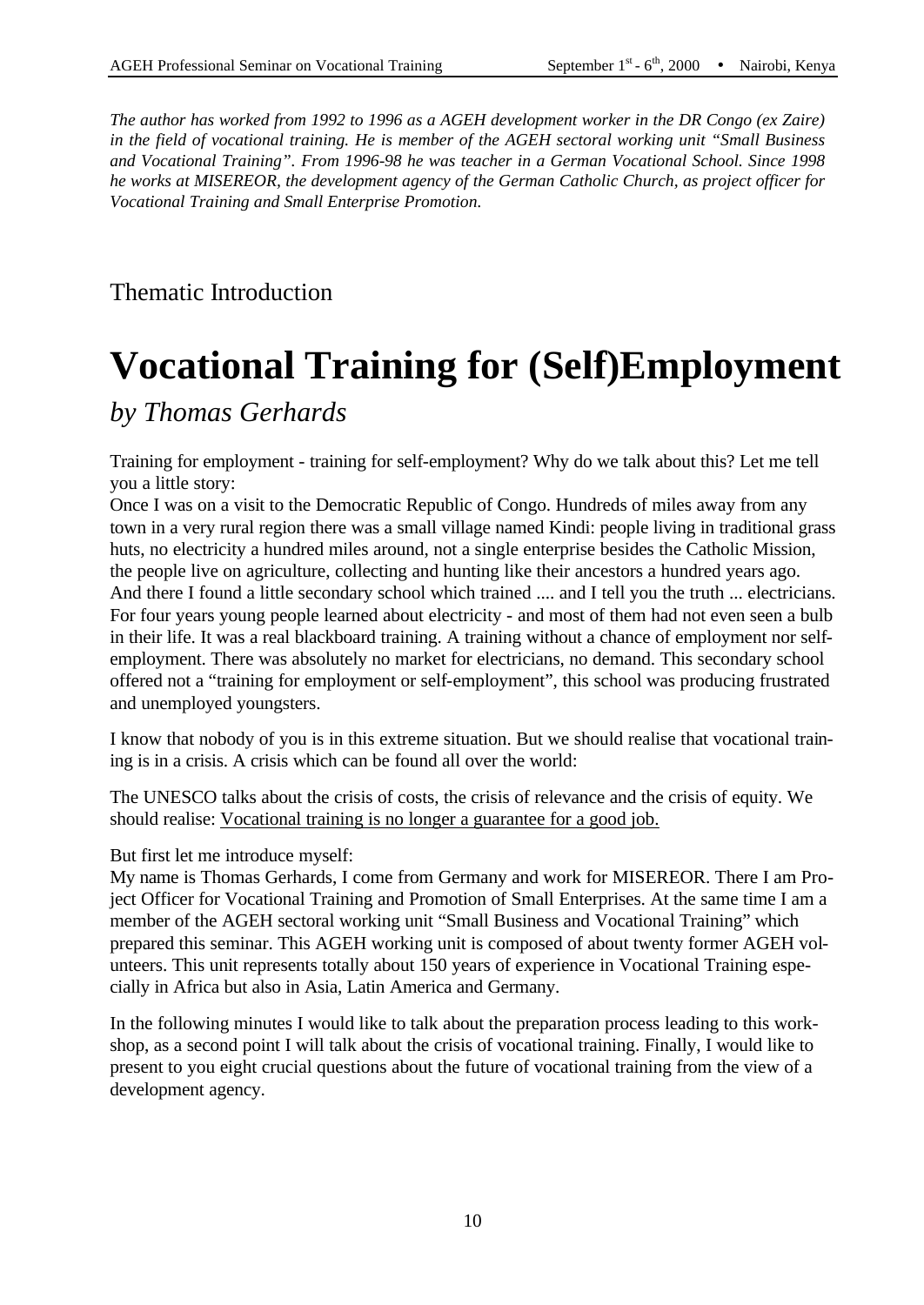*The author has worked from 1992 to 1996 as a AGEH development worker in the DR Congo (ex Zaire) in the field of vocational training. He is member of the AGEH sectoral working unit "Small Business and Vocational Training". From 1996-98 he was teacher in a German Vocational School. Since 1998 he works at MISEREOR, the development agency of the German Catholic Church, as project officer for Vocational Training and Small Enterprise Promotion.*

## Thematic Introduction

# Vocational Training for (Self)Employment

*by Thomas Gerhards*

Training for employment - training for self-employment? Why do we talk about this? Let me tell you a little story:

Once I was on a visit to the Democratic Republic of Congo. Hundreds of miles away from any town in a very rural region there was a small village named Kindi: people living in traditional grass huts, no electricity a hundred miles around, not a single enterprise besides the Catholic Mission, the people live on agriculture, collecting and hunting like their ancestors a hundred years ago. And there I found a little secondary school which trained .... and I tell you the truth ... electricians. For four years young people learned about electricity - and most of them had not even seen a bulb in their life. It was a real blackboard training. A training without a chance of employment nor self-employment. There was absolutely no market for electricians, no demand. This secondary school offered not a "training for employment or self-employment", this school was producing frustrated and unemployed youngsters.

I know that nobody of you is in this extreme situation. But we should realise that vocational training is in a crisis. A crisis which can be found all over the world:

The UNESCO talks about the crisis of costs, the crisis of relevance and the crisis of equity. We should realise: Vocational training is no longer a guarantee for a good job.

But first let me introduce myself:

My name is Thomas Gerhards, I come from Germany and work for MISEREOR. There I am Project Officer for Vocational Training and Promotion of Small Enterprises. At the same time I am a member of the AGEH sectoral working unit "Small Business and Vocational Training" which prepared this seminar. This AGEH working unit is composed of about twenty former AGEH volunteers. This unit represents totally about 150 years of experience in Vocational Training especially in Africa but also in Asia, Latin America and Germany.

In the following minutes I would like to talk about the preparation process leading to this workshop, as a second point I will talk about the crisis of vocational training. Finally, I would like to present to you eight crucial questions about the future of vocational training from the view of a development agency.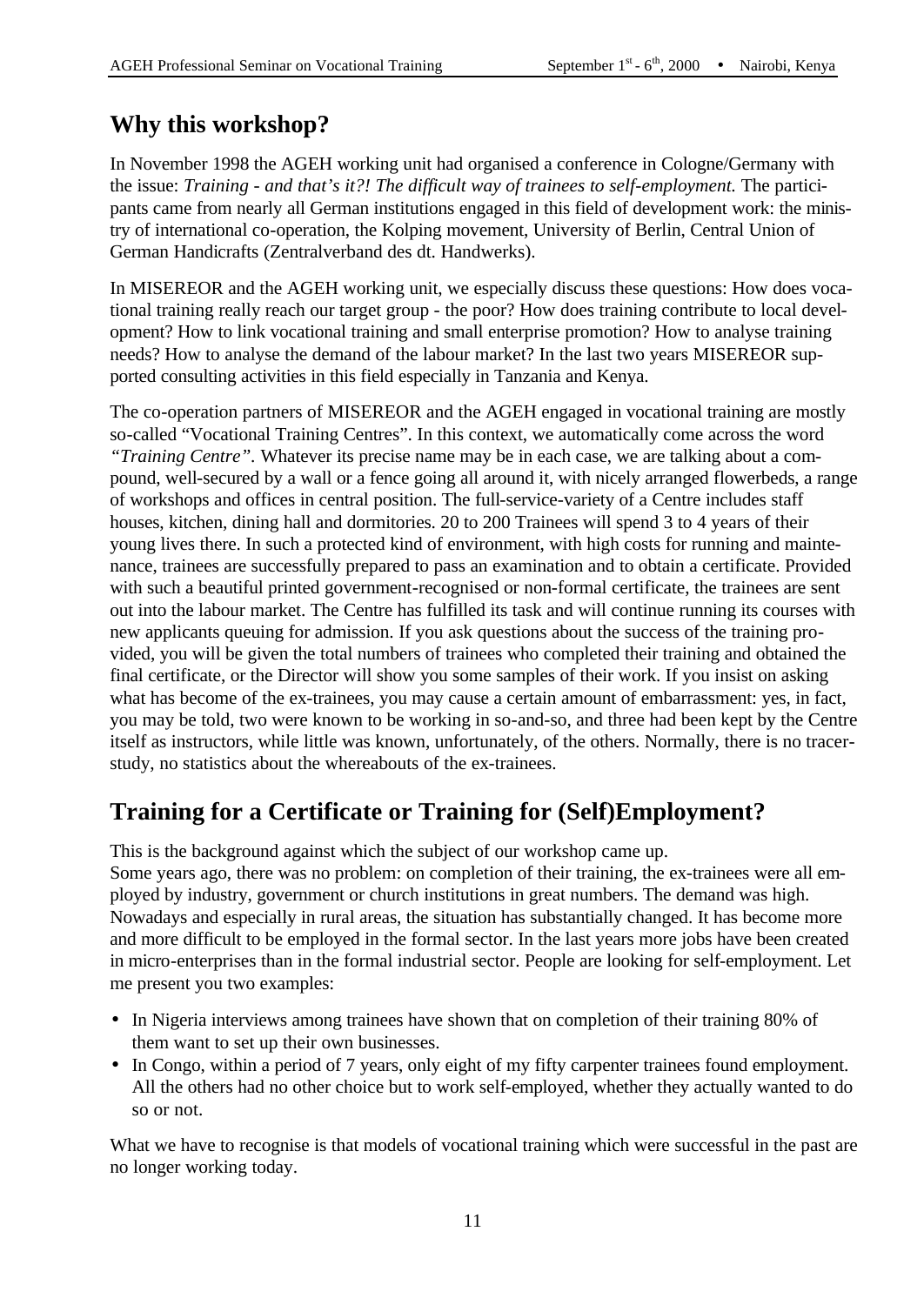## Why this workshop?

In November 1998 the AGEH working unit had organised a conference in Cologne/Germany with the issue: *Training - and that's it?! The difficult way of trainees to self-employment.* The participants came from nearly all German institutions engaged in this field of development work: the ministry of international co-operation, the Kolping movement, University of Berlin, Central Union of German Handicrafts (Zentralverband des dt. Handwerks).

In MISEREOR and the AGEH working unit, we especially discuss these questions: How does vocational training really reach our target group - the poor? How does training contribute to local development? How to link vocational training and small enterprise promotion? How to analyse training needs? How to analyse the demand of the labour market? In the last two years MISEREOR supported consulting activities in this field especially in Tanzania and Kenya.

The co-operation partners of MISEREOR and the AGEH engaged in vocational training are mostly so-called "Vocational Training Centres". In this context, we automatically come across the word *"Training Centre"*. Whatever its precise name may be in each case, we are talking about a compound, well-secured by a wall or a fence going all around it, with nicely arranged flowerbeds, a range of workshops and offices in central position. The full-service-variety of a Centre includes staff houses, kitchen, dining hall and dormitories. 20 to 200 Trainees will spend 3 to 4 years of their young lives there. In such a protected kind of environment, with high costs for running and maintenance, trainees are successfully prepared to pass an examination and to obtain a certificate. Provided with such a beautiful printed government-recognised or non-formal certificate, the trainees are sent out into the labour market. The Centre has fulfilled its task and will continue running its courses with new applicants queuing for admission. If you ask questions about the success of the training provided, you will be given the total numbers of trainees who completed their training and obtained the final certificate, or the Director will show you some samples of their work. If you insist on asking what has become of the ex-trainees, you may cause a certain amount of embarrassment: yes, in fact, you may be told, two were known to be working in so-and-so, and three had been kept by the Centre itself as instructors, while little was known, unfortunately, of the others. Normally, there is no tracer-study, no statistics about the whereabouts of the ex-trainees.

## Training for a Certificate or Training for (Self)Employment?

This is the background against which the subject of our workshop came up.
Some years ago, there was no problem: on completion of their training, the ex-trainees were all employed by industry, government or church institutions in great numbers. The demand was high. Nowadays and especially in rural areas, the situation has substantially changed. It has become more and more difficult to be employed in the formal sector. In the last years more jobs have been created in micro-enterprises than in the formal industrial sector. People are looking for self-employment. Let me present you two examples:

- In Nigeria interviews among trainees have shown that on completion of their training 80% of them want to set up their own businesses.
- In Congo, within a period of 7 years, only eight of my fifty carpenter trainees found employment. All the others had no other choice but to work self-employed, whether they actually wanted to do so or not.

What we have to recognise is that models of vocational training which were successful in the past are no longer working today.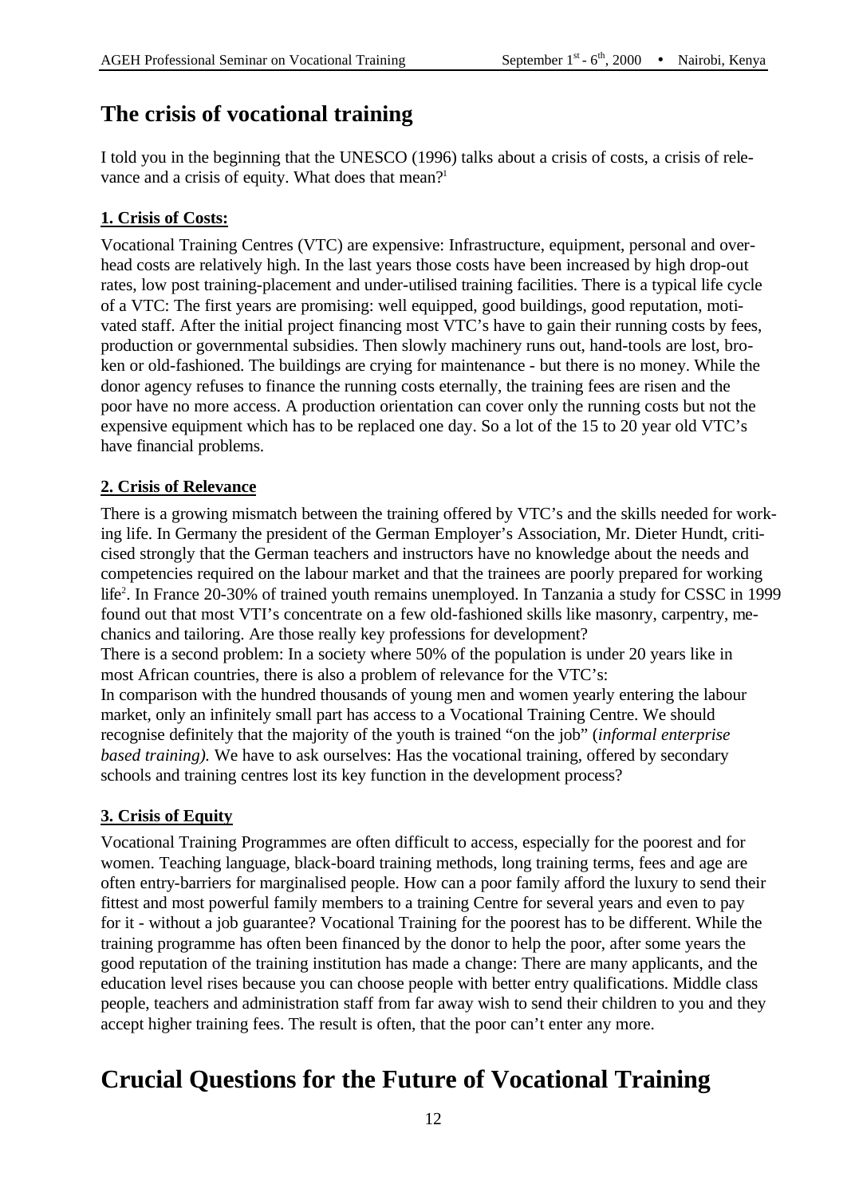## The crisis of vocational training

I told you in the beginning that the UNESCO (1996) talks about a crisis of costs, a crisis of relevance and a crisis of equity. What does that mean?[1]

### 1. Crisis of Costs:

Vocational Training Centres (VTC) are expensive: Infrastructure, equipment, personal and overhead costs are relatively high. In the last years those costs have been increased by high drop-out rates, low post training-placement and under-utilised training facilities. There is a typical life cycle of a VTC: The first years are promising: well equipped, good buildings, good reputation, motivated staff. After the initial project financing most VTC's have to gain their running costs by fees, production or governmental subsidies. Then slowly machinery runs out, hand-tools are lost, broken or old-fashioned. The buildings are crying for maintenance - but there is no money. While the donor agency refuses to finance the running costs eternally, the training fees are risen and the poor have no more access. A production orientation can cover only the running costs but not the expensive equipment which has to be replaced one day. So a lot of the 15 to 20 year old VTC's have financial problems.

### 2. Crisis of Relevance

There is a growing mismatch between the training offered by VTC's and the skills needed for working life. In Germany the president of the German Employer's Association, Mr. Dieter Hundt, criticised strongly that the German teachers and instructors have no knowledge about the needs and competencies required on the labour market and that the trainees are poorly prepared for working life[2]. In France 20-30% of trained youth remains unemployed. In Tanzania a study for CSSC in 1999 found out that most VTI's concentrate on a few old-fashioned skills like masonry, carpentry, mechanics and tailoring. Are those really key professions for development?

There is a second problem: In a society where 50% of the population is under 20 years like in most African countries, there is also a problem of relevance for the VTC's:

In comparison with the hundred thousands of young men and women yearly entering the labour market, only an infinitely small part has access to a Vocational Training Centre. We should recognise definitely that the majority of the youth is trained "on the job" (*informal enterprise based training).* We have to ask ourselves: Has the vocational training, offered by secondary schools and training centres lost its key function in the development process?

### 3. Crisis of Equity

Vocational Training Programmes are often difficult to access, especially for the poorest and for women. Teaching language, black-board training methods, long training terms, fees and age are often entry-barriers for marginalised people. How can a poor family afford the luxury to send their fittest and most powerful family members to a training Centre for several years and even to pay for it - without a job guarantee? Vocational Training for the poorest has to be different. While the training programme has often been financed by the donor to help the poor, after some years the good reputation of the training institution has made a change: There are many applicants, and the education level rises because you can choose people with better entry qualifications. Middle class people, teachers and administration staff from far away wish to send their children to you and they accept higher training fees. The result is often, that the poor can't enter any more.

# Crucial Questions for the Future of Vocational Training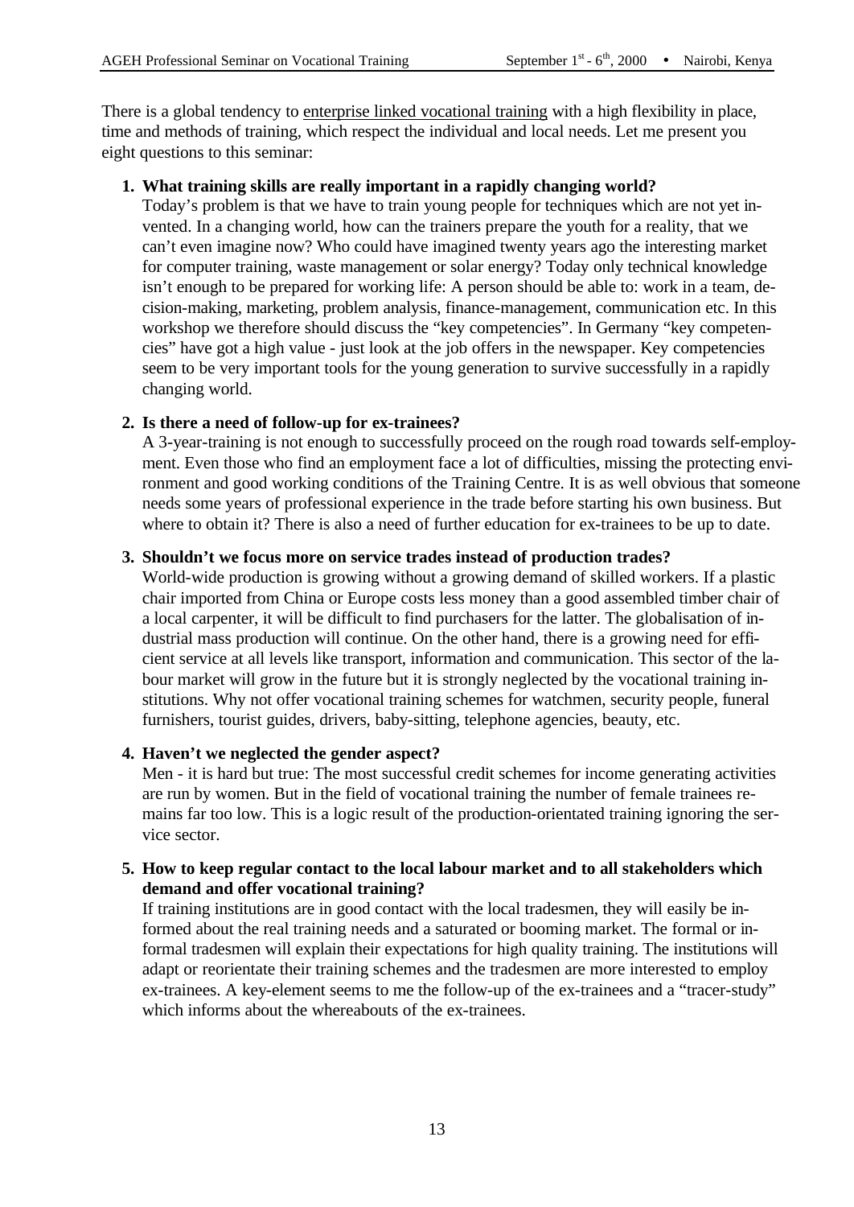There is a global tendency to <u>enterprise linked vocational training</u> with a high flexibility in place, time and methods of training, which respect the individual and local needs. Let me present you eight questions to this seminar:

1. **What training skills are really important in a rapidly changing world?**
   Today's problem is that we have to train young people for techniques which are not yet invented. In a changing world, how can the trainers prepare the youth for a reality, that we can't even imagine now? Who could have imagined twenty years ago the interesting market for computer training, waste management or solar energy? Today only technical knowledge isn't enough to be prepared for working life: A person should be able to: work in a team, decision-making, marketing, problem analysis, finance-management, communication etc. In this workshop we therefore should discuss the "key competencies". In Germany "key competencies" have got a high value - just look at the job offers in the newspaper. Key competencies seem to be very important tools for the young generation to survive successfully in a rapidly changing world.

2. **Is there a need of follow-up for ex-trainees?**
   A 3-year-training is not enough to successfully proceed on the rough road towards self-employment. Even those who find an employment face a lot of difficulties, missing the protecting environment and good working conditions of the Training Centre. It is as well obvious that someone needs some years of professional experience in the trade before starting his own business. But where to obtain it? There is also a need of further education for ex-trainees to be up to date.

3. **Shouldn't we focus more on service trades instead of production trades?**
   World-wide production is growing without a growing demand of skilled workers. If a plastic chair imported from China or Europe costs less money than a good assembled timber chair of a local carpenter, it will be difficult to find purchasers for the latter. The globalisation of industrial mass production will continue. On the other hand, there is a growing need for efficient service at all levels like transport, information and communication. This sector of the labour market will grow in the future but it is strongly neglected by the vocational training institutions. Why not offer vocational training schemes for watchmen, security people, funeral furnishers, tourist guides, drivers, baby-sitting, telephone agencies, beauty, etc.

4. **Haven't we neglected the gender aspect?**
   Men - it is hard but true: The most successful credit schemes for income generating activities are run by women. But in the field of vocational training the number of female trainees remains far too low. This is a logic result of the production-orientated training ignoring the service sector.

5. **How to keep regular contact to the local labour market and to all stakeholders which demand and offer vocational training?**
   If training institutions are in good contact with the local tradesmen, they will easily be informed about the real training needs and a saturated or booming market. The formal or informal tradesmen will explain their expectations for high quality training. The institutions will adapt or reorientate their training schemes and the tradesmen are more interested to employ ex-trainees. A key-element seems to me the follow-up of the ex-trainees and a "tracer-study" which informs about the whereabouts of the ex-trainees.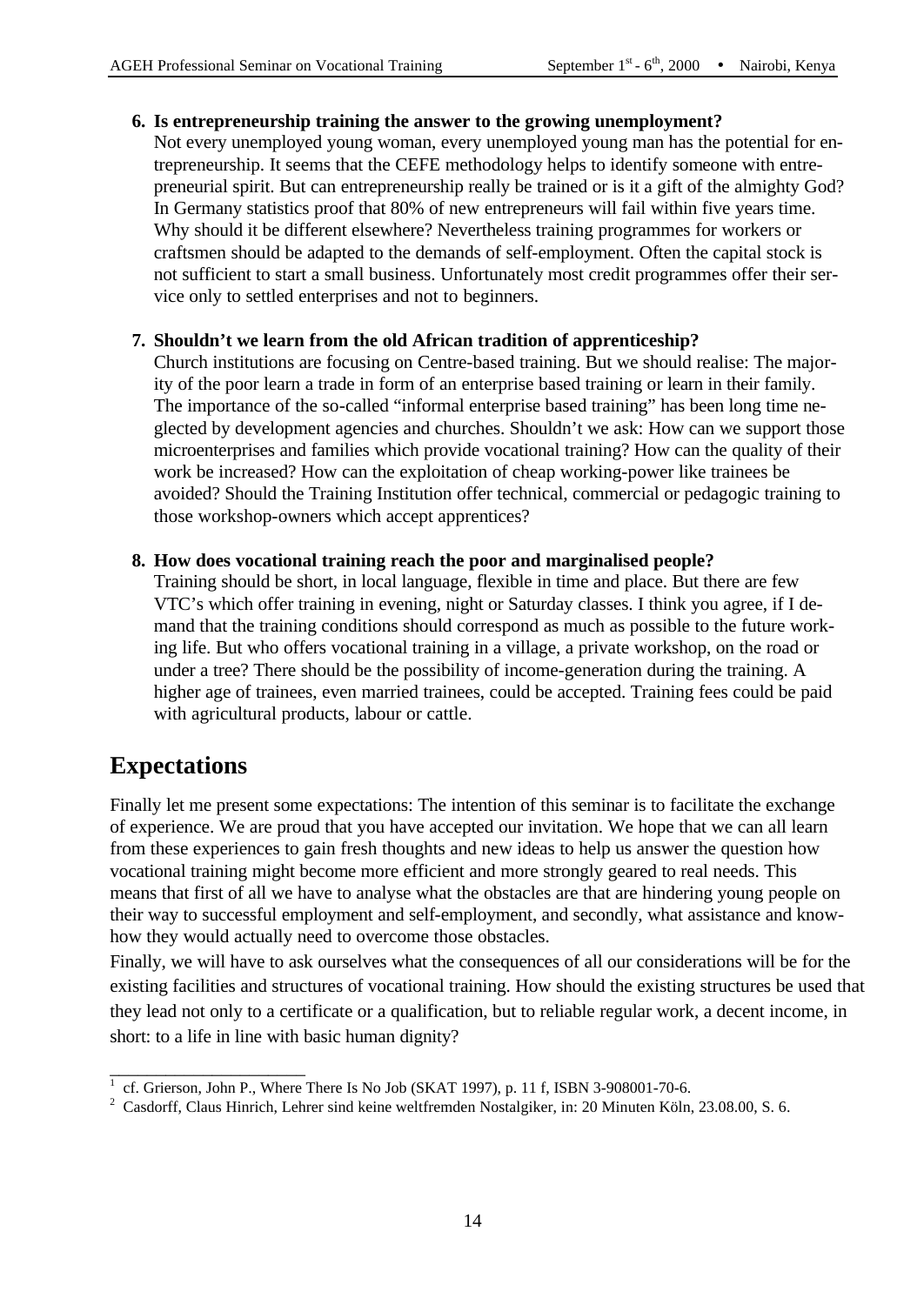6. **Is entrepreneurship training the answer to the growing unemployment?**
   Not every unemployed young woman, every unemployed young man has the potential for entrepreneurship. It seems that the CEFE methodology helps to identify someone with entrepreneurial spirit. But can entrepreneurship really be trained or is it a gift of the almighty God? In Germany statistics proof that 80% of new entrepreneurs will fail within five years time. Why should it be different elsewhere? Nevertheless training programmes for workers or craftsmen should be adapted to the demands of self-employment. Often the capital stock is not sufficient to start a small business. Unfortunately most credit programmes offer their service only to settled enterprises and not to beginners.

7. **Shouldn't we learn from the old African tradition of apprenticeship?**
   Church institutions are focusing on Centre-based training. But we should realise: The majority of the poor learn a trade in form of an enterprise based training or learn in their family. The importance of the so-called "informal enterprise based training" has been long time neglected by development agencies and churches. Shouldn't we ask: How can we support those microenterprises and families which provide vocational training? How can the quality of their work be increased? How can the exploitation of cheap working-power like trainees be avoided? Should the Training Institution offer technical, commercial or pedagogic training to those workshop-owners which accept apprentices?

8. **How does vocational training reach the poor and marginalised people?**
   Training should be short, in local language, flexible in time and place. But there are few VTC's which offer training in evening, night or Saturday classes. I think you agree, if I demand that the training conditions should correspond as much as possible to the future working life. But who offers vocational training in a village, a private workshop, on the road or under a tree? There should be the possibility of income-generation during the training. A higher age of trainees, even married trainees, could be accepted. Training fees could be paid with agricultural products, labour or cattle.

## Expectations

Finally let me present some expectations: The intention of this seminar is to facilitate the exchange of experience. We are proud that you have accepted our invitation. We hope that we can all learn from these experiences to gain fresh thoughts and new ideas to help us answer the question how vocational training might become more efficient and more strongly geared to real needs. This means that first of all we have to analyse what the obstacles are that are hindering young people on their way to successful employment and self-employment, and secondly, what assistance and know-how they would actually need to overcome those obstacles.

Finally, we will have to ask ourselves what the consequences of all our considerations will be for the existing facilities and structures of vocational training. How should the existing structures be used that they lead not only to a certificate or a qualification, but to reliable regular work, a decent income, in short: to a life in line with basic human dignity?

---

[1] cf. Grierson, John P., Where There Is No Job (SKAT 1997), p. 11 f, ISBN 3-908001-70-6.

[2] Casdorff, Claus Hinrich, Lehrer sind keine weltfremden Nostalgiker, in: 20 Minuten Köln, 23.08.00, S. 6.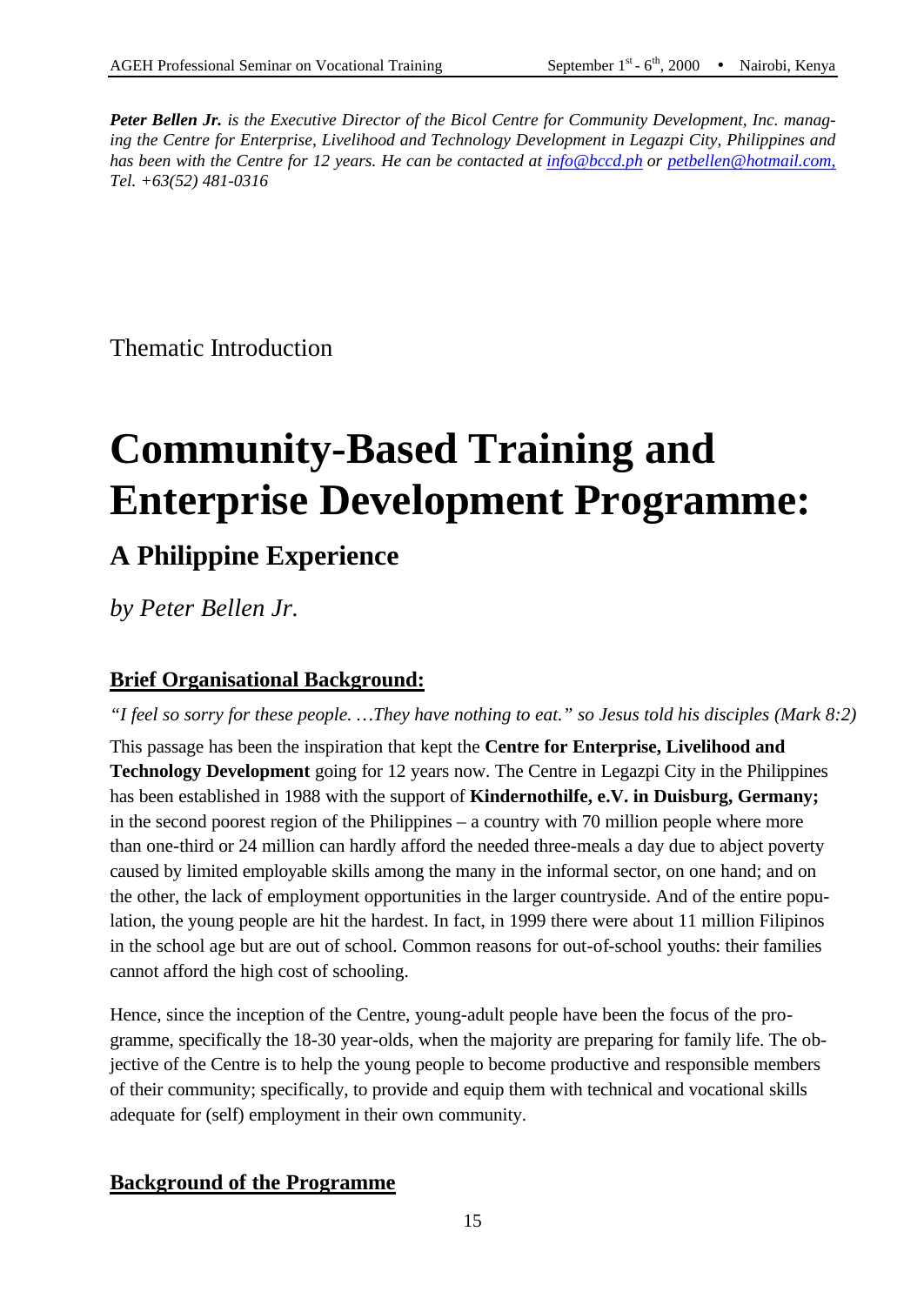*__Peter Bellen Jr.__ is the Executive Director of the Bicol Centre for Community Development, Inc. managing the Centre for Enterprise, Livelihood and Technology Development in Legazpi City, Philippines and has been with the Centre for 12 years. He can be contacted at info@bccd.ph or petbellen@hotmail.com, Tel. +63(52) 481-0316*

Thematic Introduction

# Community-Based Training and Enterprise Development Programme:

## A Philippine Experience

*by Peter Bellen Jr.*

### Brief Organisational Background:

*"I feel so sorry for these people. …They have nothing to eat." so Jesus told his disciples (Mark 8:2)*

This passage has been the inspiration that kept the **Centre for Enterprise, Livelihood and Technology Development** going for 12 years now. The Centre in Legazpi City in the Philippines has been established in 1988 with the support of **Kindernothilfe, e.V. in Duisburg, Germany;** in the second poorest region of the Philippines – a country with 70 million people where more than one-third or 24 million can hardly afford the needed three-meals a day due to abject poverty caused by limited employable skills among the many in the informal sector, on one hand; and on the other, the lack of employment opportunities in the larger countryside. And of the entire population, the young people are hit the hardest. In fact, in 1999 there were about 11 million Filipinos in the school age but are out of school. Common reasons for out-of-school youths: their families cannot afford the high cost of schooling.

Hence, since the inception of the Centre, young-adult people have been the focus of the programme, specifically the 18-30 year-olds, when the majority are preparing for family life. The objective of the Centre is to help the young people to become productive and responsible members of their community; specifically, to provide and equip them with technical and vocational skills adequate for (self) employment in their own community.

### Background of the Programme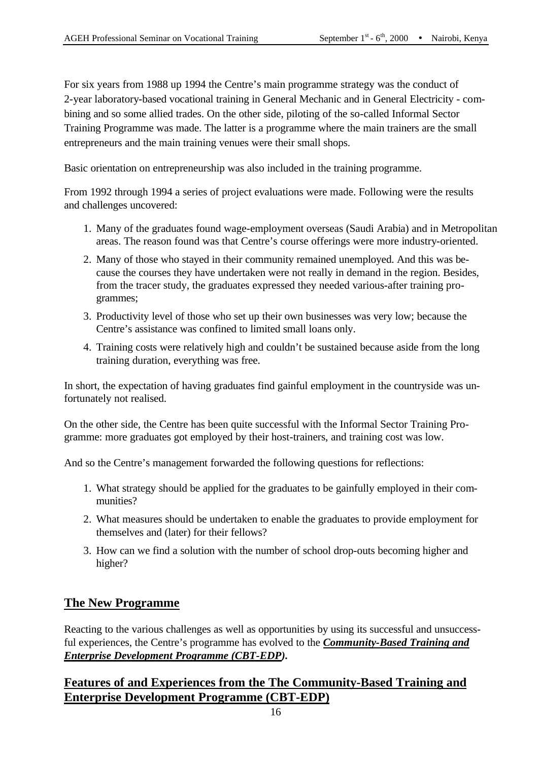For six years from 1988 up 1994 the Centre's main programme strategy was the conduct of 2-year laboratory-based vocational training in General Mechanic and in General Electricity - combining and so some allied trades. On the other side, piloting of the so-called Informal Sector Training Programme was made. The latter is a programme where the main trainers are the small entrepreneurs and the main training venues were their small shops.

Basic orientation on entrepreneurship was also included in the training programme.

From 1992 through 1994 a series of project evaluations were made. Following were the results and challenges uncovered:

1. Many of the graduates found wage-employment overseas (Saudi Arabia) and in Metropolitan areas. The reason found was that Centre's course offerings were more industry-oriented.
2. Many of those who stayed in their community remained unemployed. And this was because the courses they have undertaken were not really in demand in the region. Besides, from the tracer study, the graduates expressed they needed various-after training programmes;
3. Productivity level of those who set up their own businesses was very low; because the Centre's assistance was confined to limited small loans only.
4. Training costs were relatively high and couldn't be sustained because aside from the long training duration, everything was free.

In short, the expectation of having graduates find gainful employment in the countryside was unfortunately not realised.

On the other side, the Centre has been quite successful with the Informal Sector Training Programme: more graduates got employed by their host-trainers, and training cost was low.

And so the Centre's management forwarded the following questions for reflections:

1. What strategy should be applied for the graduates to be gainfully employed in their communities?
2. What measures should be undertaken to enable the graduates to provide employment for themselves and (later) for their fellows?
3. How can we find a solution with the number of school drop-outs becoming higher and higher?

## The New Programme

Reacting to the various challenges as well as opportunities by using its successful and unsuccessful experiences, the Centre's programme has evolved to the ***Community-Based Training and Enterprise Development Programme (CBT-EDP)*****.**

## Features of and Experiences from the The Community-Based Training and Enterprise Development Programme (CBT-EDP)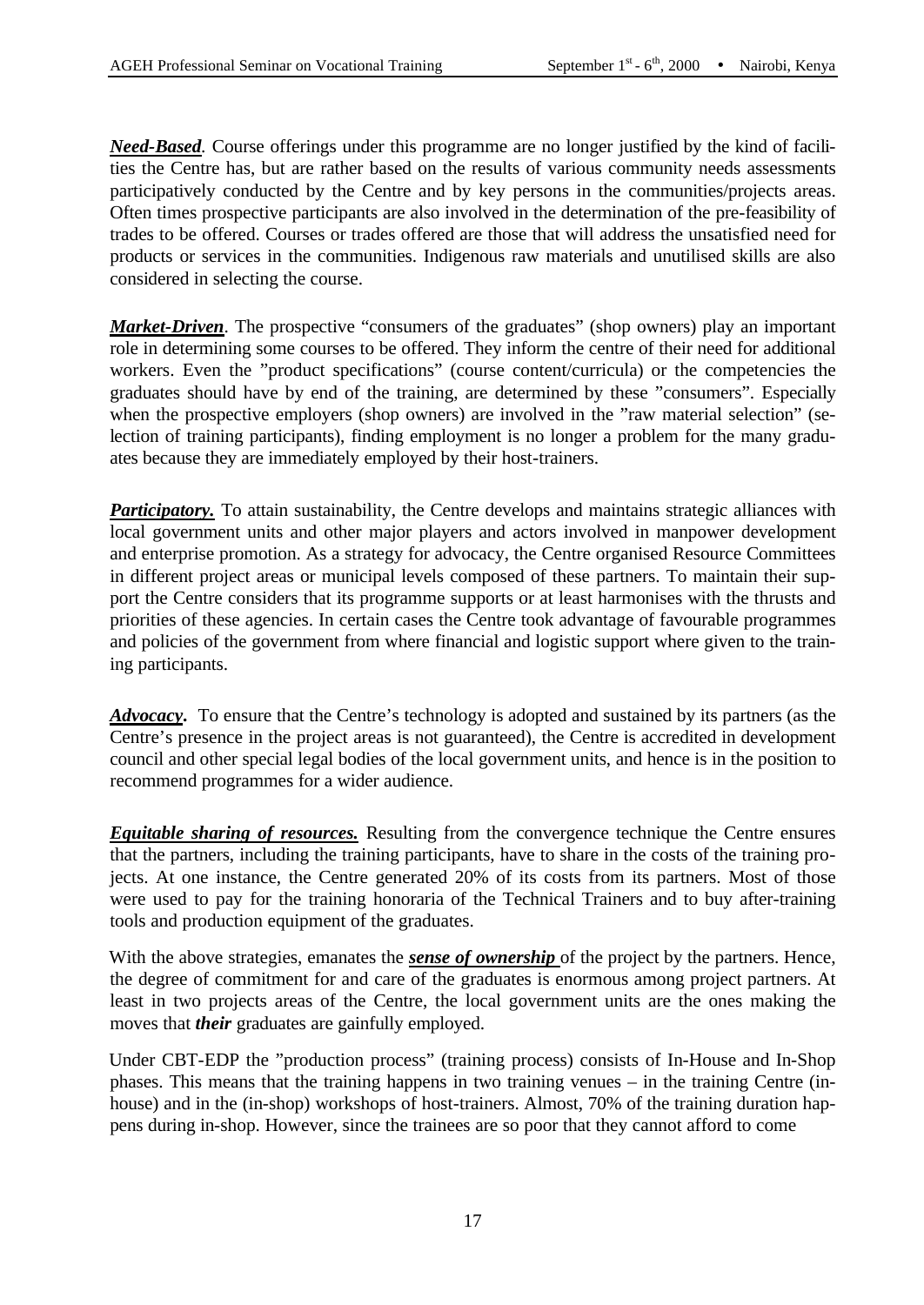***Need-Based***. Course offerings under this programme are no longer justified by the kind of facilities the Centre has, but are rather based on the results of various community needs assessments participatively conducted by the Centre and by key persons in the communities/projects areas. Often times prospective participants are also involved in the determination of the pre-feasibility of trades to be offered. Courses or trades offered are those that will address the unsatisfied need for products or services in the communities. Indigenous raw materials and unutilised skills are also considered in selecting the course.

***Market-Driven***. The prospective "consumers of the graduates" (shop owners) play an important role in determining some courses to be offered. They inform the centre of their need for additional workers. Even the "product specifications" (course content/curricula) or the competencies the graduates should have by end of the training, are determined by these "consumers". Especially when the prospective employers (shop owners) are involved in the "raw material selection" (selection of training participants), finding employment is no longer a problem for the many graduates because they are immediately employed by their host-trainers.

***Participatory.*** To attain sustainability, the Centre develops and maintains strategic alliances with local government units and other major players and actors involved in manpower development and enterprise promotion. As a strategy for advocacy, the Centre organised Resource Committees in different project areas or municipal levels composed of these partners. To maintain their support the Centre considers that its programme supports or at least harmonises with the thrusts and priorities of these agencies. In certain cases the Centre took advantage of favourable programmes and policies of the government from where financial and logistic support where given to the training participants.

***Advocacy***. To ensure that the Centre's technology is adopted and sustained by its partners (as the Centre's presence in the project areas is not guaranteed), the Centre is accredited in development council and other special legal bodies of the local government units, and hence is in the position to recommend programmes for a wider audience.

***Equitable sharing of resources.*** Resulting from the convergence technique the Centre ensures that the partners, including the training participants, have to share in the costs of the training projects. At one instance, the Centre generated 20% of its costs from its partners. Most of those were used to pay for the training honoraria of the Technical Trainers and to buy after-training tools and production equipment of the graduates.

With the above strategies, emanates the ***sense of ownership*** of the project by the partners. Hence, the degree of commitment for and care of the graduates is enormous among project partners. At least in two projects areas of the Centre, the local government units are the ones making the moves that ***their*** graduates are gainfully employed.

Under CBT-EDP the "production process" (training process) consists of In-House and In-Shop phases. This means that the training happens in two training venues – in the training Centre (in-house) and in the (in-shop) workshops of host-trainers. Almost, 70% of the training duration happens during in-shop. However, since the trainees are so poor that they cannot afford to come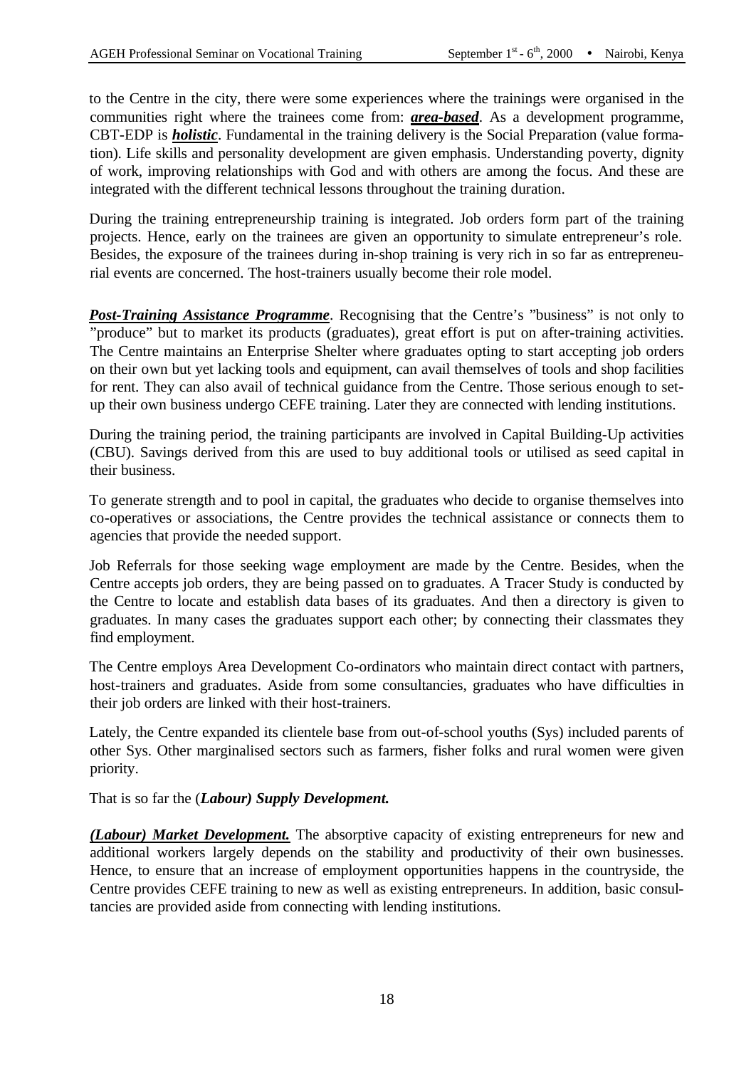to the Centre in the city, there were some experiences where the trainings were organised in the communities right where the trainees come from: ***area-based***. As a development programme, CBT-EDP is ***holistic***. Fundamental in the training delivery is the Social Preparation (value formation). Life skills and personality development are given emphasis. Understanding poverty, dignity of work, improving relationships with God and with others are among the focus. And these are integrated with the different technical lessons throughout the training duration.

During the training entrepreneurship training is integrated. Job orders form part of the training projects. Hence, early on the trainees are given an opportunity to simulate entrepreneur's role. Besides, the exposure of the trainees during in-shop training is very rich in so far as entrepreneurial events are concerned. The host-trainers usually become their role model.

***Post-Training Assistance Programme***. Recognising that the Centre's "business" is not only to "produce" but to market its products (graduates), great effort is put on after-training activities. The Centre maintains an Enterprise Shelter where graduates opting to start accepting job orders on their own but yet lacking tools and equipment, can avail themselves of tools and shop facilities for rent. They can also avail of technical guidance from the Centre. Those serious enough to set-up their own business undergo CEFE training. Later they are connected with lending institutions.

During the training period, the training participants are involved in Capital Building-Up activities (CBU). Savings derived from this are used to buy additional tools or utilised as seed capital in their business.

To generate strength and to pool in capital, the graduates who decide to organise themselves into co-operatives or associations, the Centre provides the technical assistance or connects them to agencies that provide the needed support.

Job Referrals for those seeking wage employment are made by the Centre. Besides, when the Centre accepts job orders, they are being passed on to graduates. A Tracer Study is conducted by the Centre to locate and establish data bases of its graduates. And then a directory is given to graduates. In many cases the graduates support each other; by connecting their classmates they find employment.

The Centre employs Area Development Co-ordinators who maintain direct contact with partners, host-trainers and graduates. Aside from some consultancies, graduates who have difficulties in their job orders are linked with their host-trainers.

Lately, the Centre expanded its clientele base from out-of-school youths (Sys) included parents of other Sys. Other marginalised sectors such as farmers, fisher folks and rural women were given priority.

That is so far the (***Labour) Supply Development.***

***(Labour) Market Development.*** The absorptive capacity of existing entrepreneurs for new and additional workers largely depends on the stability and productivity of their own businesses. Hence, to ensure that an increase of employment opportunities happens in the countryside, the Centre provides CEFE training to new as well as existing entrepreneurs. In addition, basic consultancies are provided aside from connecting with lending institutions.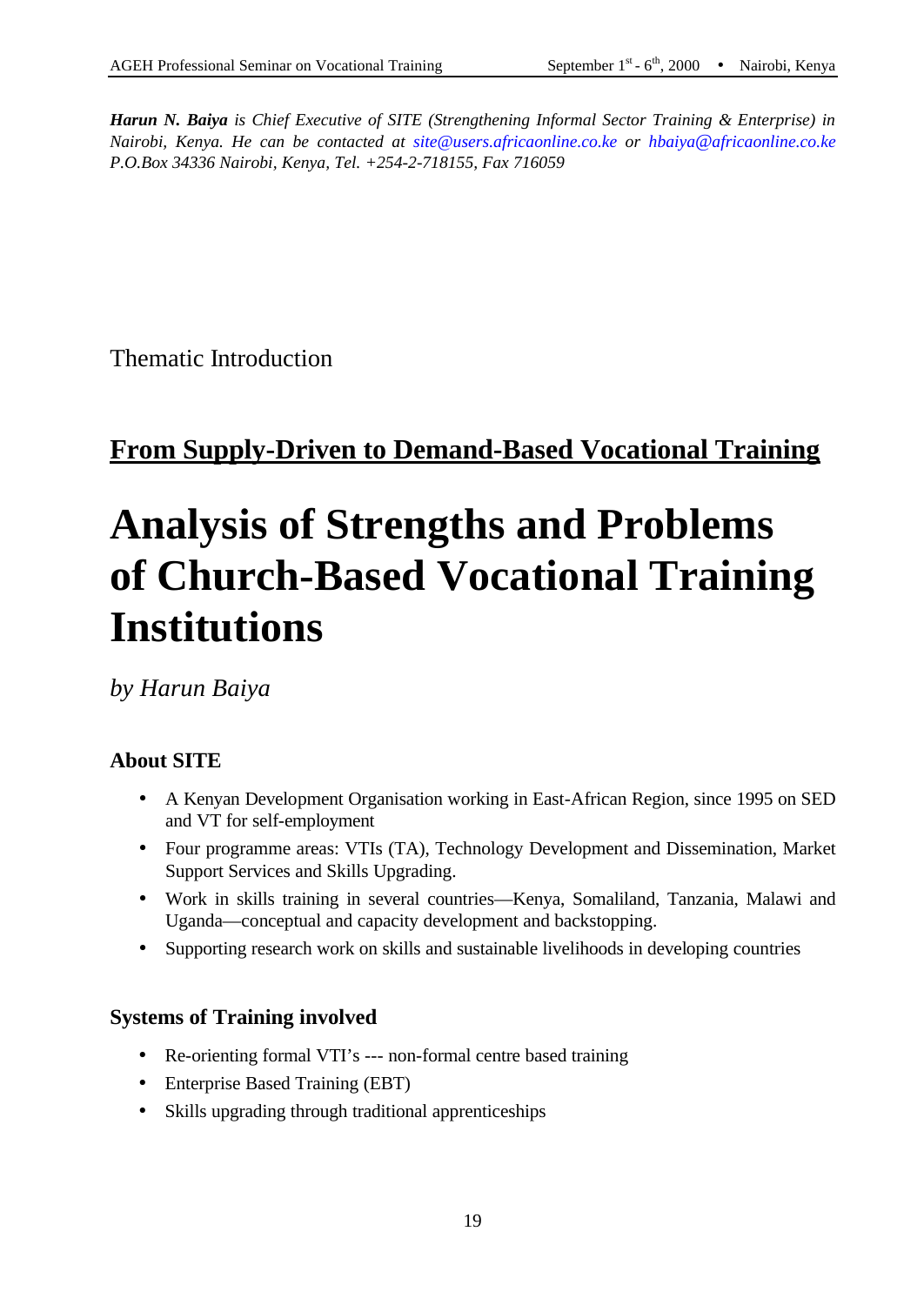***Harun N. Baiya** is Chief Executive of SITE (Strengthening Informal Sector Training & Enterprise) in Nairobi, Kenya. He can be contacted at site@users.africaonline.co.ke or hbaiya@africaonline.co.ke P.O.Box 34336 Nairobi, Kenya, Tel. +254-2-718155, Fax 716059*

Thematic Introduction

## From Supply-Driven to Demand-Based Vocational Training

# Analysis of Strengths and Problems of Church-Based Vocational Training Institutions

*by Harun Baiya*

### About SITE

- A Kenyan Development Organisation working in East-African Region, since 1995 on SED and VT for self-employment
- Four programme areas: VTIs (TA), Technology Development and Dissemination, Market Support Services and Skills Upgrading.
- Work in skills training in several countries—Kenya, Somaliland, Tanzania, Malawi and Uganda—conceptual and capacity development and backstopping.
- Supporting research work on skills and sustainable livelihoods in developing countries

### Systems of Training involved

- Re-orienting formal VTI's --- non-formal centre based training
- Enterprise Based Training (EBT)
- Skills upgrading through traditional apprenticeships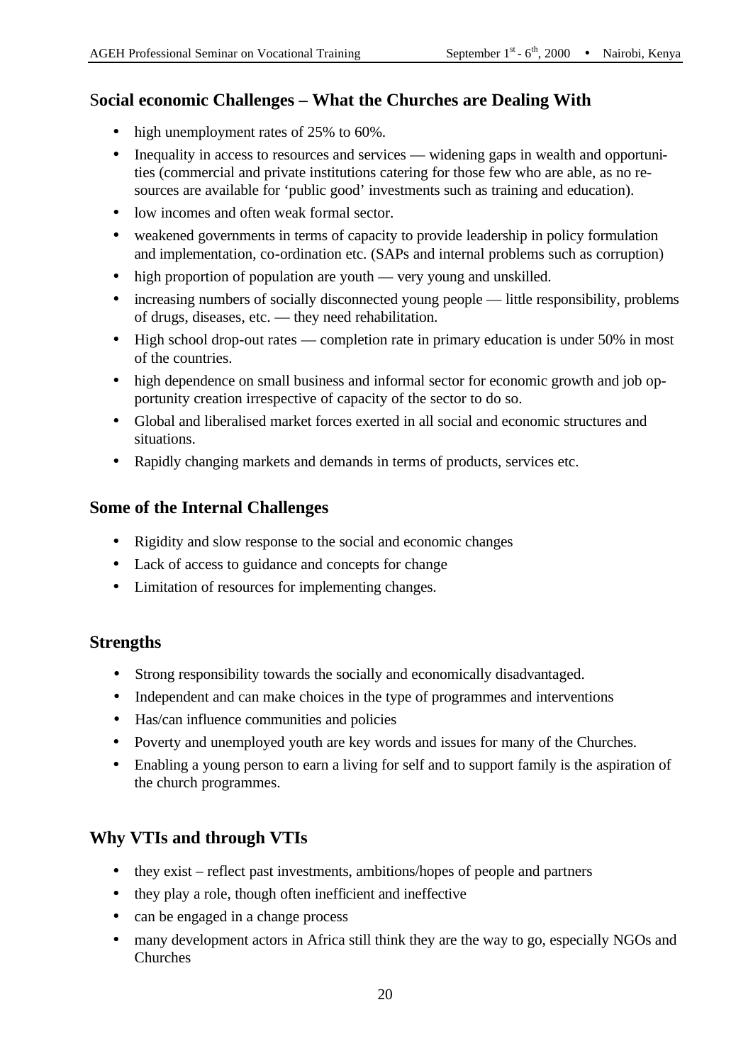## Social economic Challenges – What the Churches are Dealing With

- high unemployment rates of 25% to 60%.
- Inequality in access to resources and services — widening gaps in wealth and opportunities (commercial and private institutions catering for those few who are able, as no resources are available for 'public good' investments such as training and education).
- low incomes and often weak formal sector.
- weakened governments in terms of capacity to provide leadership in policy formulation and implementation, co-ordination etc. (SAPs and internal problems such as corruption)
- high proportion of population are youth — very young and unskilled.
- increasing numbers of socially disconnected young people — little responsibility, problems of drugs, diseases, etc. — they need rehabilitation.
- High school drop-out rates — completion rate in primary education is under 50% in most of the countries.
- high dependence on small business and informal sector for economic growth and job opportunity creation irrespective of capacity of the sector to do so.
- Global and liberalised market forces exerted in all social and economic structures and situations.
- Rapidly changing markets and demands in terms of products, services etc.

## Some of the Internal Challenges

- Rigidity and slow response to the social and economic changes
- Lack of access to guidance and concepts for change
- Limitation of resources for implementing changes.

## Strengths

- Strong responsibility towards the socially and economically disadvantaged.
- Independent and can make choices in the type of programmes and interventions
- Has/can influence communities and policies
- Poverty and unemployed youth are key words and issues for many of the Churches.
- Enabling a young person to earn a living for self and to support family is the aspiration of the church programmes.

## Why VTIs and through VTIs

- they exist – reflect past investments, ambitions/hopes of people and partners
- they play a role, though often inefficient and ineffective
- can be engaged in a change process
- many development actors in Africa still think they are the way to go, especially NGOs and Churches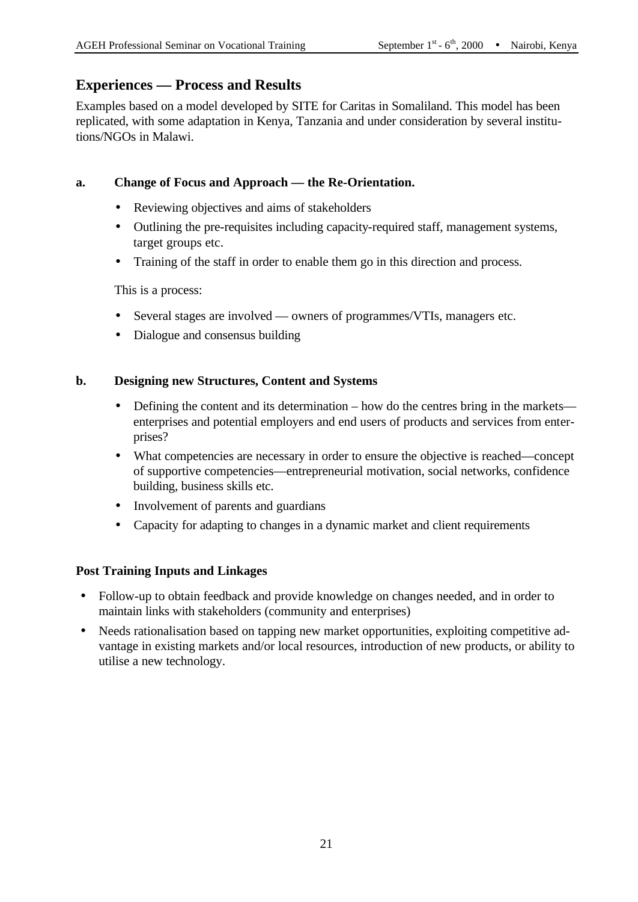## Experiences — Process and Results

Examples based on a model developed by SITE for Caritas in Somaliland. This model has been replicated, with some adaptation in Kenya, Tanzania and under consideration by several institutions/NGOs in Malawi.

### a. Change of Focus and Approach — the Re-Orientation.

- Reviewing objectives and aims of stakeholders
- Outlining the pre-requisites including capacity-required staff, management systems, target groups etc.
- Training of the staff in order to enable them go in this direction and process.

This is a process:

- Several stages are involved — owners of programmes/VTIs, managers etc.
- Dialogue and consensus building

### b. Designing new Structures, Content and Systems

- Defining the content and its determination – how do the centres bring in the markets—enterprises and potential employers and end users of products and services from enterprises?
- What competencies are necessary in order to ensure the objective is reached—concept of supportive competencies—entrepreneurial motivation, social networks, confidence building, business skills etc.
- Involvement of parents and guardians
- Capacity for adapting to changes in a dynamic market and client requirements

### Post Training Inputs and Linkages

- Follow-up to obtain feedback and provide knowledge on changes needed, and in order to maintain links with stakeholders (community and enterprises)
- Needs rationalisation based on tapping new market opportunities, exploiting competitive advantage in existing markets and/or local resources, introduction of new products, or ability to utilise a new technology.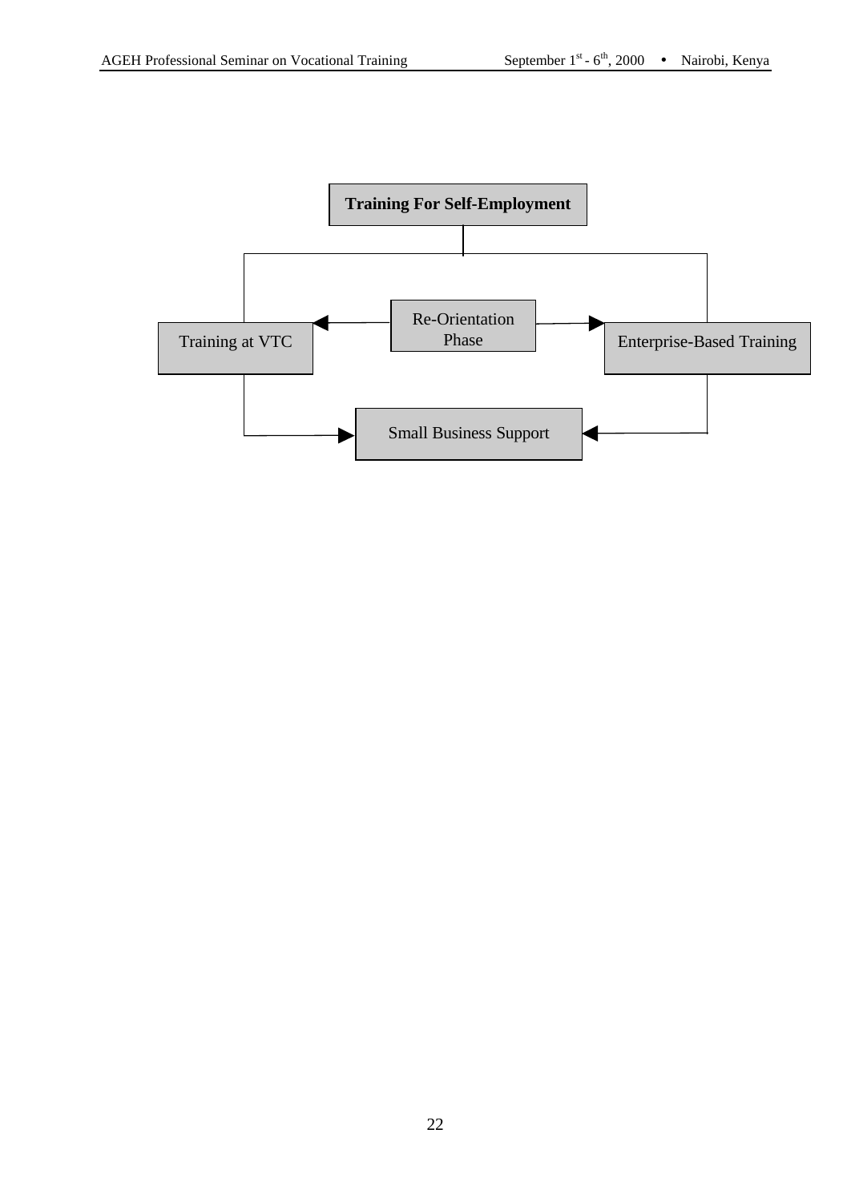**Training For Self-Employment**

Training at VTC

Re-Orientation Phase

Enterprise-Based Training

Small Business Support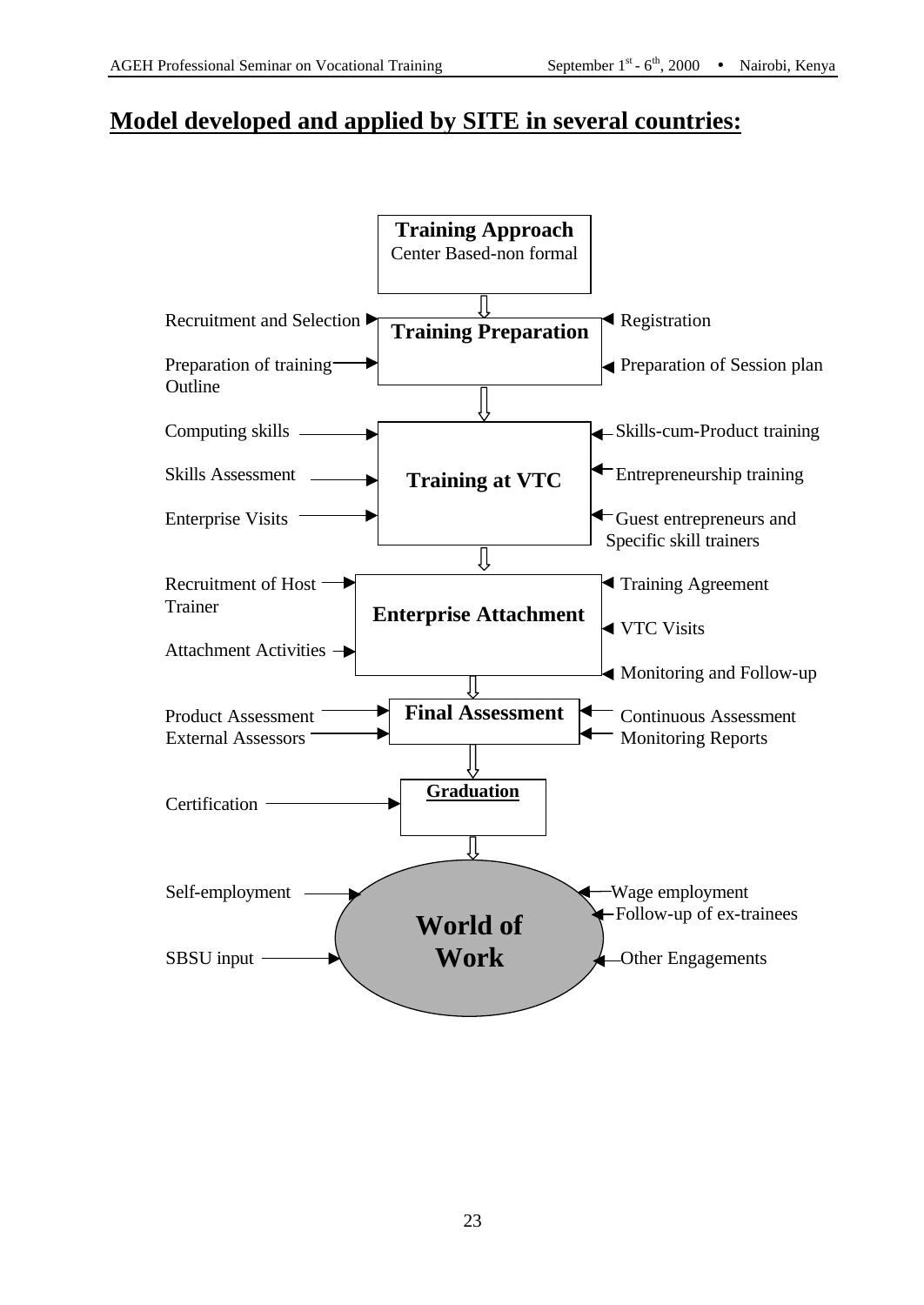## Model developed and applied by SITE in several countries:

**Training Approach**
Center Based-non formal

⇓

**Training Preparation**

- Recruitment and Selection
- Preparation of training Outline
- Registration
- Preparation of Session plan

⇓

**Training at VTC**

- Computing skills
- Skills Assessment
- Enterprise Visits
- Skills-cum-Product training
- Entrepreneurship training
- Guest entrepreneurs and Specific skill trainers

⇓

**Enterprise Attachment**

- Recruitment of Host Trainer
- Attachment Activities
- Training Agreement
- VTC Visits
- Monitoring and Follow-up

⇓

**Final Assessment**

- Product Assessment
- External Assessors
- Continuous Assessment
- Monitoring Reports

⇓

**Graduation**

- Certification

⇓

**World of Work**

- Self-employment
- SBSU input
- Wage employment
- Follow-up of ex-trainees
- Other Engagements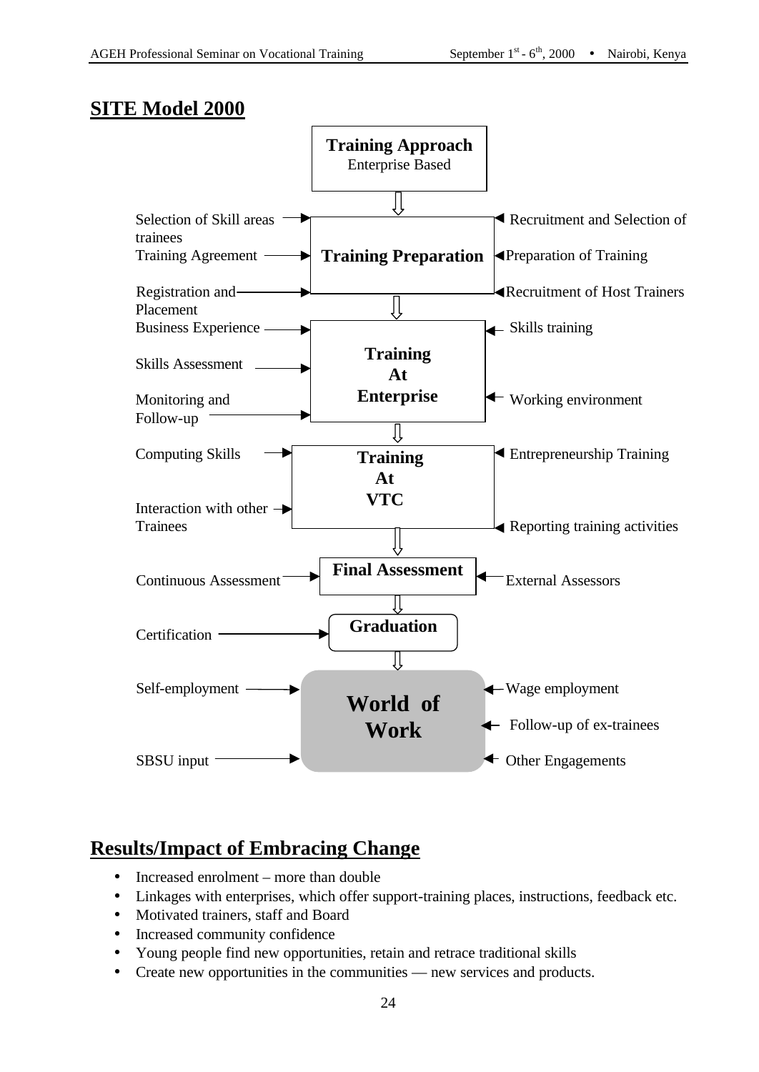## SITE Model 2000

**Training Approach**
Enterprise Based

**Training Preparation**

- Selection of Skill areas
- Training Agreement
- Registration and Placement
- Recruitment and Selection of trainees
- Preparation of Training
- Recruitment of Host Trainers

**Training At Enterprise**

- Business Experience
- Skills Assessment
- Monitoring and Follow-up
- Skills training
- Working environment

**Training At VTC**

- Computing Skills
- Interaction with other Trainees
- Entrepreneurship Training
- Reporting training activities

**Final Assessment**

- Continuous Assessment
- External Assessors

**Graduation**

- Certification

**World of Work**

- Self-employment
- SBSU input
- Wage employment
- Follow-up of ex-trainees
- Other Engagements

## Results/Impact of Embracing Change

- Increased enrolment – more than double
- Linkages with enterprises, which offer support-training places, instructions, feedback etc.
- Motivated trainers, staff and Board
- Increased community confidence
- Young people find new opportunities, retain and retrace traditional skills
- Create new opportunities in the communities — new services and products.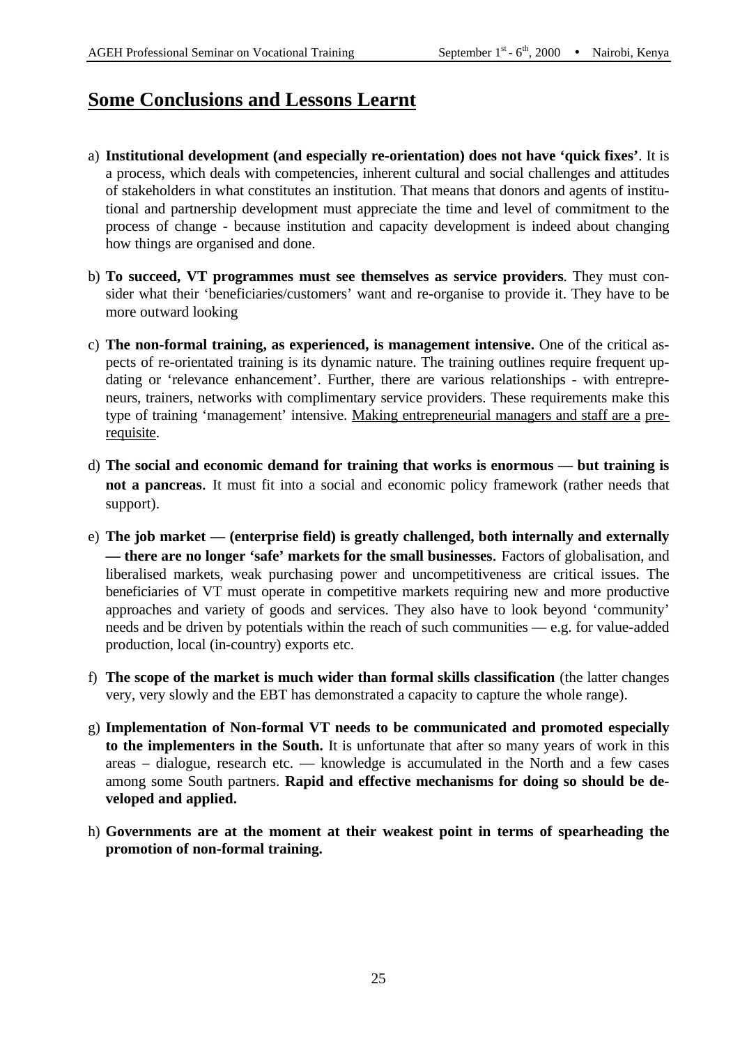## Some Conclusions and Lessons Learnt

a) **Institutional development (and especially re-orientation) does not have 'quick fixes'**. It is a process, which deals with competencies, inherent cultural and social challenges and attitudes of stakeholders in what constitutes an institution. That means that donors and agents of institutional and partnership development must appreciate the time and level of commitment to the process of change - because institution and capacity development is indeed about changing how things are organised and done.

b) **To succeed, VT programmes must see themselves as service providers**. They must consider what their 'beneficiaries/customers' want and re-organise to provide it. They have to be more outward looking

c) **The non-formal training, as experienced, is management intensive.** One of the critical aspects of re-orientated training is its dynamic nature. The training outlines require frequent updating or 'relevance enhancement'. Further, there are various relationships - with entrepreneurs, trainers, networks with complimentary service providers. These requirements make this type of training 'management' intensive. Making entrepreneurial managers and staff are a prerequisite.

d) **The social and economic demand for training that works is enormous — but training is not a pancreas.** It must fit into a social and economic policy framework (rather needs that support).

e) **The job market — (enterprise field) is greatly challenged, both internally and externally — there are no longer 'safe' markets for the small businesses**. Factors of globalisation, and liberalised markets, weak purchasing power and uncompetitiveness are critical issues. The beneficiaries of VT must operate in competitive markets requiring new and more productive approaches and variety of goods and services. They also have to look beyond 'community' needs and be driven by potentials within the reach of such communities — e.g. for value-added production, local (in-country) exports etc.

f) **The scope of the market is much wider than formal skills classification** (the latter changes very, very slowly and the EBT has demonstrated a capacity to capture the whole range).

g) **Implementation of Non-formal VT needs to be communicated and promoted especially to the implementers in the South.** It is unfortunate that after so many years of work in this areas – dialogue, research etc. — knowledge is accumulated in the North and a few cases among some South partners. **Rapid and effective mechanisms for doing so should be developed and applied.**

h) **Governments are at the moment at their weakest point in terms of spearheading the promotion of non-formal training.**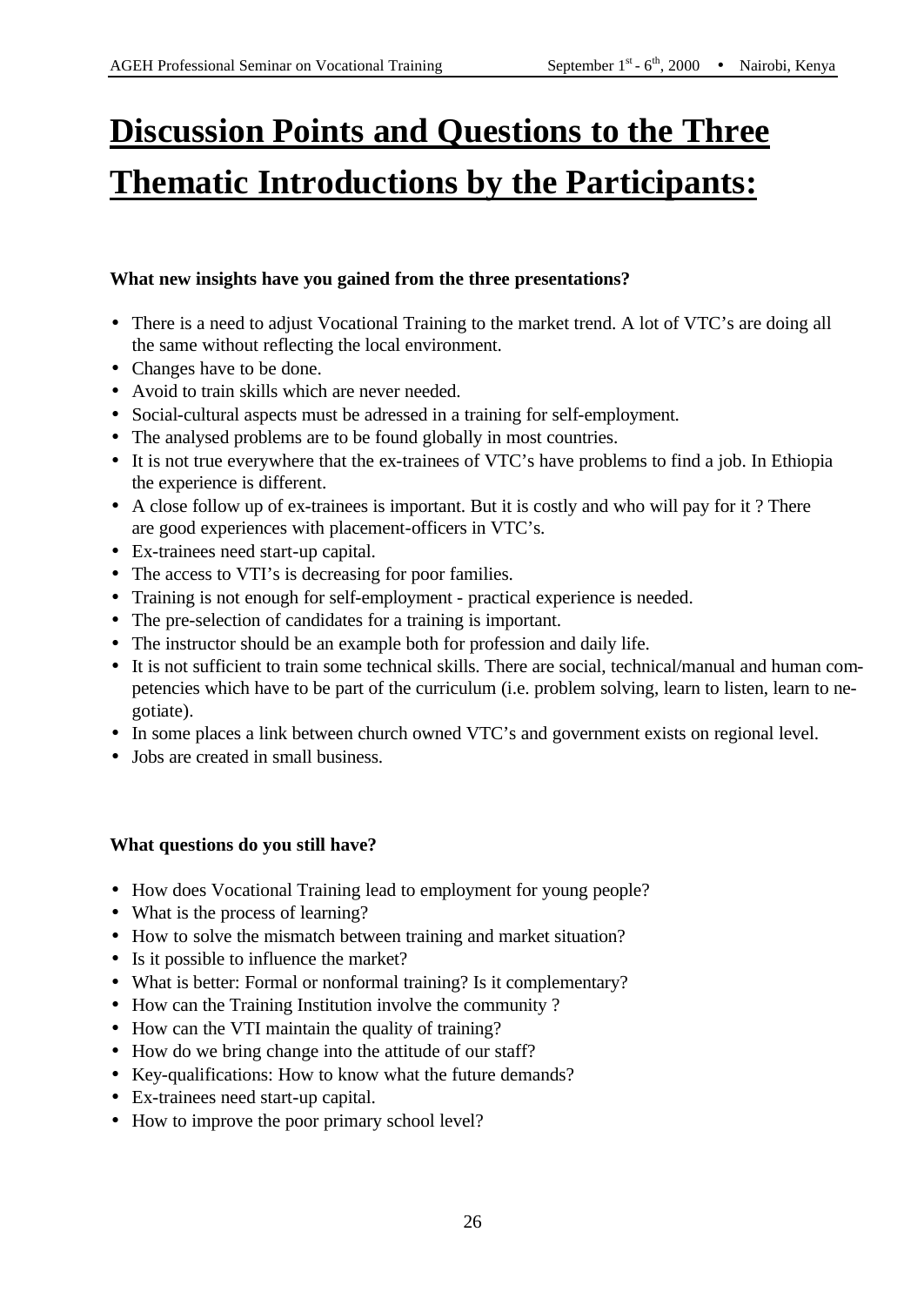# Discussion Points and Questions to the Three Thematic Introductions by the Participants:

**What new insights have you gained from the three presentations?**

- There is a need to adjust Vocational Training to the market trend. A lot of VTC's are doing all the same without reflecting the local environment.
- Changes have to be done.
- Avoid to train skills which are never needed.
- Social-cultural aspects must be adressed in a training for self-employment.
- The analysed problems are to be found globally in most countries.
- It is not true everywhere that the ex-trainees of VTC's have problems to find a job. In Ethiopia the experience is different.
- A close follow up of ex-trainees is important. But it is costly and who will pay for it ? There are good experiences with placement-officers in VTC's.
- Ex-trainees need start-up capital.
- The access to VTI's is decreasing for poor families.
- Training is not enough for self-employment - practical experience is needed.
- The pre-selection of candidates for a training is important.
- The instructor should be an example both for profession and daily life.
- It is not sufficient to train some technical skills. There are social, technical/manual and human competencies which have to be part of the curriculum (i.e. problem solving, learn to listen, learn to negotiate).
- In some places a link between church owned VTC's and government exists on regional level.
- Jobs are created in small business.

**What questions do you still have?**

- How does Vocational Training lead to employment for young people?
- What is the process of learning?
- How to solve the mismatch between training and market situation?
- Is it possible to influence the market?
- What is better: Formal or nonformal training? Is it complementary?
- How can the Training Institution involve the community ?
- How can the VTI maintain the quality of training?
- How do we bring change into the attitude of our staff?
- Key-qualifications: How to know what the future demands?
- Ex-trainees need start-up capital.
- How to improve the poor primary school level?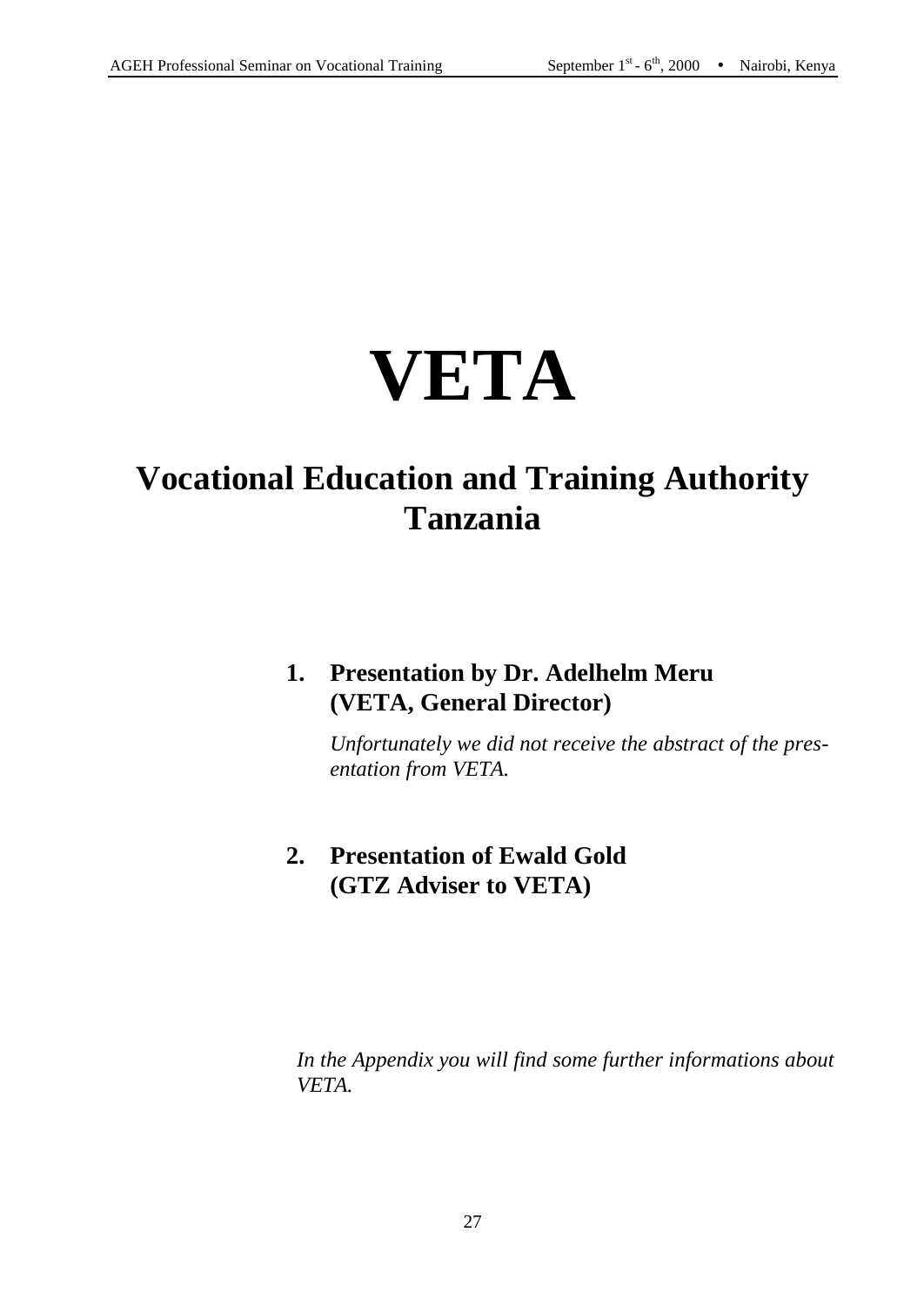# VETA

## Vocational Education and Training Authority Tanzania

1. **Presentation by Dr. Adelhelm Meru (VETA, General Director)**

   *Unfortunately we did not receive the abstract of the presentation from VETA.*

2. **Presentation of Ewald Gold (GTZ Adviser to VETA)**

*In the Appendix you will find some further informations about VETA.*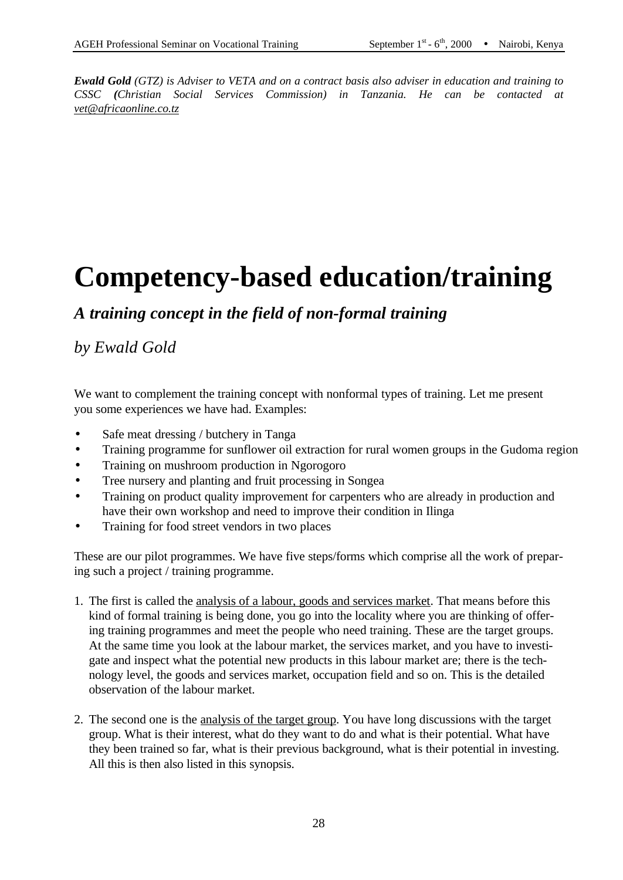***Ewald Gold*** *(GTZ) is Adviser to VETA and on a contract basis also adviser in education and training to CSSC (Christian Social Services Commission) in Tanzania. He can be contacted at vet@africaonline.co.tz*

# Competency-based education/training

## *A training concept in the field of non-formal training*

### *by Ewald Gold*

We want to complement the training concept with nonformal types of training. Let me present you some experiences we have had. Examples:

- Safe meat dressing / butchery in Tanga
- Training programme for sunflower oil extraction for rural women groups in the Gudoma region
- Training on mushroom production in Ngorogoro
- Tree nursery and planting and fruit processing in Songea
- Training on product quality improvement for carpenters who are already in production and have their own workshop and need to improve their condition in Ilinga
- Training for food street vendors in two places

These are our pilot programmes. We have five steps/forms which comprise all the work of preparing such a project / training programme.

1. The first is called the analysis of a labour, goods and services market. That means before this kind of formal training is being done, you go into the locality where you are thinking of offering training programmes and meet the people who need training. These are the target groups. At the same time you look at the labour market, the services market, and you have to investigate and inspect what the potential new products in this labour market are; there is the technology level, the goods and services market, occupation field and so on. This is the detailed observation of the labour market.

2. The second one is the analysis of the target group. You have long discussions with the target group. What is their interest, what do they want to do and what is their potential. What have they been trained so far, what is their previous background, what is their potential in investing. All this is then also listed in this synopsis.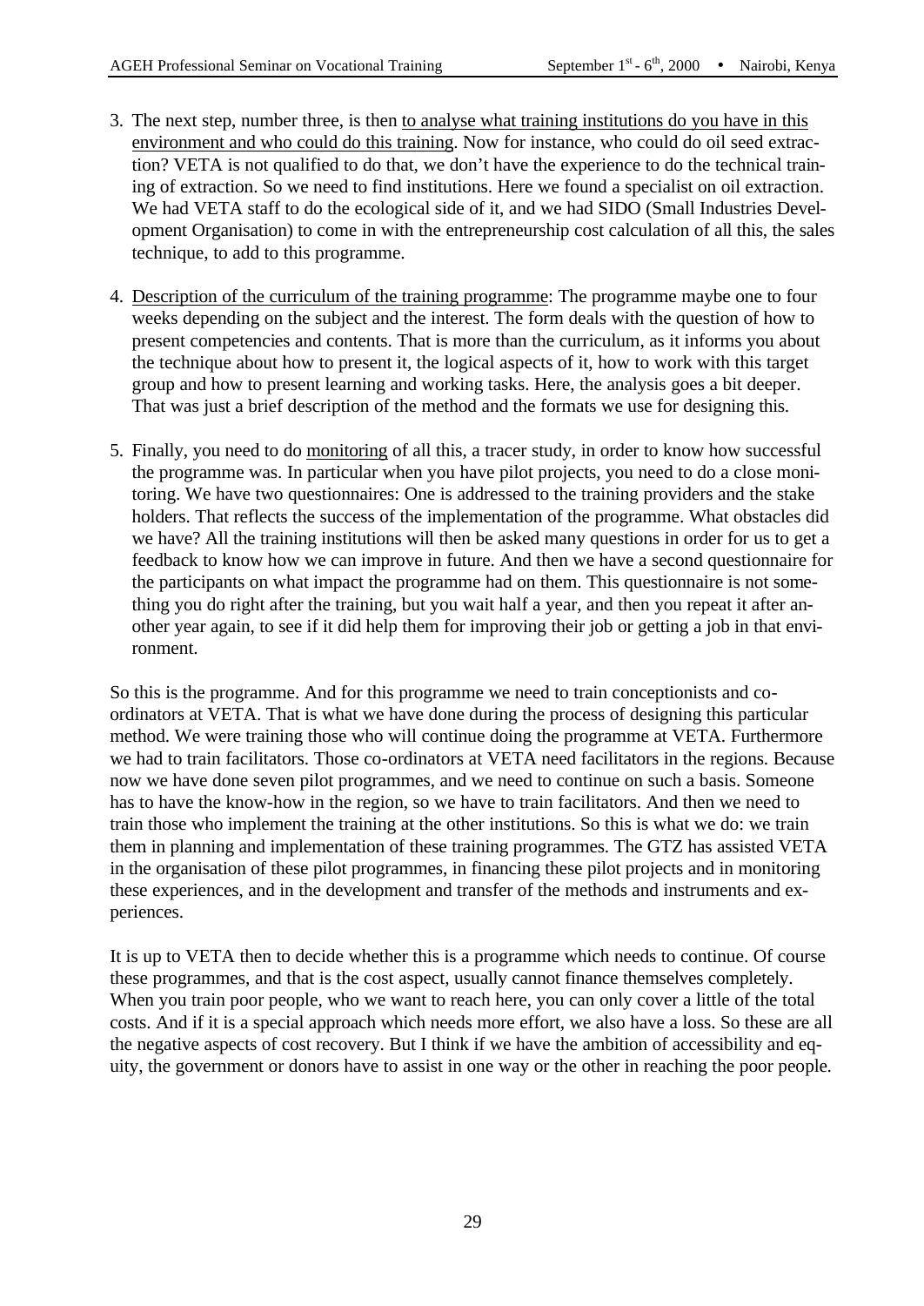3. The next step, number three, is then <u>to analyse what training institutions do you have in this environment and who could do this training</u>. Now for instance, who could do oil seed extraction? VETA is not qualified to do that, we don't have the experience to do the technical training of extraction. So we need to find institutions. Here we found a specialist on oil extraction. We had VETA staff to do the ecological side of it, and we had SIDO (Small Industries Development Organisation) to come in with the entrepreneurship cost calculation of all this, the sales technique, to add to this programme.

4. <u>Description of the curriculum of the training programme</u>: The programme maybe one to four weeks depending on the subject and the interest. The form deals with the question of how to present competencies and contents. That is more than the curriculum, as it informs you about the technique about how to present it, the logical aspects of it, how to work with this target group and how to present learning and working tasks. Here, the analysis goes a bit deeper. That was just a brief description of the method and the formats we use for designing this.

5. Finally, you need to do <u>monitoring</u> of all this, a tracer study, in order to know how successful the programme was. In particular when you have pilot projects, you need to do a close monitoring. We have two questionnaires: One is addressed to the training providers and the stake holders. That reflects the success of the implementation of the programme. What obstacles did we have? All the training institutions will then be asked many questions in order for us to get a feedback to know how we can improve in future. And then we have a second questionnaire for the participants on what impact the programme had on them. This questionnaire is not something you do right after the training, but you wait half a year, and then you repeat it after another year again, to see if it did help them for improving their job or getting a job in that environment.

So this is the programme. And for this programme we need to train conceptionists and co-ordinators at VETA. That is what we have done during the process of designing this particular method. We were training those who will continue doing the programme at VETA. Furthermore we had to train facilitators. Those co-ordinators at VETA need facilitators in the regions. Because now we have done seven pilot programmes, and we need to continue on such a basis. Someone has to have the know-how in the region, so we have to train facilitators. And then we need to train those who implement the training at the other institutions. So this is what we do: we train them in planning and implementation of these training programmes. The GTZ has assisted VETA in the organisation of these pilot programmes, in financing these pilot projects and in monitoring these experiences, and in the development and transfer of the methods and instruments and experiences.

It is up to VETA then to decide whether this is a programme which needs to continue. Of course these programmes, and that is the cost aspect, usually cannot finance themselves completely. When you train poor people, who we want to reach here, you can only cover a little of the total costs. And if it is a special approach which needs more effort, we also have a loss. So these are all the negative aspects of cost recovery. But I think if we have the ambition of accessibility and equity, the government or donors have to assist in one way or the other in reaching the poor people.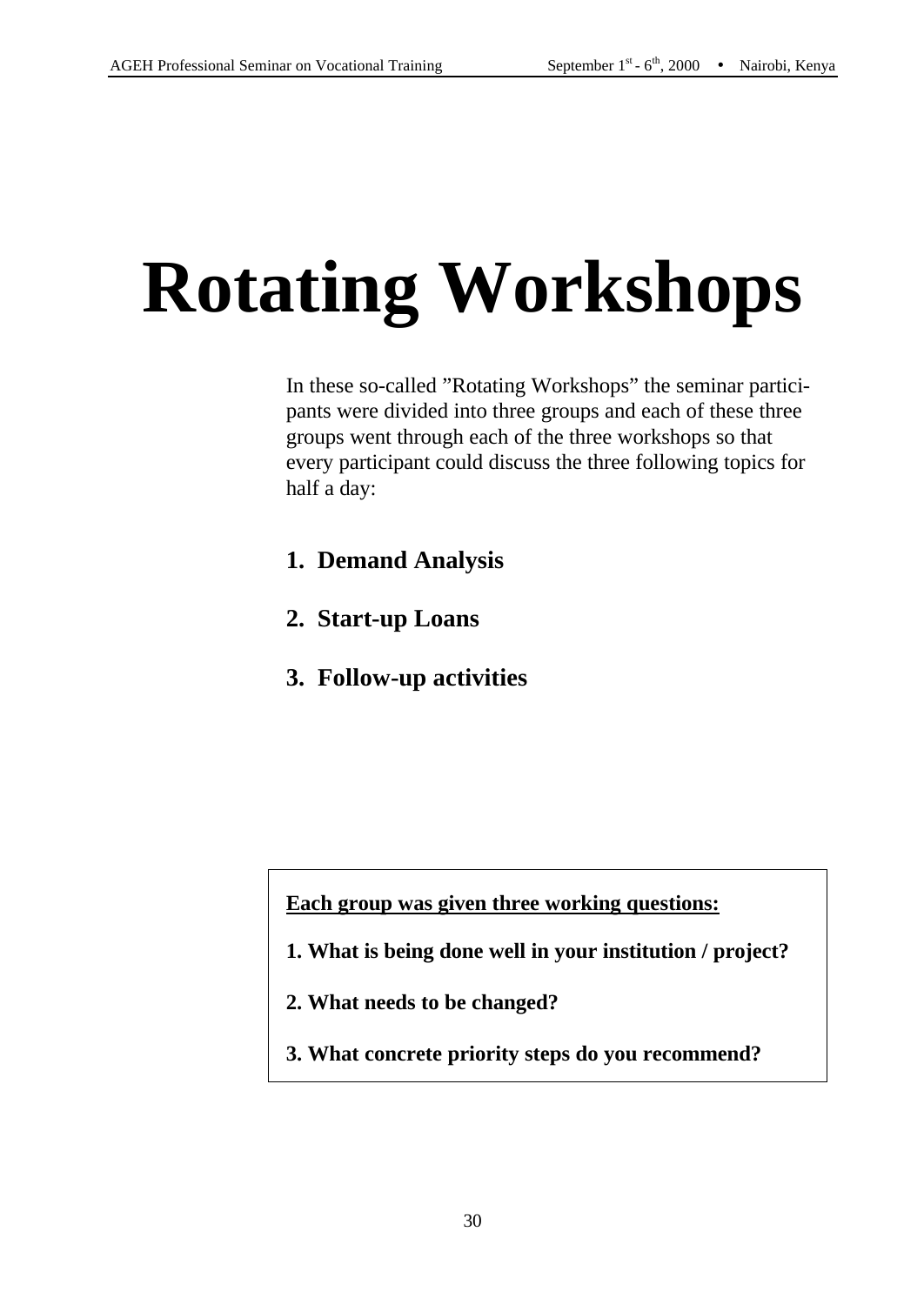# Rotating Workshops

In these so-called "Rotating Workshops" the seminar participants were divided into three groups and each of these three groups went through each of the three workshops so that every participant could discuss the three following topics for half a day:

1. **Demand Analysis**
2. **Start-up Loans**
3. **Follow-up activities**

**Each group was given three working questions:**

**1. What is being done well in your institution / project?**

**2. What needs to be changed?**

**3. What concrete priority steps do you recommend?**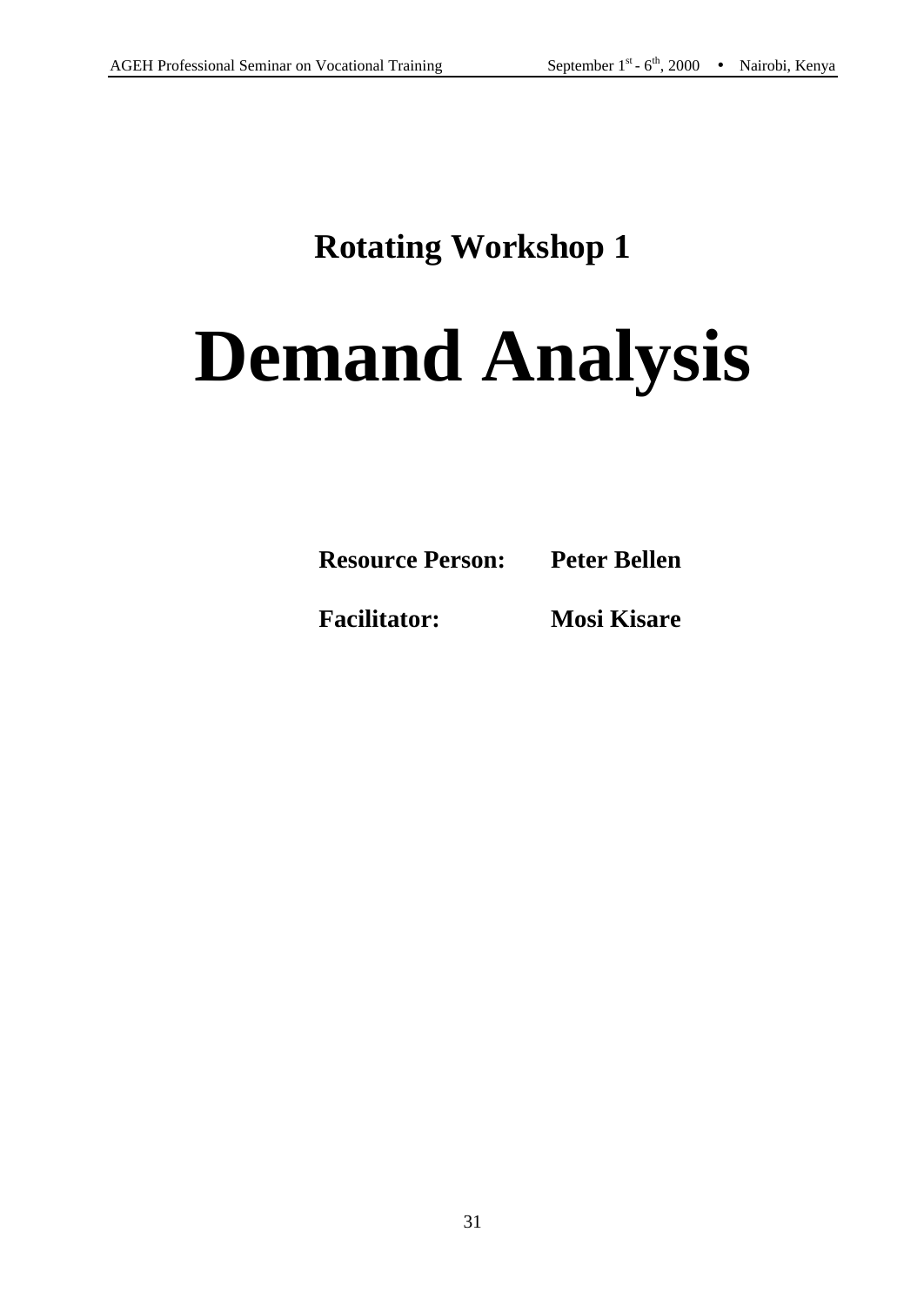## Rotating Workshop 1

# Demand Analysis

**Resource Person:** **Peter Bellen**

**Facilitator:** **Mosi Kisare**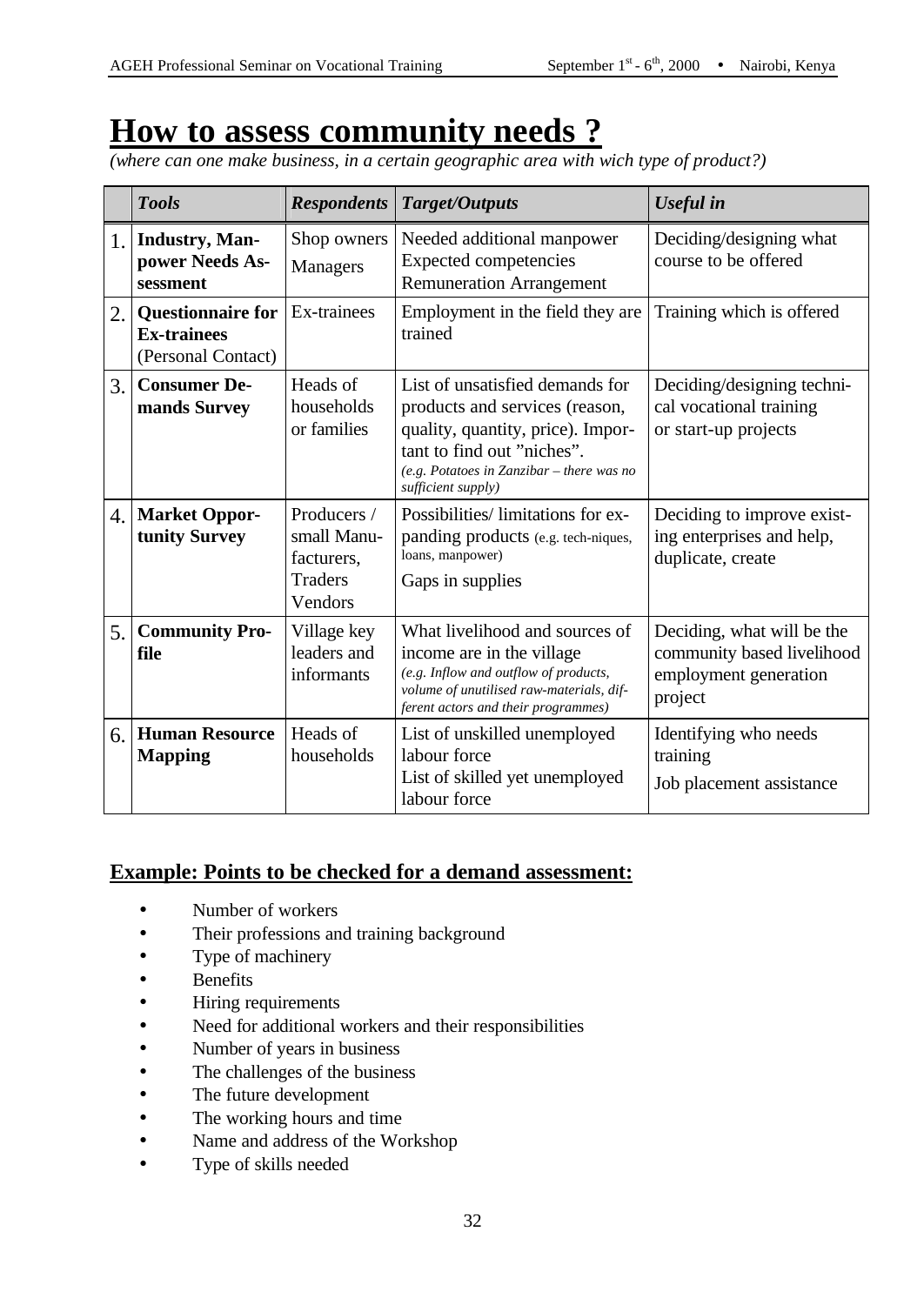# How to assess community needs ?

*(where can one make business, in a certain geographic area with wich type of product?)*

| | *Tools* | *Respondents* | *Target/Outputs* | *Useful in* |
|---|---|---|---|---|
| 1. | **Industry, Manpower Needs Assessment** | Shop owners<br>Managers | Needed additional manpower<br>Expected competencies<br>Remuneration Arrangement | Deciding/designing what course to be offered |
| 2. | **Questionnaire for Ex-trainees** (Personal Contact) | Ex-trainees | Employment in the field they are trained | Training which is offered |
| 3. | **Consumer Demands Survey** | Heads of households or families | List of unsatisfied demands for products and services (reason, quality, quantity, price). Important to find out "niches". *(e.g. Potatoes in Zanzibar – there was no sufficient supply)* | Deciding/designing technical vocational training or start-up projects |
| 4. | **Market Opportunity Survey** | Producers / small Manufacturers, Traders Vendors | Possibilities/ limitations for expanding products (e.g. tech-niques, loans, manpower)<br>Gaps in supplies | Deciding to improve existing enterprises and help, duplicate, create |
| 5. | **Community Profile** | Village key leaders and informants | What livelihood and sources of income are in the village *(e.g. Inflow and outflow of products, volume of unutilised raw-materials, different actors and their programmes)* | Deciding, what will be the community based livelihood employment generation project |
| 6. | **Human Resource Mapping** | Heads of households | List of unskilled unemployed labour force<br>List of skilled yet unemployed labour force | Identifying who needs training<br>Job placement assistance |

## Example: Points to be checked for a demand assessment:

- Number of workers
- Their professions and training background
- Type of machinery
- Benefits
- Hiring requirements
- Need for additional workers and their responsibilities
- Number of years in business
- The challenges of the business
- The future development
- The working hours and time
- Name and address of the Workshop
- Type of skills needed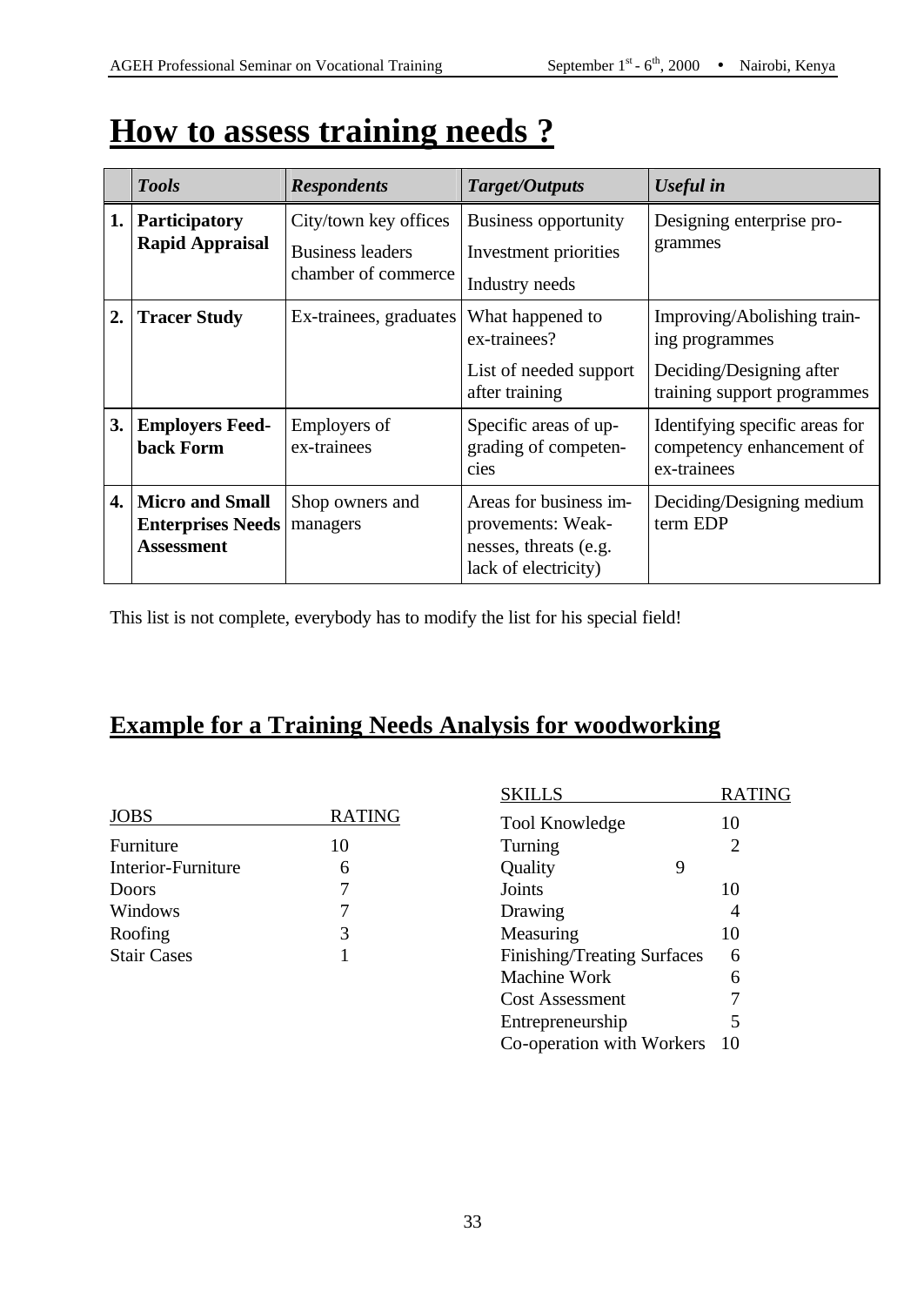# How to assess training needs ?

| | *Tools* | *Respondents* | *Target/Outputs* | *Useful in* |
|---|---|---|---|---|
| **1.** | **Participatory Rapid Appraisal** | City/town key offices<br>Business leaders chamber of commerce | Business opportunity<br>Investment priorities<br>Industry needs | Designing enterprise programmes |
| **2.** | **Tracer Study** | Ex-trainees, graduates | What happened to ex-trainees?<br>List of needed support after training | Improving/Abolishing training programmes<br>Deciding/Designing after training support programmes |
| **3.** | **Employers Feedback Form** | Employers of ex-trainees | Specific areas of upgrading of competencies | Identifying specific areas for competency enhancement of ex-trainees |
| **4.** | **Micro and Small Enterprises Needs Assessment** | Shop owners and managers | Areas for business improvements: Weaknesses, threats (e.g. lack of electricity) | Deciding/Designing medium term EDP |

This list is not complete, everybody has to modify the list for his special field!

## Example for a Training Needs Analysis for woodworking

| JOBS | RATING |
|---|---|
| Furniture | 10 |
| Interior-Furniture | 6 |
| Doors | 7 |
| Windows | 7 |
| Roofing | 3 |
| Stair Cases | 1 |

| SKILLS | RATING |
|---|---|
| Tool Knowledge | 10 |
| Turning | 2 |
| Quality | 9 |
| Joints | 10 |
| Drawing | 4 |
| Measuring | 10 |
| Finishing/Treating Surfaces | 6 |
| Machine Work | 6 |
| Cost Assessment | 7 |
| Entrepreneurship | 5 |
| Co-operation with Workers | 10 |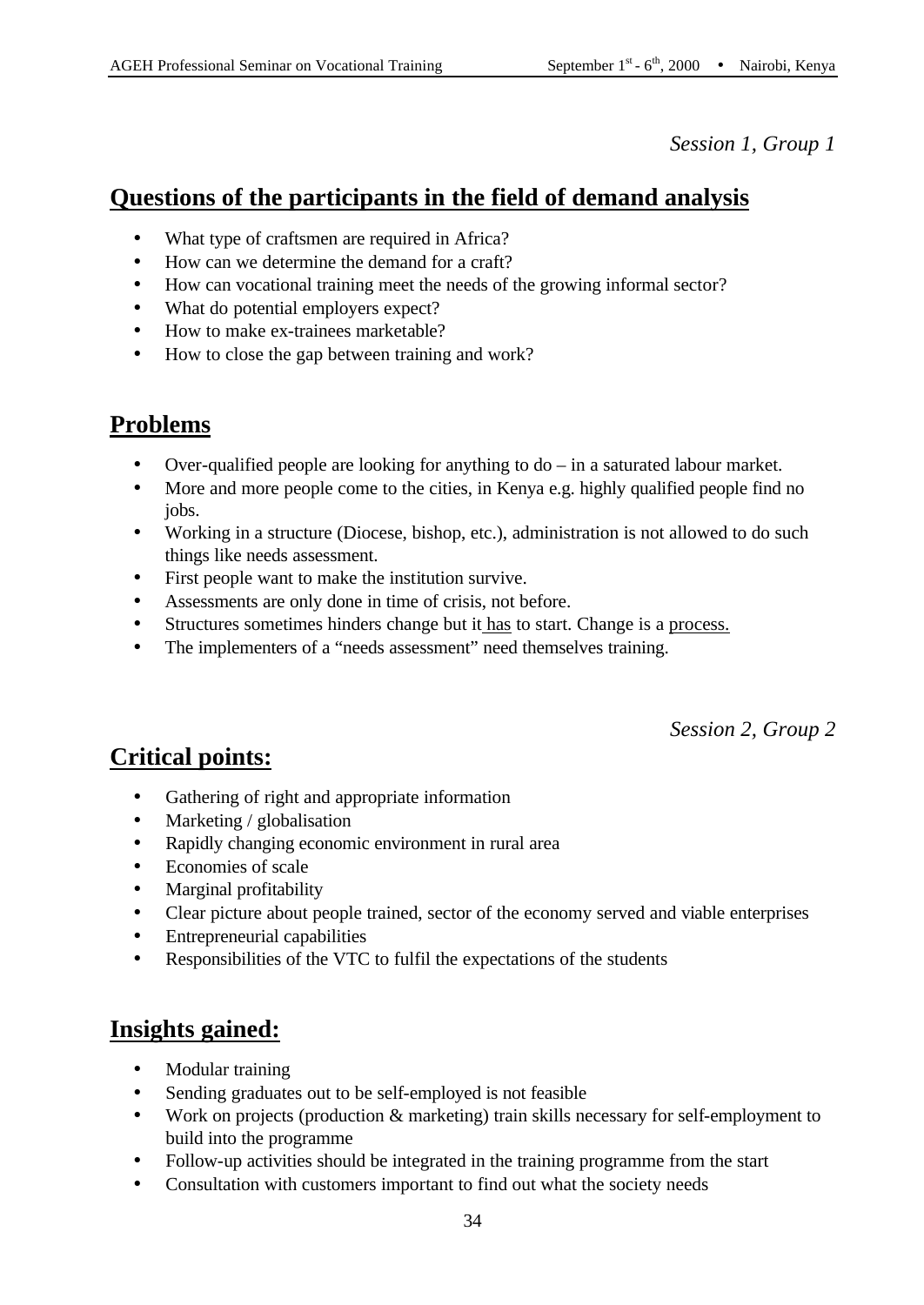*Session 1, Group 1*

## Questions of the participants in the field of demand analysis

- What type of craftsmen are required in Africa?
- How can we determine the demand for a craft?
- How can vocational training meet the needs of the growing informal sector?
- What do potential employers expect?
- How to make ex-trainees marketable?
- How to close the gap between training and work?

## Problems

- Over-qualified people are looking for anything to do – in a saturated labour market.
- More and more people come to the cities, in Kenya e.g. highly qualified people find no jobs.
- Working in a structure (Diocese, bishop, etc.), administration is not allowed to do such things like needs assessment.
- First people want to make the institution survive.
- Assessments are only done in time of crisis, not before.
- Structures sometimes hinders change but it has to start. Change is a process.
- The implementers of a "needs assessment" need themselves training.

*Session 2, Group 2*

## Critical points:

- Gathering of right and appropriate information
- Marketing / globalisation
- Rapidly changing economic environment in rural area
- Economies of scale
- Marginal profitability
- Clear picture about people trained, sector of the economy served and viable enterprises
- Entrepreneurial capabilities
- Responsibilities of the VTC to fulfil the expectations of the students

## Insights gained:

- Modular training
- Sending graduates out to be self-employed is not feasible
- Work on projects (production & marketing) train skills necessary for self-employment to build into the programme
- Follow-up activities should be integrated in the training programme from the start
- Consultation with customers important to find out what the society needs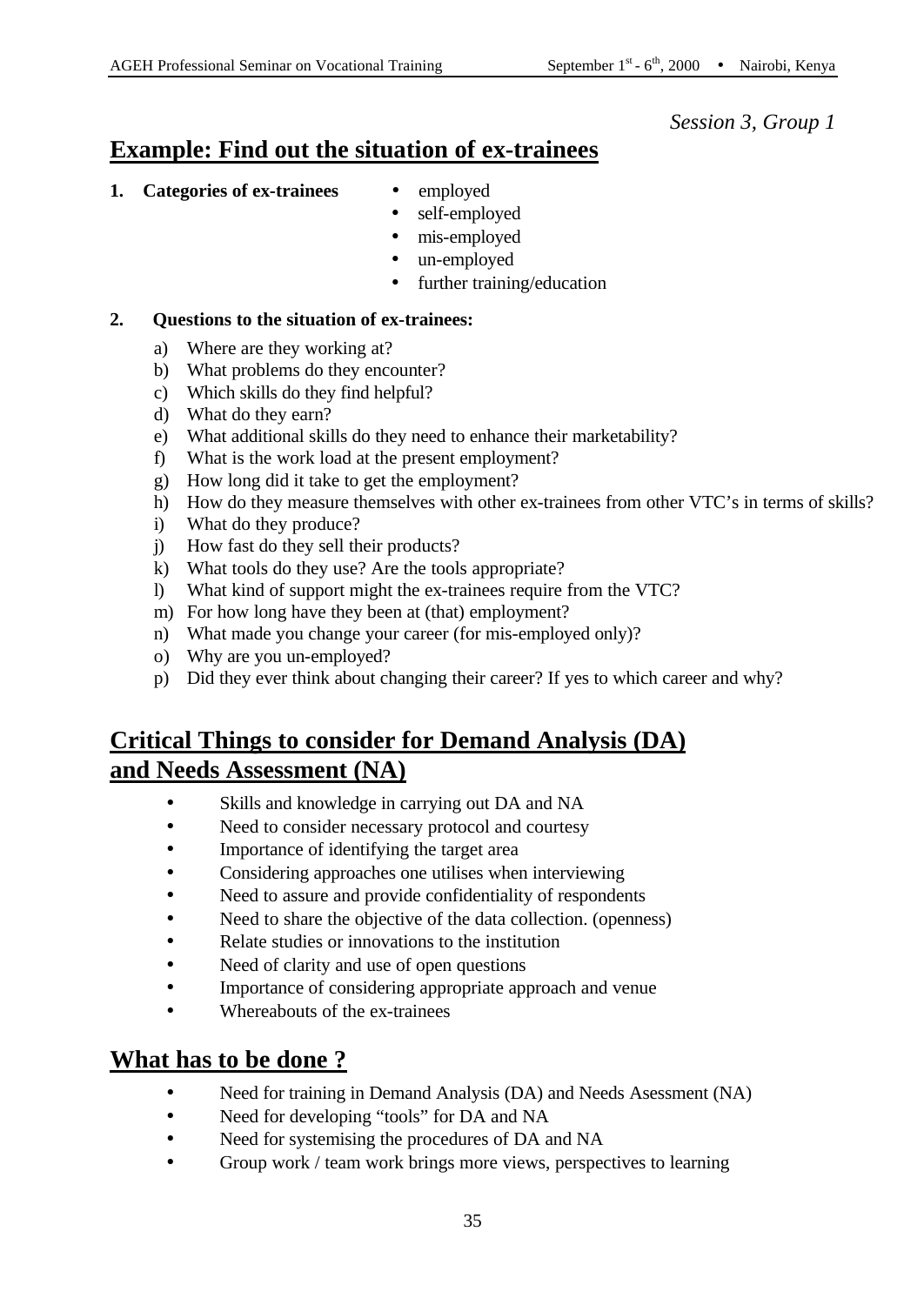*Session 3, Group 1*

## Example: Find out the situation of ex-trainees

**1. Categories of ex-trainees**

- employed
- self-employed
- mis-employed
- un-employed
- further training/education

**2. Questions to the situation of ex-trainees:**

a) Where are they working at?
b) What problems do they encounter?
c) Which skills do they find helpful?
d) What do they earn?
e) What additional skills do they need to enhance their marketability?
f) What is the work load at the present employment?
g) How long did it take to get the employment?
h) How do they measure themselves with other ex-trainees from other VTC's in terms of skills?
i) What do they produce?
j) How fast do they sell their products?
k) What tools do they use? Are the tools appropriate?
l) What kind of support might the ex-trainees require from the VTC?
m) For how long have they been at (that) employment?
n) What made you change your career (for mis-employed only)?
o) Why are you un-employed?
p) Did they ever think about changing their career? If yes to which career and why?

## Critical Things to consider for Demand Analysis (DA) and Needs Assessment (NA)

- Skills and knowledge in carrying out DA and NA
- Need to consider necessary protocol and courtesy
- Importance of identifying the target area
- Considering approaches one utilises when interviewing
- Need to assure and provide confidentiality of respondents
- Need to share the objective of the data collection. (openness)
- Relate studies or innovations to the institution
- Need of clarity and use of open questions
- Importance of considering appropriate approach and venue
- Whereabouts of the ex-trainees

## What has to be done ?

- Need for training in Demand Analysis (DA) and Needs Asessment (NA)
- Need for developing "tools" for DA and NA
- Need for systemising the procedures of DA and NA
- Group work / team work brings more views, perspectives to learning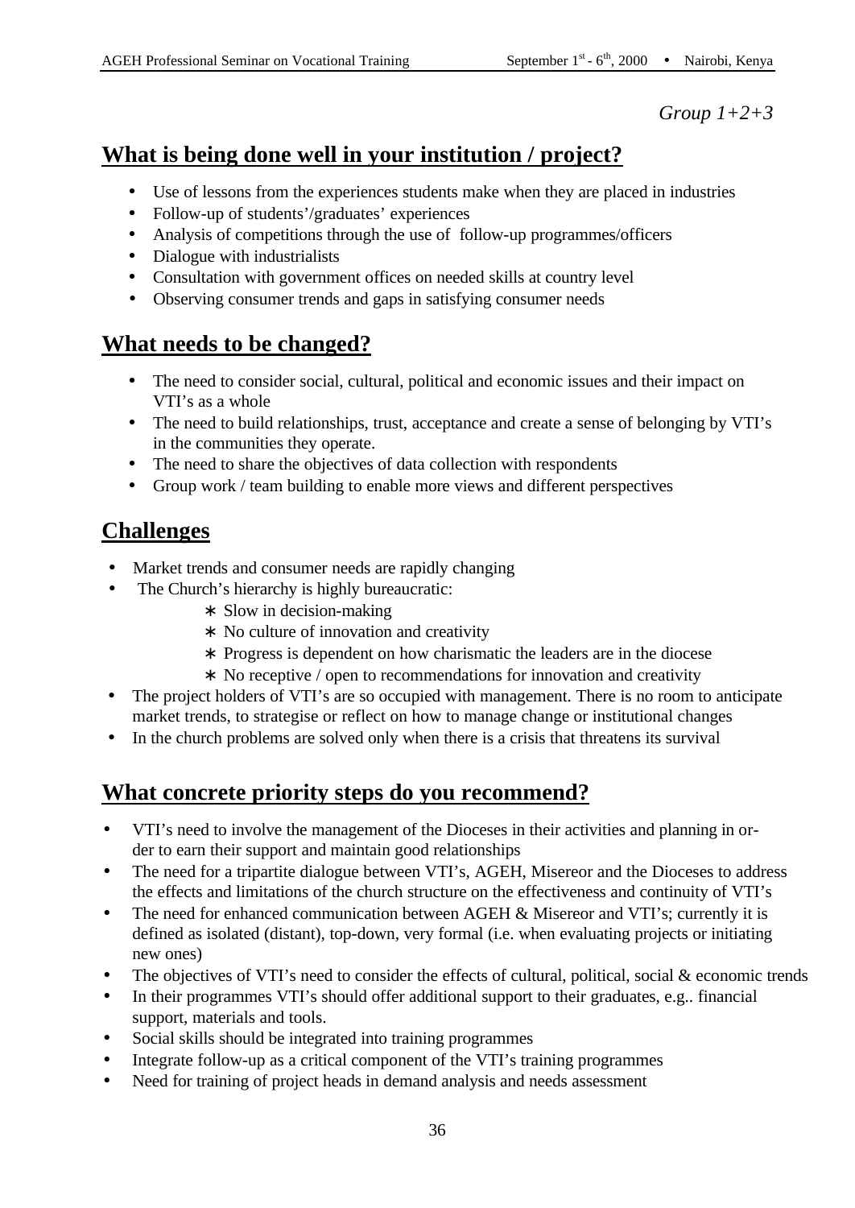*Group 1+2+3*

## What is being done well in your institution / project?

- Use of lessons from the experiences students make when they are placed in industries
- Follow-up of students'/graduates' experiences
- Analysis of competitions through the use of follow-up programmes/officers
- Dialogue with industrialists
- Consultation with government offices on needed skills at country level
- Observing consumer trends and gaps in satisfying consumer needs

## What needs to be changed?

- The need to consider social, cultural, political and economic issues and their impact on VTI's as a whole
- The need to build relationships, trust, acceptance and create a sense of belonging by VTI's in the communities they operate.
- The need to share the objectives of data collection with respondents
- Group work / team building to enable more views and different perspectives

## Challenges

- Market trends and consumer needs are rapidly changing
- The Church's hierarchy is highly bureaucratic:
  - ∗ Slow in decision-making
  - ∗ No culture of innovation and creativity
  - ∗ Progress is dependent on how charismatic the leaders are in the diocese
  - ∗ No receptive / open to recommendations for innovation and creativity
- The project holders of VTI's are so occupied with management. There is no room to anticipate market trends, to strategise or reflect on how to manage change or institutional changes
- In the church problems are solved only when there is a crisis that threatens its survival

## What concrete priority steps do you recommend?

- VTI's need to involve the management of the Dioceses in their activities and planning in order to earn their support and maintain good relationships
- The need for a tripartite dialogue between VTI's, AGEH, Misereor and the Dioceses to address the effects and limitations of the church structure on the effectiveness and continuity of VTI's
- The need for enhanced communication between AGEH & Misereor and VTI's; currently it is defined as isolated (distant), top-down, very formal (i.e. when evaluating projects or initiating new ones)
- The objectives of VTI's need to consider the effects of cultural, political, social & economic trends
- In their programmes VTI's should offer additional support to their graduates, e.g.. financial support, materials and tools.
- Social skills should be integrated into training programmes
- Integrate follow-up as a critical component of the VTI's training programmes
- Need for training of project heads in demand analysis and needs assessment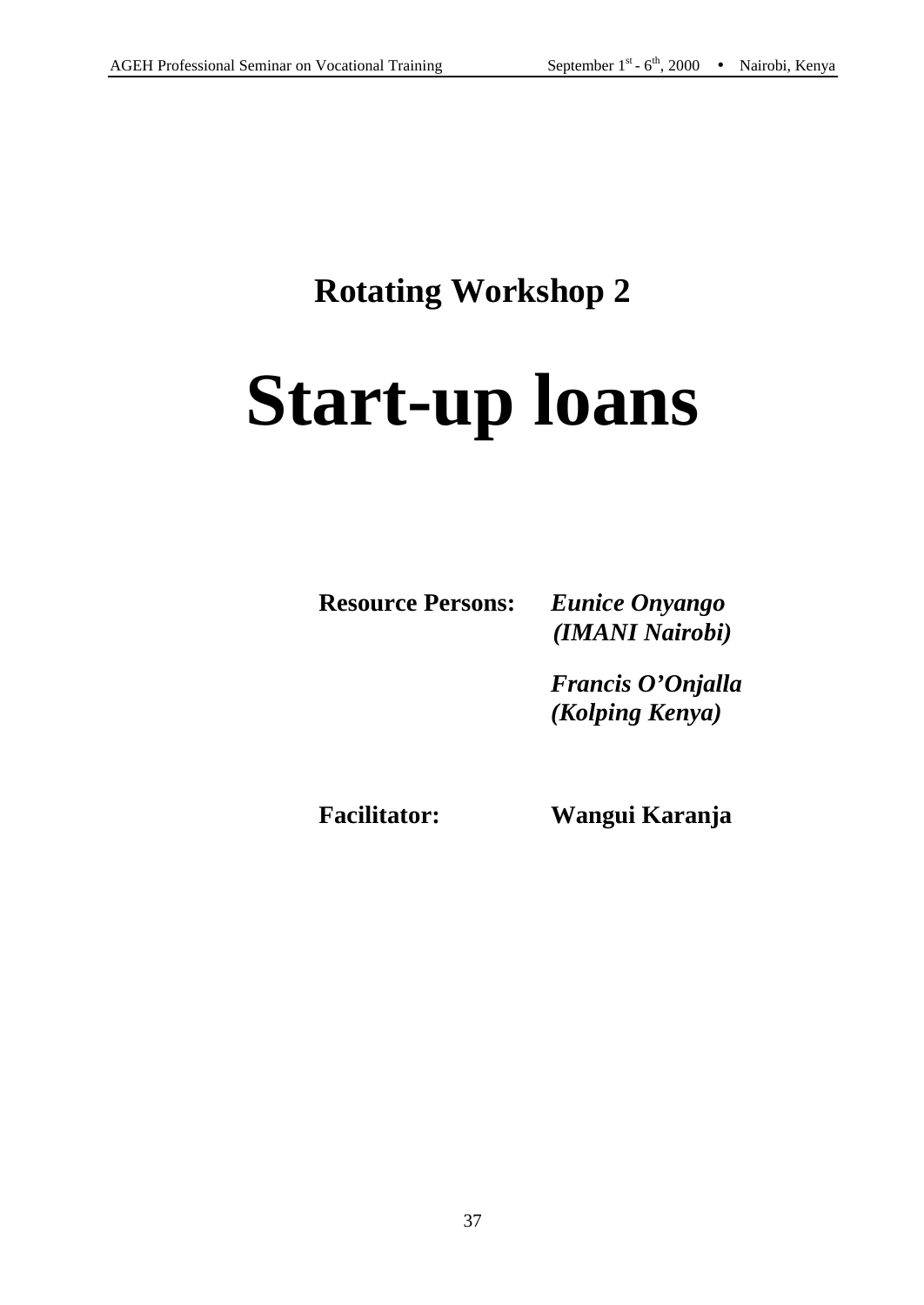## Rotating Workshop 2

# Start-up loans

**Resource Persons:** ***Eunice Onyango (IMANI Nairobi)***

***Francis O'Onjalla (Kolping Kenya)***

**Facilitator:** **Wangui Karanja**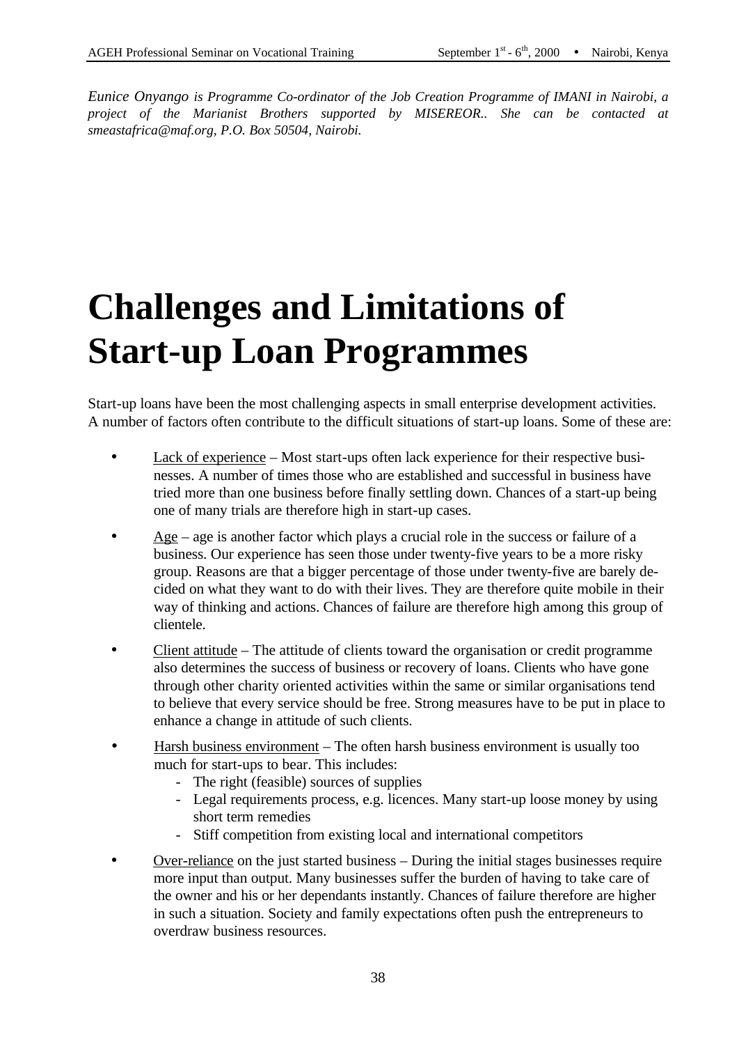*Eunice Onyango is Programme Co-ordinator of the Job Creation Programme of IMANI in Nairobi, a project of the Marianist Brothers supported by MISEREOR.. She can be contacted at smeastafrica@maf.org, P.O. Box 50504, Nairobi.*

# Challenges and Limitations of Start-up Loan Programmes

Start-up loans have been the most challenging aspects in small enterprise development activities. A number of factors often contribute to the difficult situations of start-up loans. Some of these are:

- Lack of experience – Most start-ups often lack experience for their respective businesses. A number of times those who are established and successful in business have tried more than one business before finally settling down. Chances of a start-up being one of many trials are therefore high in start-up cases.
- Age – age is another factor which plays a crucial role in the success or failure of a business. Our experience has seen those under twenty-five years to be a more risky group. Reasons are that a bigger percentage of those under twenty-five are barely decided on what they want to do with their lives. They are therefore quite mobile in their way of thinking and actions. Chances of failure are therefore high among this group of clientele.
- Client attitude – The attitude of clients toward the organisation or credit programme also determines the success of business or recovery of loans. Clients who have gone through other charity oriented activities within the same or similar organisations tend to believe that every service should be free. Strong measures have to be put in place to enhance a change in attitude of such clients.
- Harsh business environment – The often harsh business environment is usually too much for start-ups to bear. This includes:
  - The right (feasible) sources of supplies
  - Legal requirements process, e.g. licences. Many start-up loose money by using short term remedies
  - Stiff competition from existing local and international competitors
- Over-reliance on the just started business – During the initial stages businesses require more input than output. Many businesses suffer the burden of having to take care of the owner and his or her dependants instantly. Chances of failure therefore are higher in such a situation. Society and family expectations often push the entrepreneurs to overdraw business resources.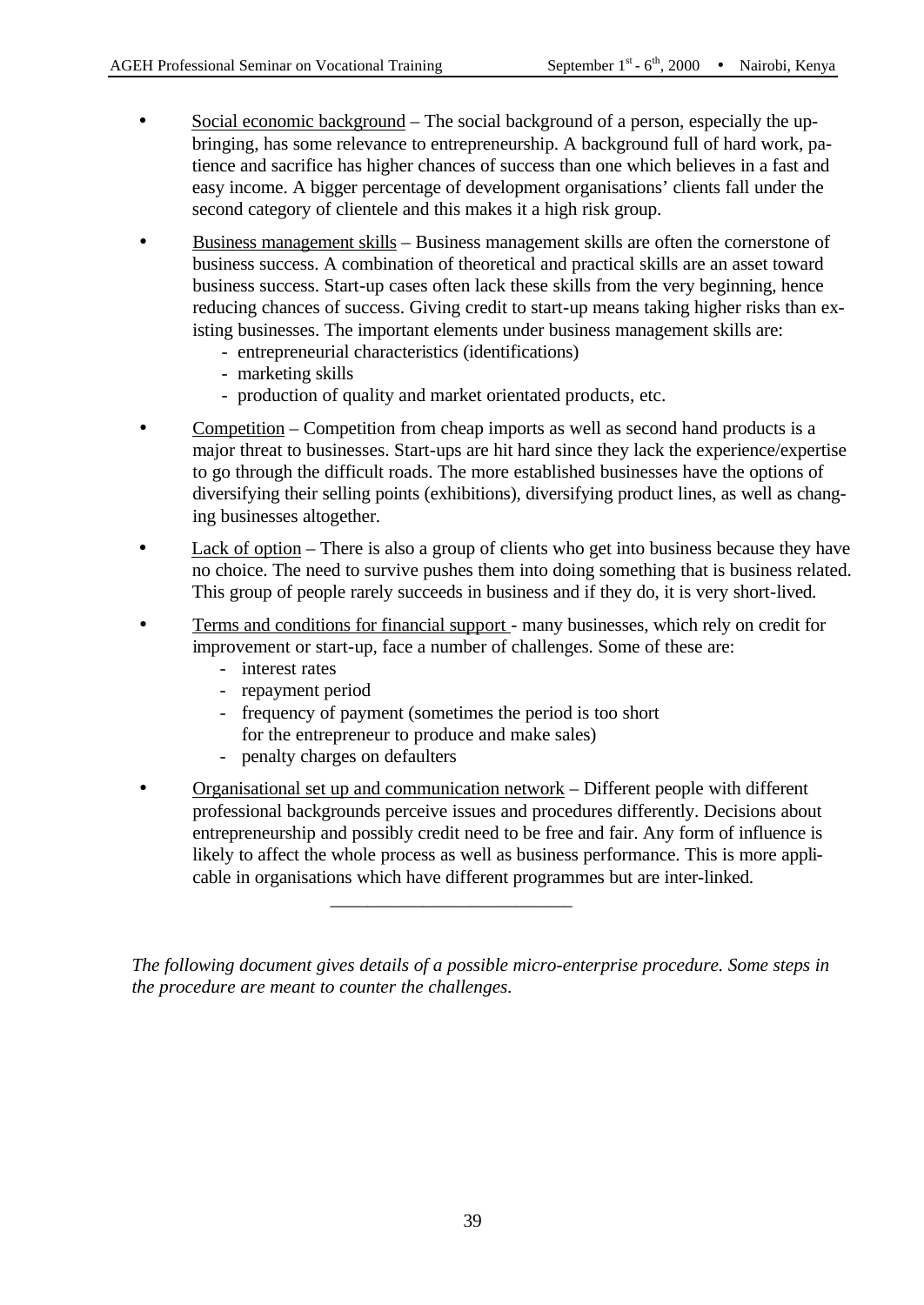- Social economic background – The social background of a person, especially the upbringing, has some relevance to entrepreneurship. A background full of hard work, patience and sacrifice has higher chances of success than one which believes in a fast and easy income. A bigger percentage of development organisations' clients fall under the second category of clientele and this makes it a high risk group.

- Business management skills – Business management skills are often the cornerstone of business success. A combination of theoretical and practical skills are an asset toward business success. Start-up cases often lack these skills from the very beginning, hence reducing chances of success. Giving credit to start-up means taking higher risks than existing businesses. The important elements under business management skills are:
  - entrepreneurial characteristics (identifications)
  - marketing skills
  - production of quality and market orientated products, etc.

- Competition – Competition from cheap imports as well as second hand products is a major threat to businesses. Start-ups are hit hard since they lack the experience/expertise to go through the difficult roads. The more established businesses have the options of diversifying their selling points (exhibitions), diversifying product lines, as well as changing businesses altogether.

- Lack of option – There is also a group of clients who get into business because they have no choice. The need to survive pushes them into doing something that is business related. This group of people rarely succeeds in business and if they do, it is very short-lived.

- Terms and conditions for financial support - many businesses, which rely on credit for improvement or start-up, face a number of challenges. Some of these are:
  - interest rates
  - repayment period
  - frequency of payment (sometimes the period is too short for the entrepreneur to produce and make sales)
  - penalty charges on defaulters

- Organisational set up and communication network – Different people with different professional backgrounds perceive issues and procedures differently. Decisions about entrepreneurship and possibly credit need to be free and fair. Any form of influence is likely to affect the whole process as well as business performance. This is more applicable in organisations which have different programmes but are inter-linked.

---

*The following document gives details of a possible micro-enterprise procedure. Some steps in the procedure are meant to counter the challenges.*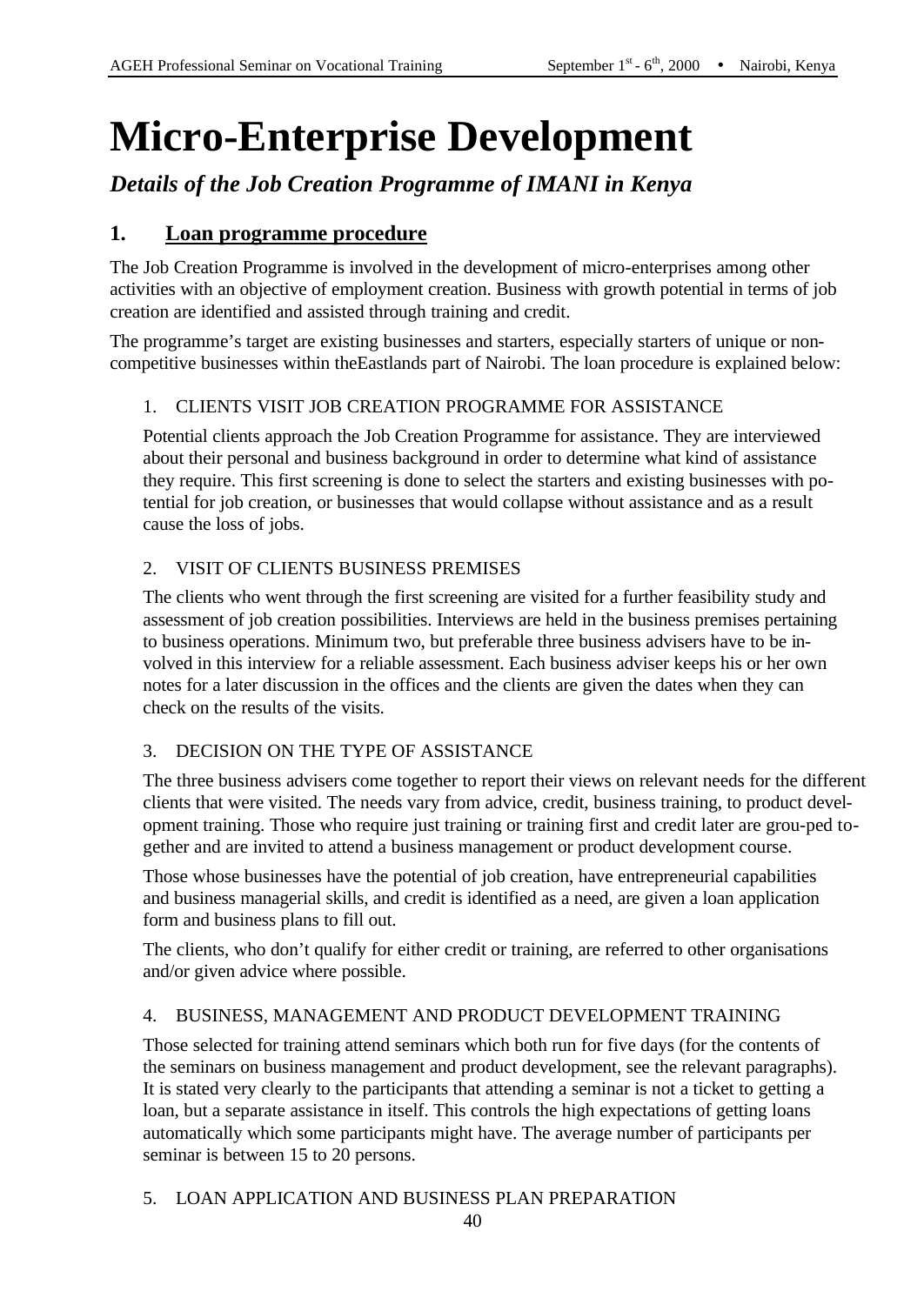# Micro-Enterprise Development

## *Details of the Job Creation Programme of IMANI in Kenya*

## 1. Loan programme procedure

The Job Creation Programme is involved in the development of micro-enterprises among other activities with an objective of employment creation. Business with growth potential in terms of job creation are identified and assisted through training and credit.

The programme's target are existing businesses and starters, especially starters of unique or non-competitive businesses within theEastlands part of Nairobi. The loan procedure is explained below:

1. CLIENTS VISIT JOB CREATION PROGRAMME FOR ASSISTANCE

   Potential clients approach the Job Creation Programme for assistance. They are interviewed about their personal and business background in order to determine what kind of assistance they require. This first screening is done to select the starters and existing businesses with potential for job creation, or businesses that would collapse without assistance and as a result cause the loss of jobs.

2. VISIT OF CLIENTS BUSINESS PREMISES

   The clients who went through the first screening are visited for a further feasibility study and assessment of job creation possibilities. Interviews are held in the business premises pertaining to business operations. Minimum two, but preferable three business advisers have to be involved in this interview for a reliable assessment. Each business adviser keeps his or her own notes for a later discussion in the offices and the clients are given the dates when they can check on the results of the visits.

3. DECISION ON THE TYPE OF ASSISTANCE

   The three business advisers come together to report their views on relevant needs for the different clients that were visited. The needs vary from advice, credit, business training, to product development training. Those who require just training or training first and credit later are grou-ped together and are invited to attend a business management or product development course.

   Those whose businesses have the potential of job creation, have entrepreneurial capabilities and business managerial skills, and credit is identified as a need, are given a loan application form and business plans to fill out.

   The clients, who don't qualify for either credit or training, are referred to other organisations and/or given advice where possible.

4. BUSINESS, MANAGEMENT AND PRODUCT DEVELOPMENT TRAINING

   Those selected for training attend seminars which both run for five days (for the contents of the seminars on business management and product development, see the relevant paragraphs). It is stated very clearly to the participants that attending a seminar is not a ticket to getting a loan, but a separate assistance in itself. This controls the high expectations of getting loans automatically which some participants might have. The average number of participants per seminar is between 15 to 20 persons.

5. LOAN APPLICATION AND BUSINESS PLAN PREPARATION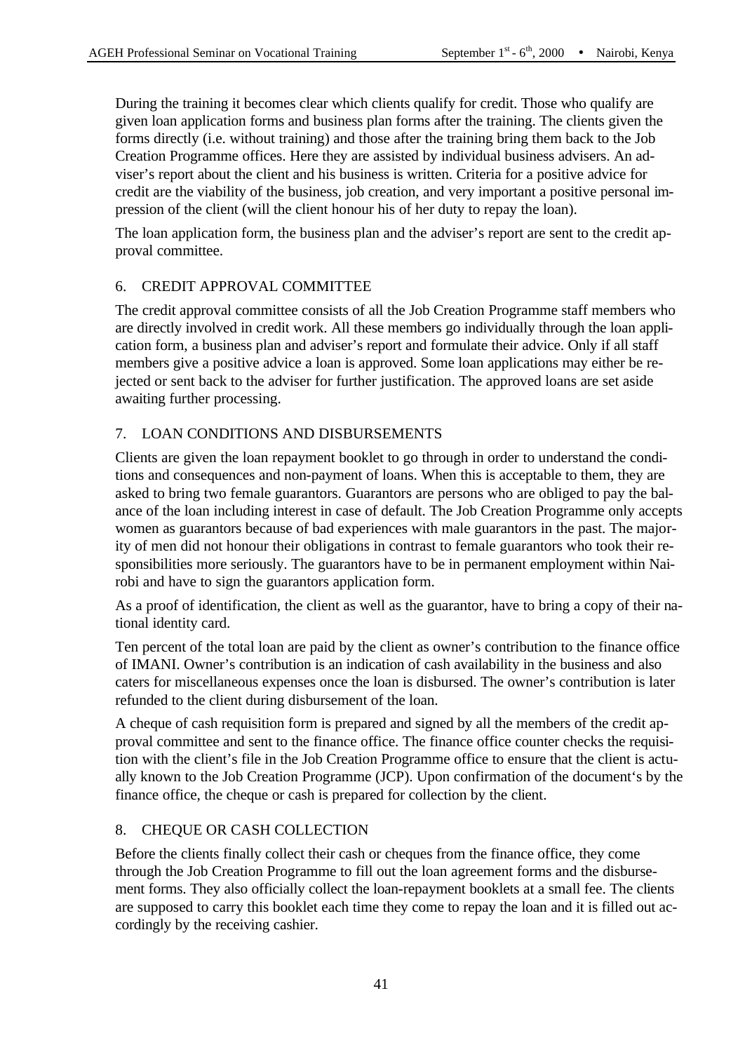During the training it becomes clear which clients qualify for credit. Those who qualify are given loan application forms and business plan forms after the training. The clients given the forms directly (i.e. without training) and those after the training bring them back to the Job Creation Programme offices. Here they are assisted by individual business advisers. An adviser's report about the client and his business is written. Criteria for a positive advice for credit are the viability of the business, job creation, and very important a positive personal impression of the client (will the client honour his of her duty to repay the loan).

The loan application form, the business plan and the adviser's report are sent to the credit approval committee.

## 6. CREDIT APPROVAL COMMITTEE

The credit approval committee consists of all the Job Creation Programme staff members who are directly involved in credit work. All these members go individually through the loan application form, a business plan and adviser's report and formulate their advice. Only if all staff members give a positive advice a loan is approved. Some loan applications may either be rejected or sent back to the adviser for further justification. The approved loans are set aside awaiting further processing.

## 7. LOAN CONDITIONS AND DISBURSEMENTS

Clients are given the loan repayment booklet to go through in order to understand the conditions and consequences and non-payment of loans. When this is acceptable to them, they are asked to bring two female guarantors. Guarantors are persons who are obliged to pay the balance of the loan including interest in case of default. The Job Creation Programme only accepts women as guarantors because of bad experiences with male guarantors in the past. The majority of men did not honour their obligations in contrast to female guarantors who took their responsibilities more seriously. The guarantors have to be in permanent employment within Nairobi and have to sign the guarantors application form.

As a proof of identification, the client as well as the guarantor, have to bring a copy of their national identity card.

Ten percent of the total loan are paid by the client as owner's contribution to the finance office of IMANI. Owner's contribution is an indication of cash availability in the business and also caters for miscellaneous expenses once the loan is disbursed. The owner's contribution is later refunded to the client during disbursement of the loan.

A cheque of cash requisition form is prepared and signed by all the members of the credit approval committee and sent to the finance office. The finance office counter checks the requisition with the client's file in the Job Creation Programme office to ensure that the client is actually known to the Job Creation Programme (JCP). Upon confirmation of the document's by the finance office, the cheque or cash is prepared for collection by the client.

## 8. CHEQUE OR CASH COLLECTION

Before the clients finally collect their cash or cheques from the finance office, they come through the Job Creation Programme to fill out the loan agreement forms and the disbursement forms. They also officially collect the loan-repayment booklets at a small fee. The clients are supposed to carry this booklet each time they come to repay the loan and it is filled out accordingly by the receiving cashier.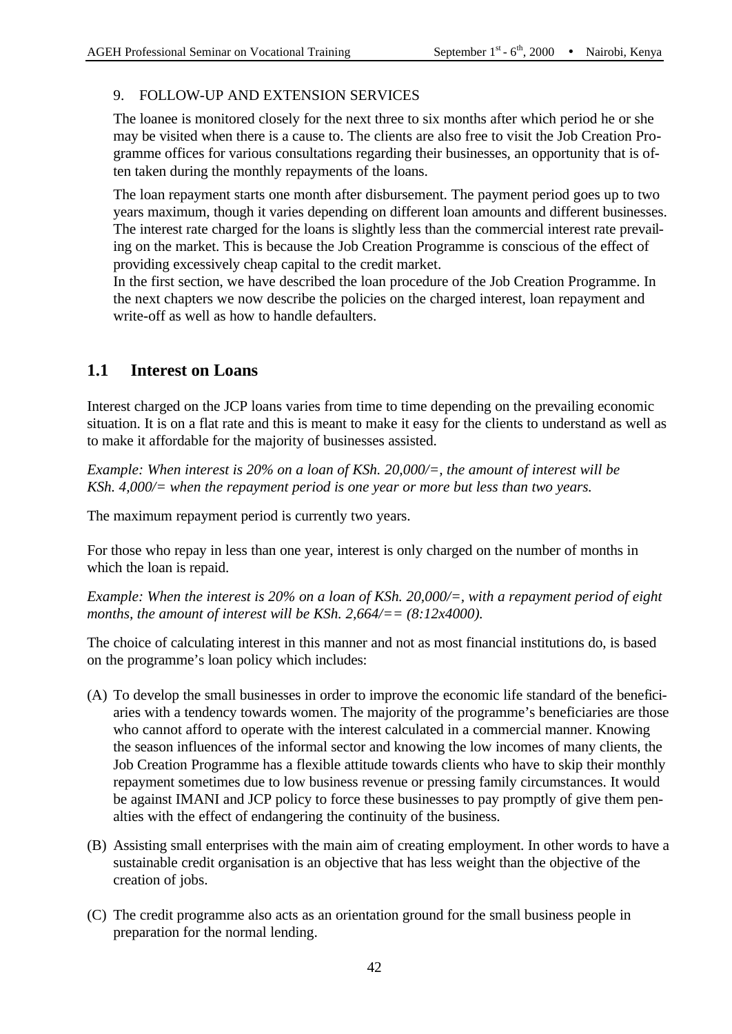9. FOLLOW-UP AND EXTENSION SERVICES

The loanee is monitored closely for the next three to six months after which period he or she may be visited when there is a cause to. The clients are also free to visit the Job Creation Programme offices for various consultations regarding their businesses, an opportunity that is often taken during the monthly repayments of the loans.

The loan repayment starts one month after disbursement. The payment period goes up to two years maximum, though it varies depending on different loan amounts and different businesses. The interest rate charged for the loans is slightly less than the commercial interest rate prevailing on the market. This is because the Job Creation Programme is conscious of the effect of providing excessively cheap capital to the credit market.

In the first section, we have described the loan procedure of the Job Creation Programme. In the next chapters we now describe the policies on the charged interest, loan repayment and write-off as well as how to handle defaulters.

## 1.1 Interest on Loans

Interest charged on the JCP loans varies from time to time depending on the prevailing economic situation. It is on a flat rate and this is meant to make it easy for the clients to understand as well as to make it affordable for the majority of businesses assisted.

*Example: When interest is 20% on a loan of KSh. 20,000/=, the amount of interest will be KSh. 4,000/= when the repayment period is one year or more but less than two years.*

The maximum repayment period is currently two years.

For those who repay in less than one year, interest is only charged on the number of months in which the loan is repaid.

*Example: When the interest is 20% on a loan of KSh. 20,000/=, with a repayment period of eight months, the amount of interest will be KSh. 2,664/== (8:12x4000).*

The choice of calculating interest in this manner and not as most financial institutions do, is based on the programme's loan policy which includes:

(A) To develop the small businesses in order to improve the economic life standard of the beneficiaries with a tendency towards women. The majority of the programme's beneficiaries are those who cannot afford to operate with the interest calculated in a commercial manner. Knowing the season influences of the informal sector and knowing the low incomes of many clients, the Job Creation Programme has a flexible attitude towards clients who have to skip their monthly repayment sometimes due to low business revenue or pressing family circumstances. It would be against IMANI and JCP policy to force these businesses to pay promptly of give them penalties with the effect of endangering the continuity of the business.

(B) Assisting small enterprises with the main aim of creating employment. In other words to have a sustainable credit organisation is an objective that has less weight than the objective of the creation of jobs.

(C) The credit programme also acts as an orientation ground for the small business people in preparation for the normal lending.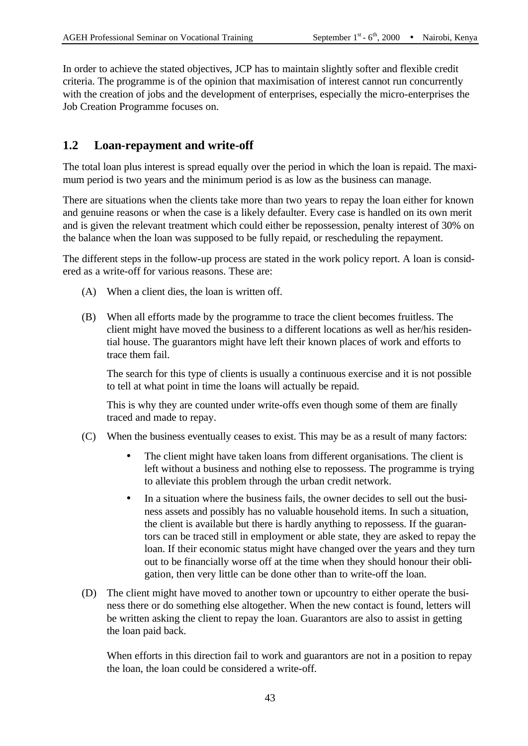In order to achieve the stated objectives, JCP has to maintain slightly softer and flexible credit criteria. The programme is of the opinion that maximisation of interest cannot run concurrently with the creation of jobs and the development of enterprises, especially the micro-enterprises the Job Creation Programme focuses on.

## 1.2 Loan-repayment and write-off

The total loan plus interest is spread equally over the period in which the loan is repaid. The maximum period is two years and the minimum period is as low as the business can manage.

There are situations when the clients take more than two years to repay the loan either for known and genuine reasons or when the case is a likely defaulter. Every case is handled on its own merit and is given the relevant treatment which could either be repossession, penalty interest of 30% on the balance when the loan was supposed to be fully repaid, or rescheduling the repayment.

The different steps in the follow-up process are stated in the work policy report. A loan is considered as a write-off for various reasons. These are:

(A) When a client dies, the loan is written off.

(B) When all efforts made by the programme to trace the client becomes fruitless. The client might have moved the business to a different locations as well as her/his residential house. The guarantors might have left their known places of work and efforts to trace them fail.

The search for this type of clients is usually a continuous exercise and it is not possible to tell at what point in time the loans will actually be repaid.

This is why they are counted under write-offs even though some of them are finally traced and made to repay.

(C) When the business eventually ceases to exist. This may be as a result of many factors:

- The client might have taken loans from different organisations. The client is left without a business and nothing else to repossess. The programme is trying to alleviate this problem through the urban credit network.
- In a situation where the business fails, the owner decides to sell out the business assets and possibly has no valuable household items. In such a situation, the client is available but there is hardly anything to repossess. If the guarantors can be traced still in employment or able state, they are asked to repay the loan. If their economic status might have changed over the years and they turn out to be financially worse off at the time when they should honour their obligation, then very little can be done other than to write-off the loan.

(D) The client might have moved to another town or upcountry to either operate the business there or do something else altogether. When the new contact is found, letters will be written asking the client to repay the loan. Guarantors are also to assist in getting the loan paid back.

When efforts in this direction fail to work and guarantors are not in a position to repay the loan, the loan could be considered a write-off.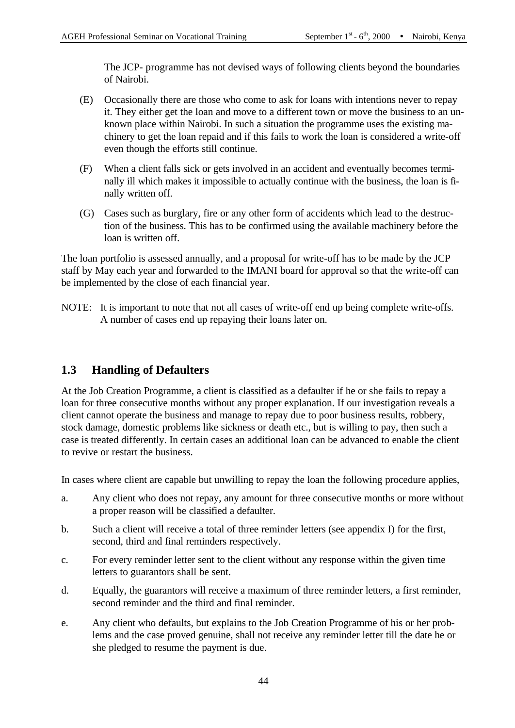The JCP- programme has not devised ways of following clients beyond the boundaries of Nairobi.

(E) Occasionally there are those who come to ask for loans with intentions never to repay it. They either get the loan and move to a different town or move the business to an unknown place within Nairobi. In such a situation the programme uses the existing machinery to get the loan repaid and if this fails to work the loan is considered a write-off even though the efforts still continue.

(F) When a client falls sick or gets involved in an accident and eventually becomes terminally ill which makes it impossible to actually continue with the business, the loan is finally written off.

(G) Cases such as burglary, fire or any other form of accidents which lead to the destruction of the business. This has to be confirmed using the available machinery before the loan is written off.

The loan portfolio is assessed annually, and a proposal for write-off has to be made by the JCP staff by May each year and forwarded to the IMANI board for approval so that the write-off can be implemented by the close of each financial year.

NOTE: It is important to note that not all cases of write-off end up being complete write-offs. A number of cases end up repaying their loans later on.

## 1.3 Handling of Defaulters

At the Job Creation Programme, a client is classified as a defaulter if he or she fails to repay a loan for three consecutive months without any proper explanation. If our investigation reveals a client cannot operate the business and manage to repay due to poor business results, robbery, stock damage, domestic problems like sickness or death etc., but is willing to pay, then such a case is treated differently. In certain cases an additional loan can be advanced to enable the client to revive or restart the business.

In cases where client are capable but unwilling to repay the loan the following procedure applies,

a. Any client who does not repay, any amount for three consecutive months or more without a proper reason will be classified a defaulter.

b. Such a client will receive a total of three reminder letters (see appendix I) for the first, second, third and final reminders respectively.

c. For every reminder letter sent to the client without any response within the given time letters to guarantors shall be sent.

d. Equally, the guarantors will receive a maximum of three reminder letters, a first reminder, second reminder and the third and final reminder.

e. Any client who defaults, but explains to the Job Creation Programme of his or her problems and the case proved genuine, shall not receive any reminder letter till the date he or she pledged to resume the payment is due.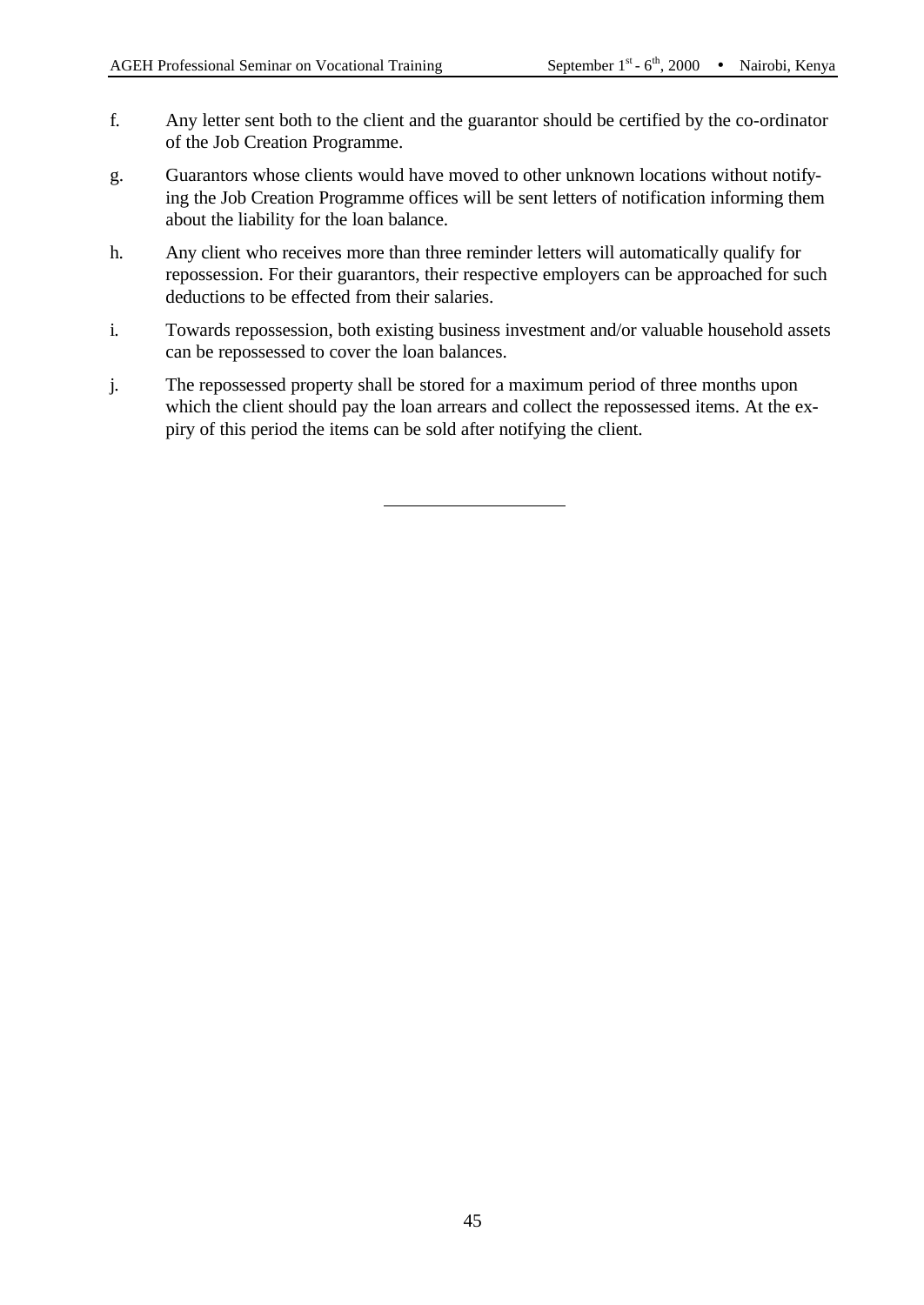f. Any letter sent both to the client and the guarantor should be certified by the co-ordinator of the Job Creation Programme.

g. Guarantors whose clients would have moved to other unknown locations without notifying the Job Creation Programme offices will be sent letters of notification informing them about the liability for the loan balance.

h. Any client who receives more than three reminder letters will automatically qualify for repossession. For their guarantors, their respective employers can be approached for such deductions to be effected from their salaries.

i. Towards repossession, both existing business investment and/or valuable household assets can be repossessed to cover the loan balances.

j. The repossessed property shall be stored for a maximum period of three months upon which the client should pay the loan arrears and collect the repossessed items. At the expiry of this period the items can be sold after notifying the client.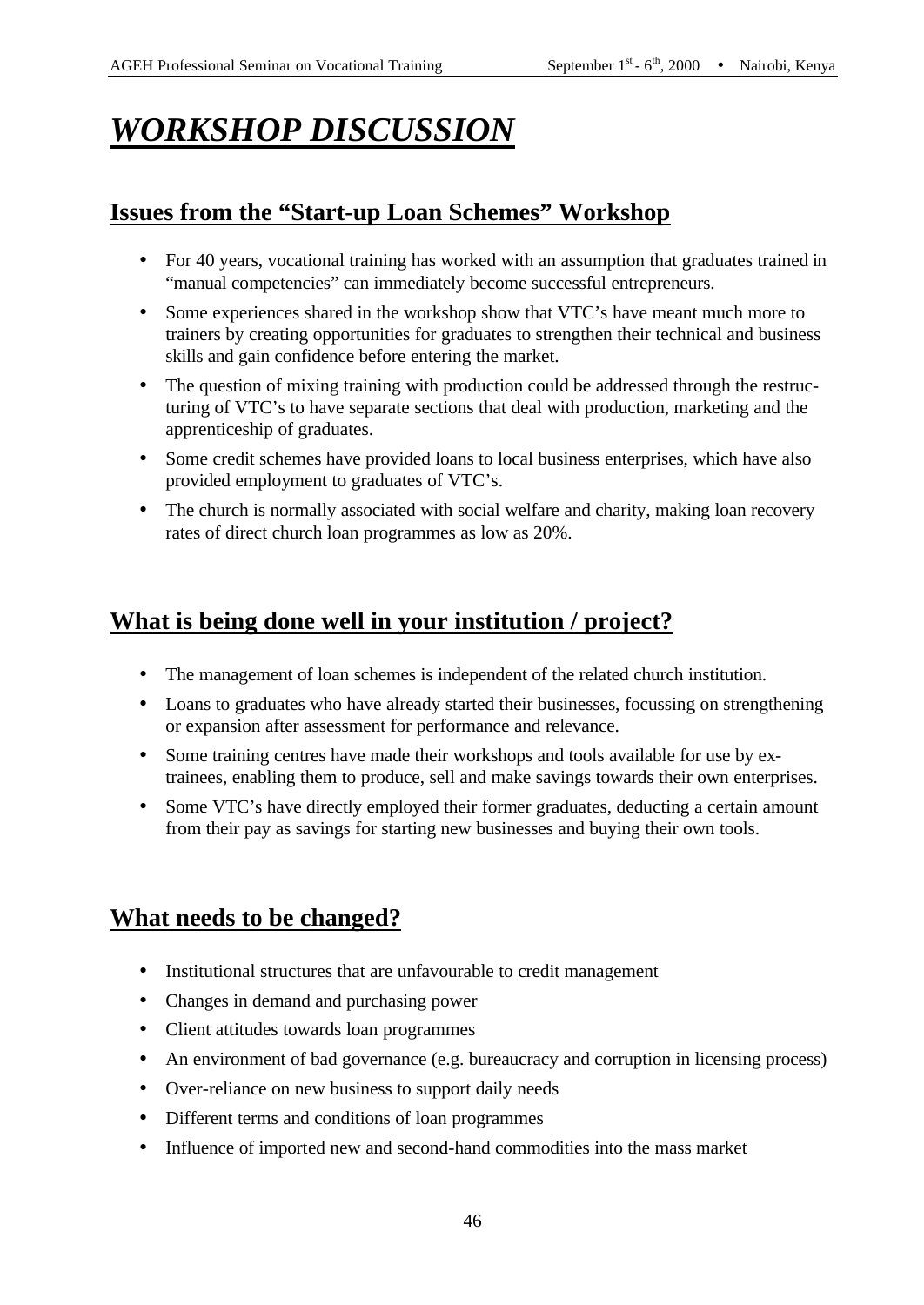# *WORKSHOP DISCUSSION*

## Issues from the "Start-up Loan Schemes" Workshop

- For 40 years, vocational training has worked with an assumption that graduates trained in "manual competencies" can immediately become successful entrepreneurs.
- Some experiences shared in the workshop show that VTC's have meant much more to trainers by creating opportunities for graduates to strengthen their technical and business skills and gain confidence before entering the market.
- The question of mixing training with production could be addressed through the restructuring of VTC's to have separate sections that deal with production, marketing and the apprenticeship of graduates.
- Some credit schemes have provided loans to local business enterprises, which have also provided employment to graduates of VTC's.
- The church is normally associated with social welfare and charity, making loan recovery rates of direct church loan programmes as low as 20%.

## What is being done well in your institution / project?

- The management of loan schemes is independent of the related church institution.
- Loans to graduates who have already started their businesses, focussing on strengthening or expansion after assessment for performance and relevance.
- Some training centres have made their workshops and tools available for use by ex-trainees, enabling them to produce, sell and make savings towards their own enterprises.
- Some VTC's have directly employed their former graduates, deducting a certain amount from their pay as savings for starting new businesses and buying their own tools.

## What needs to be changed?

- Institutional structures that are unfavourable to credit management
- Changes in demand and purchasing power
- Client attitudes towards loan programmes
- An environment of bad governance (e.g. bureaucracy and corruption in licensing process)
- Over-reliance on new business to support daily needs
- Different terms and conditions of loan programmes
- Influence of imported new and second-hand commodities into the mass market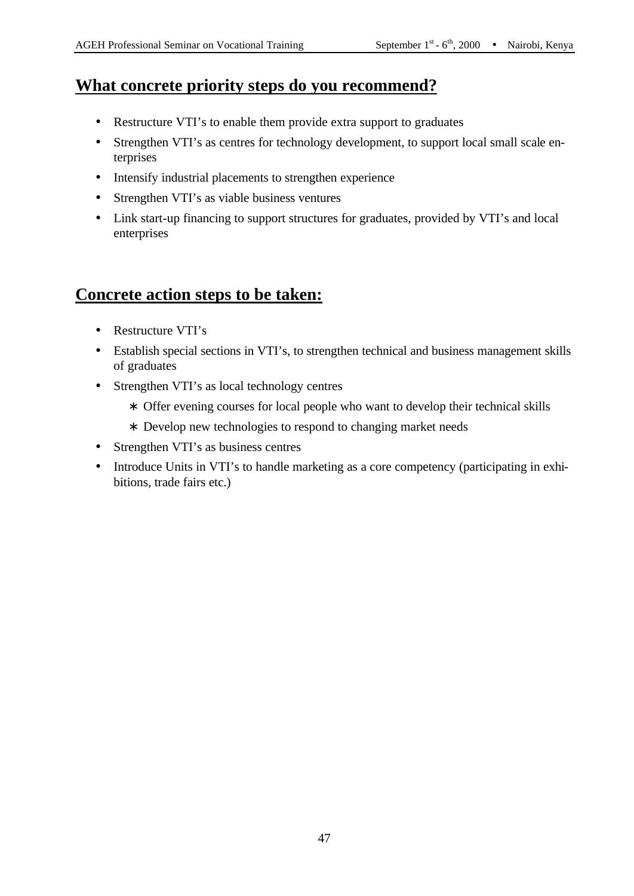## What concrete priority steps do you recommend?

- Restructure VTI's to enable them provide extra support to graduates
- Strengthen VTI's as centres for technology development, to support local small scale enterprises
- Intensify industrial placements to strengthen experience
- Strengthen VTI's as viable business ventures
- Link start-up financing to support structures for graduates, provided by VTI's and local enterprises

## Concrete action steps to be taken:

- Restructure VTI's
- Establish special sections in VTI's, to strengthen technical and business management skills of graduates
- Strengthen VTI's as local technology centres
  - ∗ Offer evening courses for local people who want to develop their technical skills
  - ∗ Develop new technologies to respond to changing market needs
- Strengthen VTI's as business centres
- Introduce Units in VTI's to handle marketing as a core competency (participating in exhibitions, trade fairs etc.)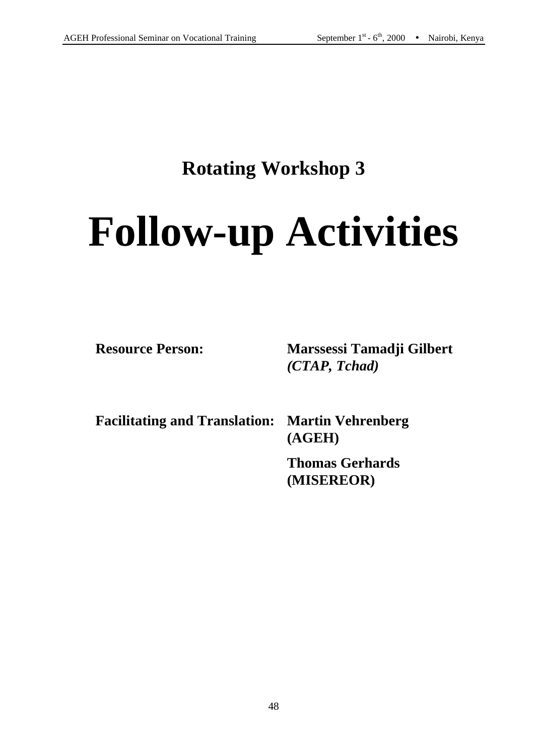## Rotating Workshop 3

# Follow-up Activities

| | |
|---|---|
| **Resource Person:** | **Marssessi Tamadji Gilbert** ***(CTAP, Tchad)*** |
| **Facilitating and Translation:** | **Martin Vehrenberg (AGEH)** |
| | **Thomas Gerhards (MISEREOR)** |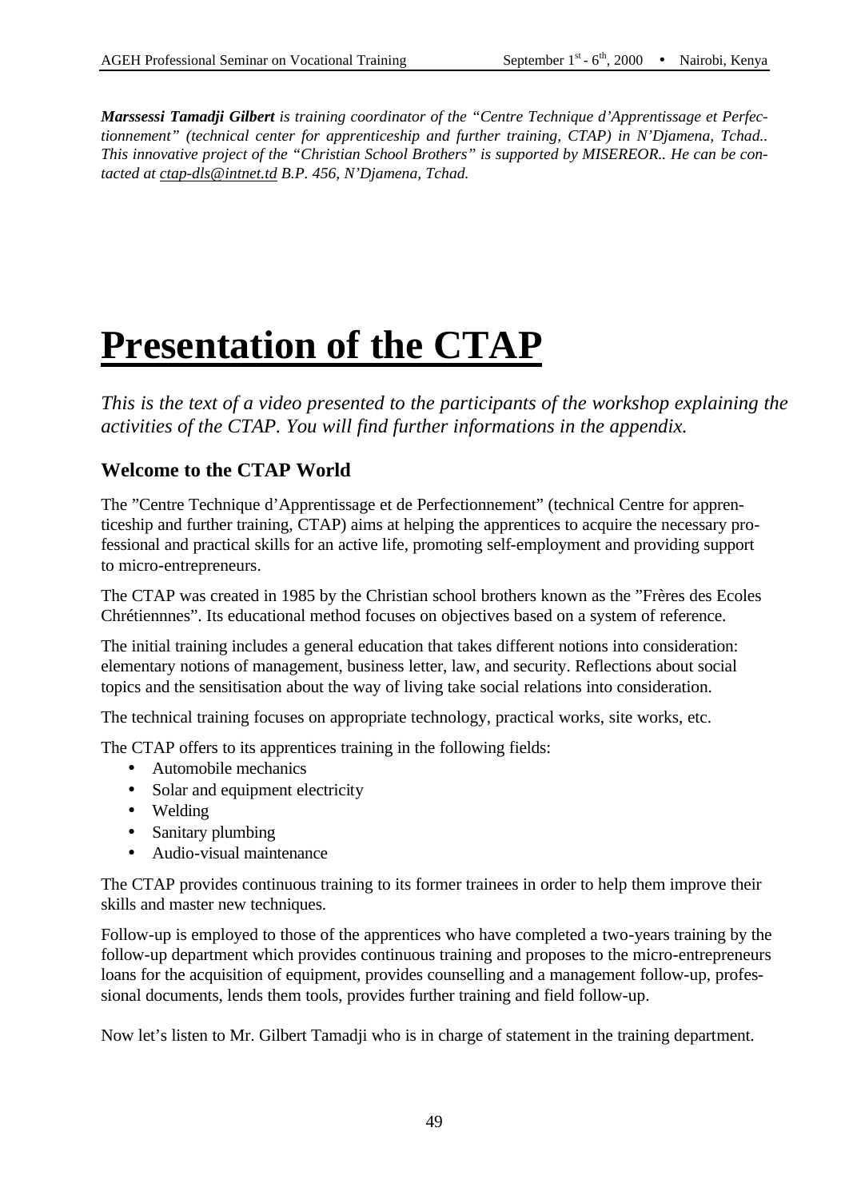***Marssessi Tamadji Gilbert** is training coordinator of the "Centre Technique d'Apprentissage et Perfectionnement" (technical center for apprenticeship and further training, CTAP) in N'Djamena, Tchad.. This innovative project of the "Christian School Brothers" is supported by MISEREOR.. He can be contacted at ctap-dls@intnet.td B.P. 456, N'Djamena, Tchad.*

# Presentation of the CTAP

*This is the text of a video presented to the participants of the workshop explaining the activities of the CTAP. You will find further informations in the appendix.*

## Welcome to the CTAP World

The "Centre Technique d'Apprentissage et de Perfectionnement" (technical Centre for apprenticeship and further training, CTAP) aims at helping the apprentices to acquire the necessary professional and practical skills for an active life, promoting self-employment and providing support to micro-entrepreneurs.

The CTAP was created in 1985 by the Christian school brothers known as the "Frères des Ecoles Chrétiennnes". Its educational method focuses on objectives based on a system of reference.

The initial training includes a general education that takes different notions into consideration: elementary notions of management, business letter, law, and security. Reflections about social topics and the sensitisation about the way of living take social relations into consideration.

The technical training focuses on appropriate technology, practical works, site works, etc.

The CTAP offers to its apprentices training in the following fields:

- Automobile mechanics
- Solar and equipment electricity
- Welding
- Sanitary plumbing
- Audio-visual maintenance

The CTAP provides continuous training to its former trainees in order to help them improve their skills and master new techniques.

Follow-up is employed to those of the apprentices who have completed a two-years training by the follow-up department which provides continuous training and proposes to the micro-entrepreneurs loans for the acquisition of equipment, provides counselling and a management follow-up, professional documents, lends them tools, provides further training and field follow-up.

Now let's listen to Mr. Gilbert Tamadji who is in charge of statement in the training department.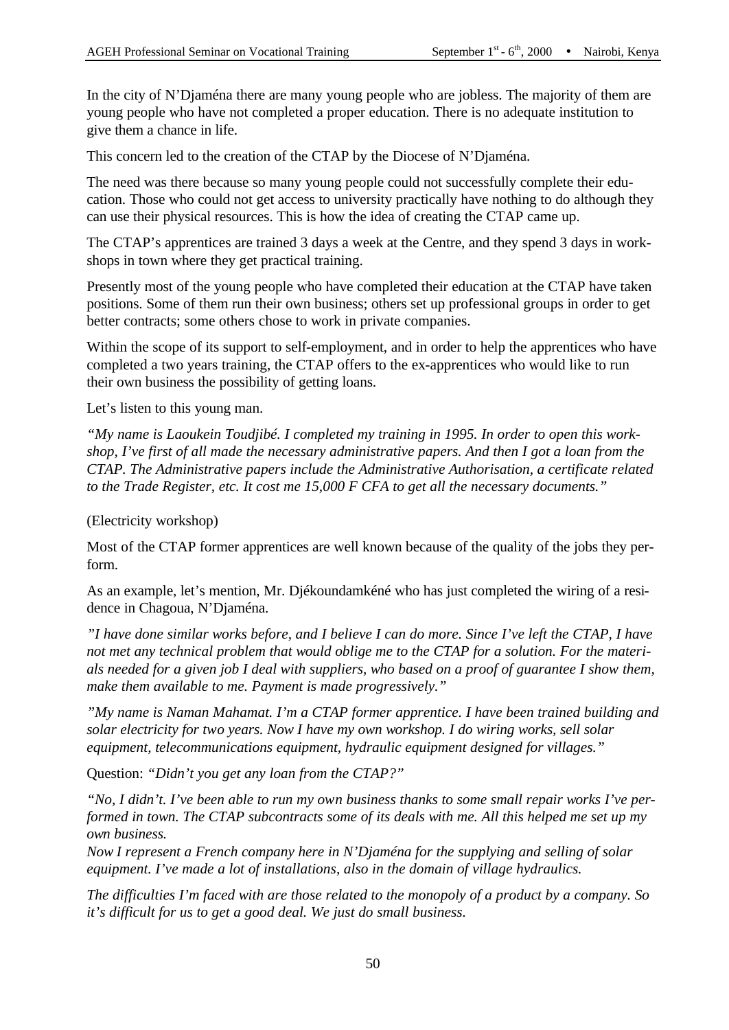In the city of N'Djaména there are many young people who are jobless. The majority of them are young people who have not completed a proper education. There is no adequate institution to give them a chance in life.

This concern led to the creation of the CTAP by the Diocese of N'Djaména.

The need was there because so many young people could not successfully complete their education. Those who could not get access to university practically have nothing to do although they can use their physical resources. This is how the idea of creating the CTAP came up.

The CTAP's apprentices are trained 3 days a week at the Centre, and they spend 3 days in workshops in town where they get practical training.

Presently most of the young people who have completed their education at the CTAP have taken positions. Some of them run their own business; others set up professional groups in order to get better contracts; some others chose to work in private companies.

Within the scope of its support to self-employment, and in order to help the apprentices who have completed a two years training, the CTAP offers to the ex-apprentices who would like to run their own business the possibility of getting loans.

Let's listen to this young man.

*"My name is Laoukein Toudjibé. I completed my training in 1995. In order to open this workshop, I've first of all made the necessary administrative papers. And then I got a loan from the CTAP. The Administrative papers include the Administrative Authorisation, a certificate related to the Trade Register, etc. It cost me 15,000 F CFA to get all the necessary documents."*

(Electricity workshop)

Most of the CTAP former apprentices are well known because of the quality of the jobs they perform.

As an example, let's mention, Mr. Djékoundamkéné who has just completed the wiring of a residence in Chagoua, N'Djaména.

*"I have done similar works before, and I believe I can do more. Since I've left the CTAP, I have not met any technical problem that would oblige me to the CTAP for a solution. For the materials needed for a given job I deal with suppliers, who based on a proof of guarantee I show them, make them available to me. Payment is made progressively."*

*"My name is Naman Mahamat. I'm a CTAP former apprentice. I have been trained building and solar electricity for two years. Now I have my own workshop. I do wiring works, sell solar equipment, telecommunications equipment, hydraulic equipment designed for villages."*

Question: *"Didn't you get any loan from the CTAP?"*

*"No, I didn't. I've been able to run my own business thanks to some small repair works I've performed in town. The CTAP subcontracts some of its deals with me. All this helped me set up my own business.*

*Now I represent a French company here in N'Djaména for the supplying and selling of solar equipment. I've made a lot of installations, also in the domain of village hydraulics.*

*The difficulties I'm faced with are those related to the monopoly of a product by a company. So it's difficult for us to get a good deal. We just do small business.*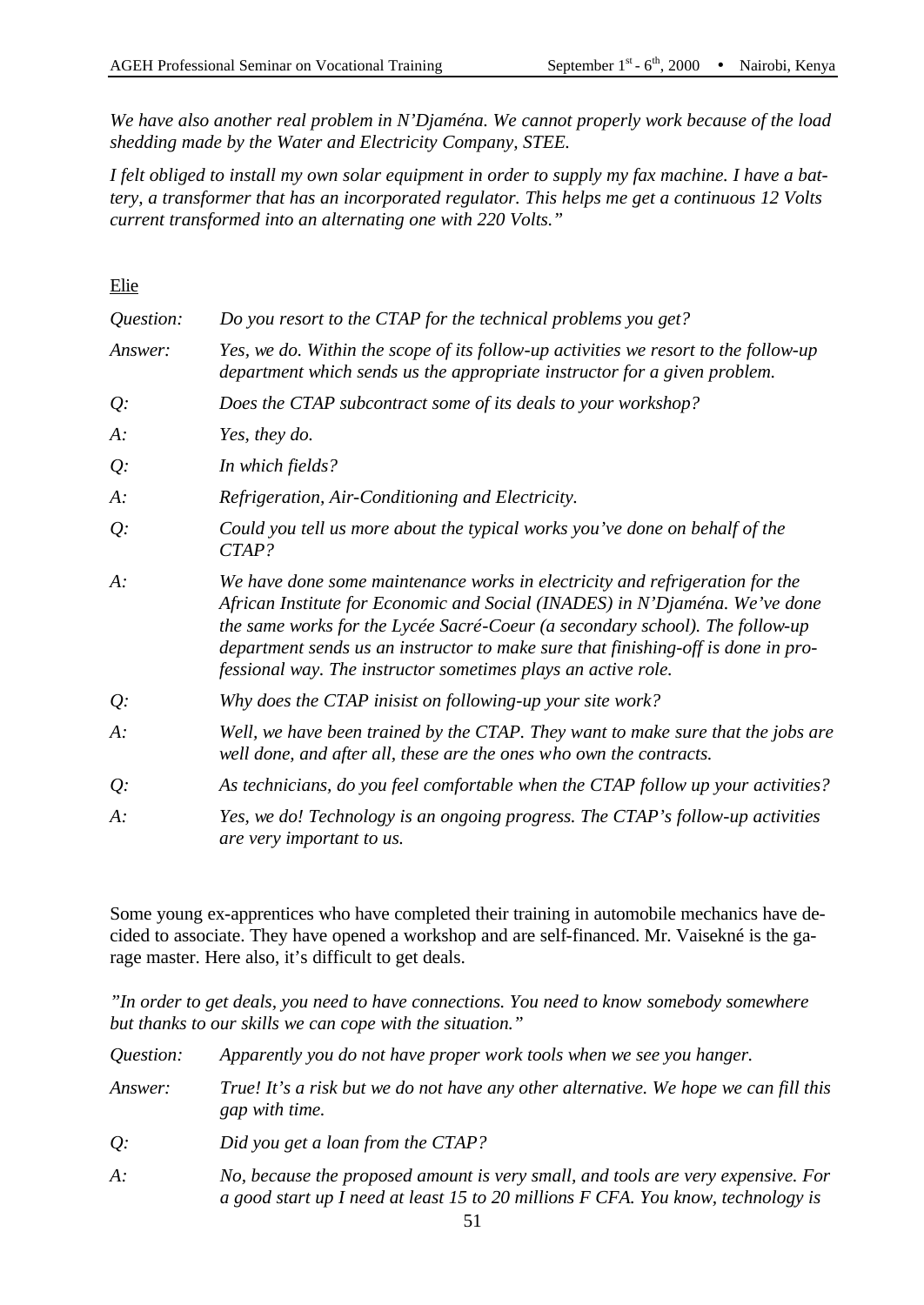*We have also another real problem in N'Djaména. We cannot properly work because of the load shedding made by the Water and Electricity Company, STEE.*

*I felt obliged to install my own solar equipment in order to supply my fax machine. I have a battery, a transformer that has an incorporated regulator. This helps me get a continuous 12 Volts current transformed into an alternating one with 220 Volts."*

Elie

*Question:* *Do you resort to the CTAP for the technical problems you get?*

*Answer:* *Yes, we do. Within the scope of its follow-up activities we resort to the follow-up department which sends us the appropriate instructor for a given problem.*

*Q:* *Does the CTAP subcontract some of its deals to your workshop?*

*A:* *Yes, they do.*

*Q:* *In which fields?*

*A:* *Refrigeration, Air-Conditioning and Electricity.*

*Q:* *Could you tell us more about the typical works you've done on behalf of the CTAP?*

*A:* *We have done some maintenance works in electricity and refrigeration for the African Institute for Economic and Social (INADES) in N'Djaména. We've done the same works for the Lycée Sacré-Coeur (a secondary school). The follow-up department sends us an instructor to make sure that finishing-off is done in professional way. The instructor sometimes plays an active role.*

*Q:* *Why does the CTAP inisist on following-up your site work?*

*A:* *Well, we have been trained by the CTAP. They want to make sure that the jobs are well done, and after all, these are the ones who own the contracts.*

*Q:* *As technicians, do you feel comfortable when the CTAP follow up your activities?*

*A:* *Yes, we do! Technology is an ongoing progress. The CTAP's follow-up activities are very important to us.*

Some young ex-apprentices who have completed their training in automobile mechanics have decided to associate. They have opened a workshop and are self-financed. Mr. Vaisekné is the garage master. Here also, it's difficult to get deals.

*"In order to get deals, you need to have connections. You need to know somebody somewhere but thanks to our skills we can cope with the situation."*

*Question:* *Apparently you do not have proper work tools when we see you hanger.*

*Answer:* *True! It's a risk but we do not have any other alternative. We hope we can fill this gap with time.*

*Q:* *Did you get a loan from the CTAP?*

*A:* *No, because the proposed amount is very small, and tools are very expensive. For a good start up I need at least 15 to 20 millions F CFA. You know, technology is*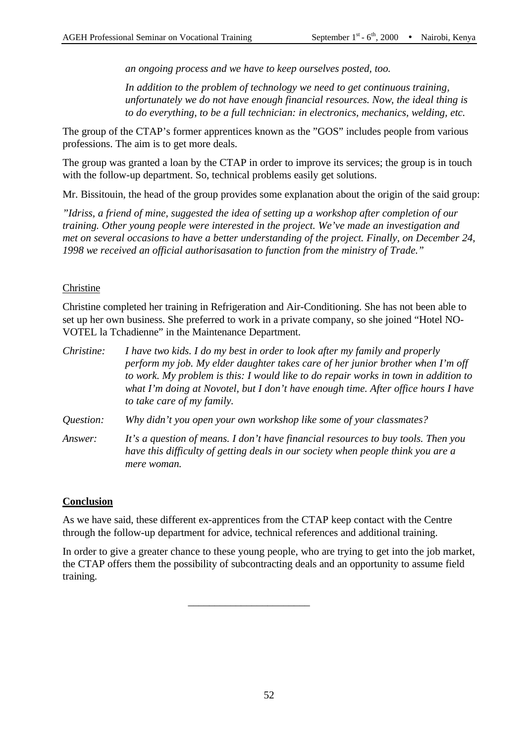*an ongoing process and we have to keep ourselves posted, too.*

*In addition to the problem of technology we need to get continuous training, unfortunately we do not have enough financial resources. Now, the ideal thing is to do everything, to be a full technician: in electronics, mechanics, welding, etc.*

The group of the CTAP's former apprentices known as the "GOS" includes people from various professions. The aim is to get more deals.

The group was granted a loan by the CTAP in order to improve its services; the group is in touch with the follow-up department. So, technical problems easily get solutions.

Mr. Bissitouin, the head of the group provides some explanation about the origin of the said group:

*"Idriss, a friend of mine, suggested the idea of setting up a workshop after completion of our training. Other young people were interested in the project. We've made an investigation and met on several occasions to have a better understanding of the project. Finally, on December 24, 1998 we received an official authorisasation to function from the ministry of Trade."*

<u>Christine</u>

Christine completed her training in Refrigeration and Air-Conditioning. She has not been able to set up her own business. She preferred to work in a private company, so she joined "Hotel NO-VOTEL la Tchadienne" in the Maintenance Department.

*Christine:* *I have two kids. I do my best in order to look after my family and properly perform my job. My elder daughter takes care of her junior brother when I'm off to work. My problem is this: I would like to do repair works in town in addition to what I'm doing at Novotel, but I don't have enough time. After office hours I have to take care of my family.*

*Question:* *Why didn't you open your own workshop like some of your classmates?*

*Answer:* *It's a question of means. I don't have financial resources to buy tools. Then you have this difficulty of getting deals in our society when people think you are a mere woman.*

## Conclusion

As we have said, these different ex-apprentices from the CTAP keep contact with the Centre through the follow-up department for advice, technical references and additional training.

In order to give a greater chance to these young people, who are trying to get into the job market, the CTAP offers them the possibility of subcontracting deals and an opportunity to assume field training.

---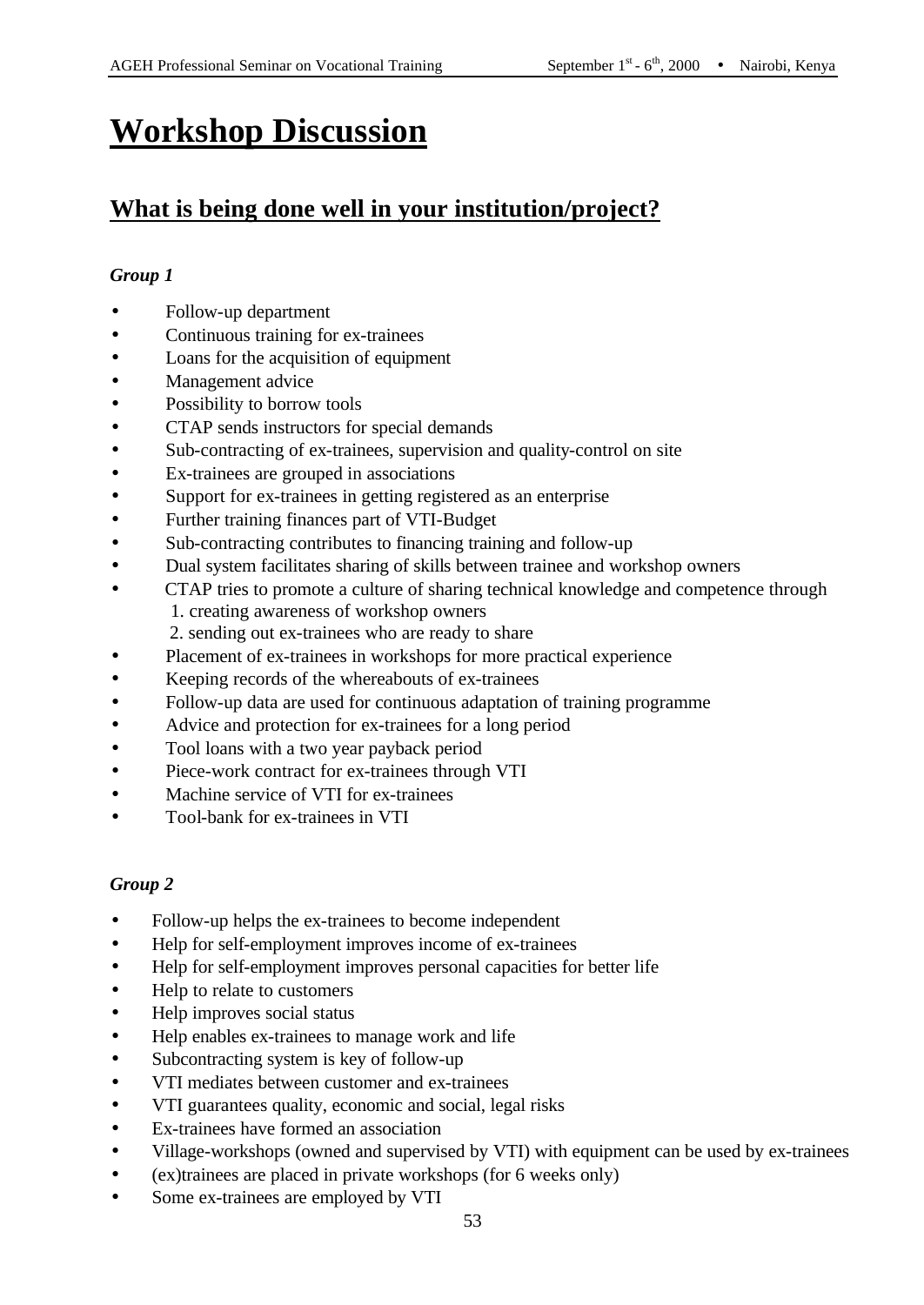# Workshop Discussion

## What is being done well in your institution/project?

***Group 1***

- Follow-up department
- Continuous training for ex-trainees
- Loans for the acquisition of equipment
- Management advice
- Possibility to borrow tools
- CTAP sends instructors for special demands
- Sub-contracting of ex-trainees, supervision and quality-control on site
- Ex-trainees are grouped in associations
- Support for ex-trainees in getting registered as an enterprise
- Further training finances part of VTI-Budget
- Sub-contracting contributes to financing training and follow-up
- Dual system facilitates sharing of skills between trainee and workshop owners
- CTAP tries to promote a culture of sharing technical knowledge and competence through
  1. creating awareness of workshop owners
  2. sending out ex-trainees who are ready to share
- Placement of ex-trainees in workshops for more practical experience
- Keeping records of the whereabouts of ex-trainees
- Follow-up data are used for continuous adaptation of training programme
- Advice and protection for ex-trainees for a long period
- Tool loans with a two year payback period
- Piece-work contract for ex-trainees through VTI
- Machine service of VTI for ex-trainees
- Tool-bank for ex-trainees in VTI

***Group 2***

- Follow-up helps the ex-trainees to become independent
- Help for self-employment improves income of ex-trainees
- Help for self-employment improves personal capacities for better life
- Help to relate to customers
- Help improves social status
- Help enables ex-trainees to manage work and life
- Subcontracting system is key of follow-up
- VTI mediates between customer and ex-trainees
- VTI guarantees quality, economic and social, legal risks
- Ex-trainees have formed an association
- Village-workshops (owned and supervised by VTI) with equipment can be used by ex-trainees
- (ex)trainees are placed in private workshops (for 6 weeks only)
- Some ex-trainees are employed by VTI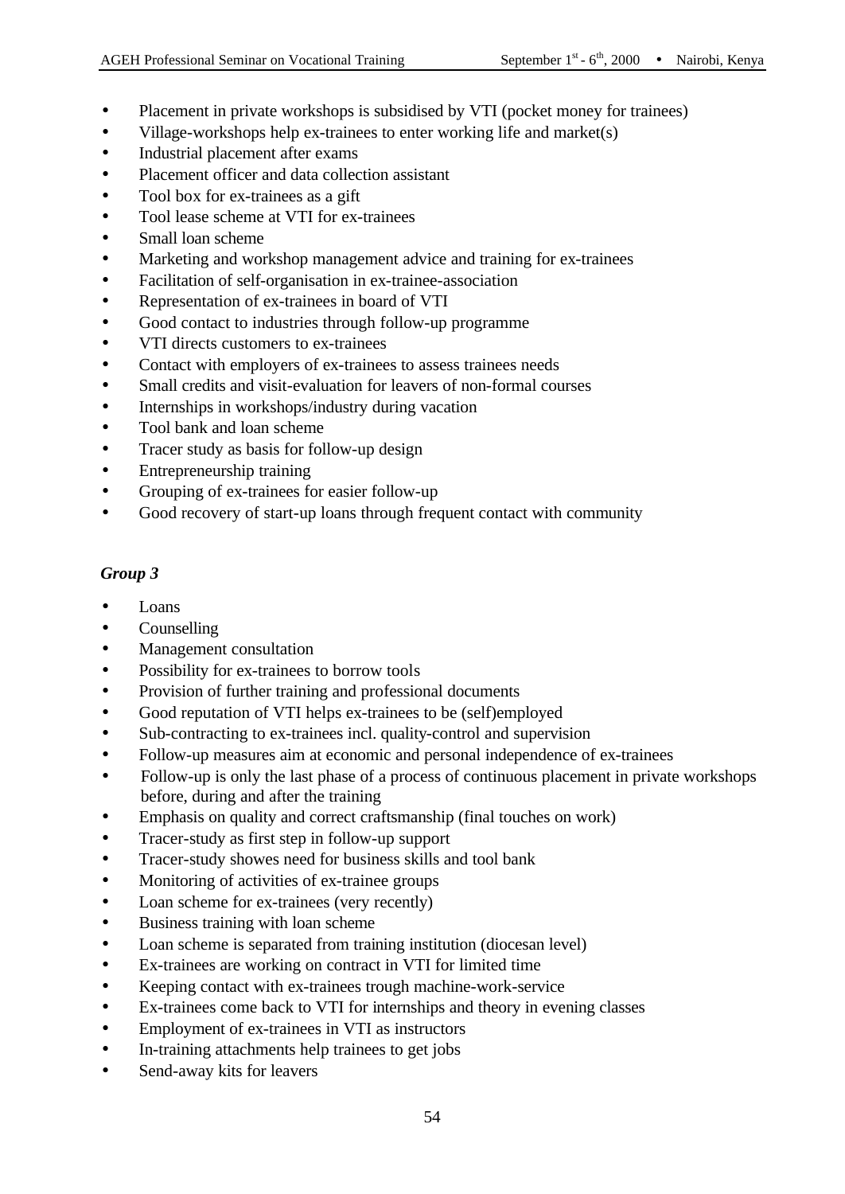- Placement in private workshops is subsidised by VTI (pocket money for trainees)
- Village-workshops help ex-trainees to enter working life and market(s)
- Industrial placement after exams
- Placement officer and data collection assistant
- Tool box for ex-trainees as a gift
- Tool lease scheme at VTI for ex-trainees
- Small loan scheme
- Marketing and workshop management advice and training for ex-trainees
- Facilitation of self-organisation in ex-trainee-association
- Representation of ex-trainees in board of VTI
- Good contact to industries through follow-up programme
- VTI directs customers to ex-trainees
- Contact with employers of ex-trainees to assess trainees needs
- Small credits and visit-evaluation for leavers of non-formal courses
- Internships in workshops/industry during vacation
- Tool bank and loan scheme
- Tracer study as basis for follow-up design
- Entrepreneurship training
- Grouping of ex-trainees for easier follow-up
- Good recovery of start-up loans through frequent contact with community

***Group 3***

- Loans
- Counselling
- Management consultation
- Possibility for ex-trainees to borrow tools
- Provision of further training and professional documents
- Good reputation of VTI helps ex-trainees to be (self)employed
- Sub-contracting to ex-trainees incl. quality-control and supervision
- Follow-up measures aim at economic and personal independence of ex-trainees
- Follow-up is only the last phase of a process of continuous placement in private workshops before, during and after the training
- Emphasis on quality and correct craftsmanship (final touches on work)
- Tracer-study as first step in follow-up support
- Tracer-study showes need for business skills and tool bank
- Monitoring of activities of ex-trainee groups
- Loan scheme for ex-trainees (very recently)
- Business training with loan scheme
- Loan scheme is separated from training institution (diocesan level)
- Ex-trainees are working on contract in VTI for limited time
- Keeping contact with ex-trainees trough machine-work-service
- Ex-trainees come back to VTI for internships and theory in evening classes
- Employment of ex-trainees in VTI as instructors
- In-training attachments help trainees to get jobs
- Send-away kits for leavers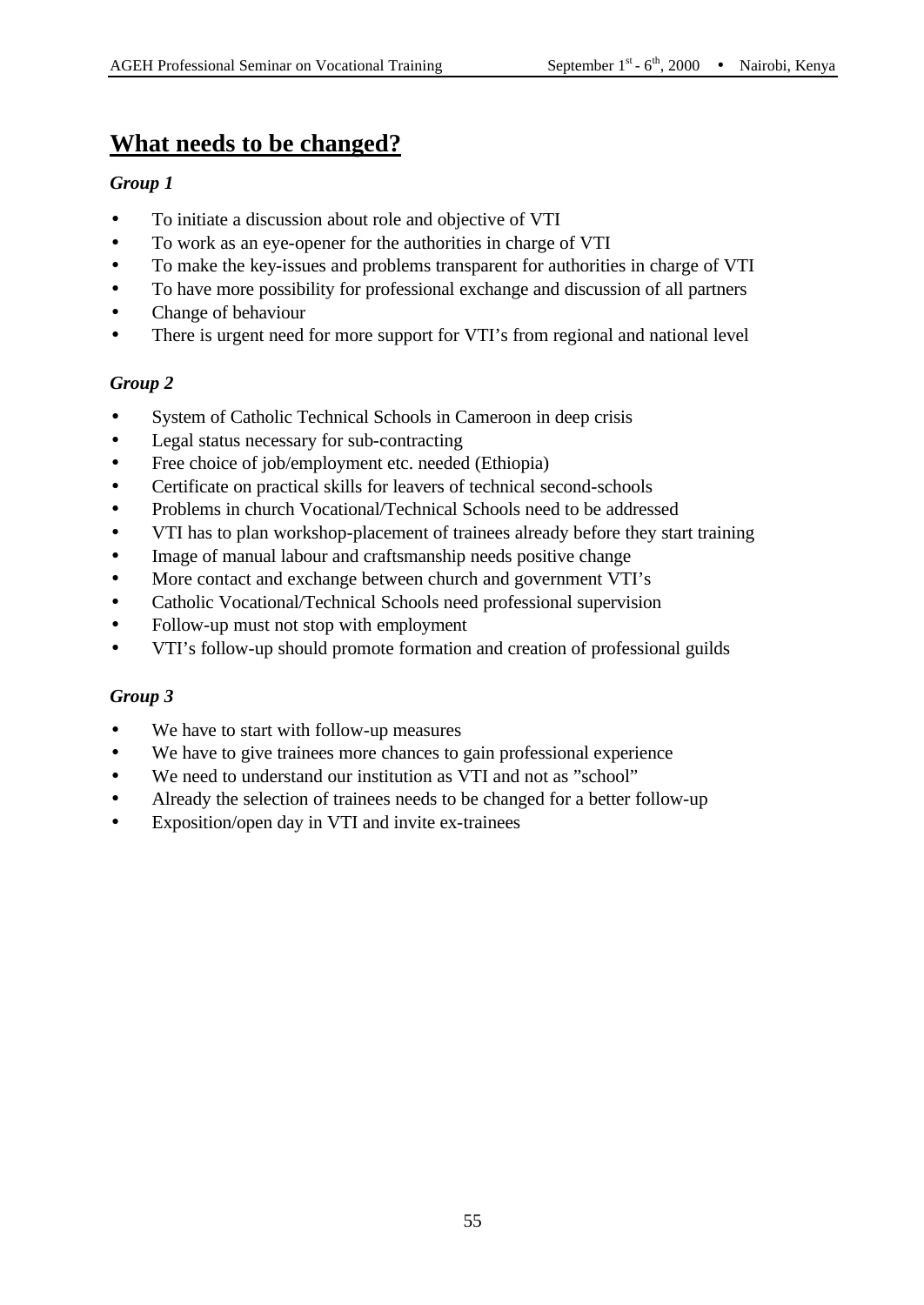# What needs to be changed?

### *Group 1*

- To initiate a discussion about role and objective of VTI
- To work as an eye-opener for the authorities in charge of VTI
- To make the key-issues and problems transparent for authorities in charge of VTI
- To have more possibility for professional exchange and discussion of all partners
- Change of behaviour
- There is urgent need for more support for VTI's from regional and national level

### *Group 2*

- System of Catholic Technical Schools in Cameroon in deep crisis
- Legal status necessary for sub-contracting
- Free choice of job/employment etc. needed (Ethiopia)
- Certificate on practical skills for leavers of technical second-schools
- Problems in church Vocational/Technical Schools need to be addressed
- VTI has to plan workshop-placement of trainees already before they start training
- Image of manual labour and craftsmanship needs positive change
- More contact and exchange between church and government VTI's
- Catholic Vocational/Technical Schools need professional supervision
- Follow-up must not stop with employment
- VTI's follow-up should promote formation and creation of professional guilds

### *Group 3*

- We have to start with follow-up measures
- We have to give trainees more chances to gain professional experience
- We need to understand our institution as VTI and not as "school"
- Already the selection of trainees needs to be changed for a better follow-up
- Exposition/open day in VTI and invite ex-trainees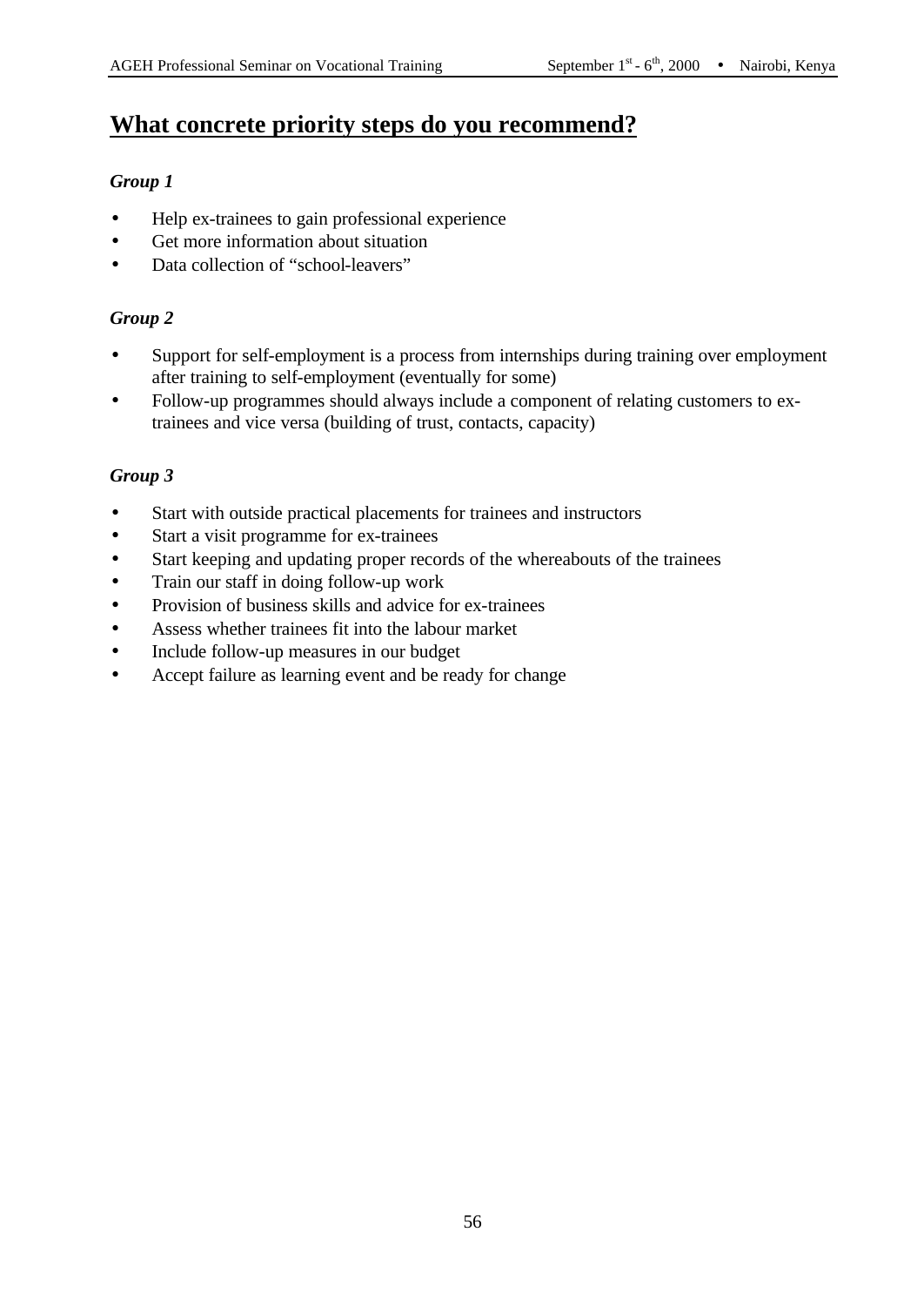## What concrete priority steps do you recommend?

### *Group 1*

- Help ex-trainees to gain professional experience
- Get more information about situation
- Data collection of "school-leavers"

### *Group 2*

- Support for self-employment is a process from internships during training over employment after training to self-employment (eventually for some)
- Follow-up programmes should always include a component of relating customers to ex-trainees and vice versa (building of trust, contacts, capacity)

### *Group 3*

- Start with outside practical placements for trainees and instructors
- Start a visit programme for ex-trainees
- Start keeping and updating proper records of the whereabouts of the trainees
- Train our staff in doing follow-up work
- Provision of business skills and advice for ex-trainees
- Assess whether trainees fit into the labour market
- Include follow-up measures in our budget
- Accept failure as learning event and be ready for change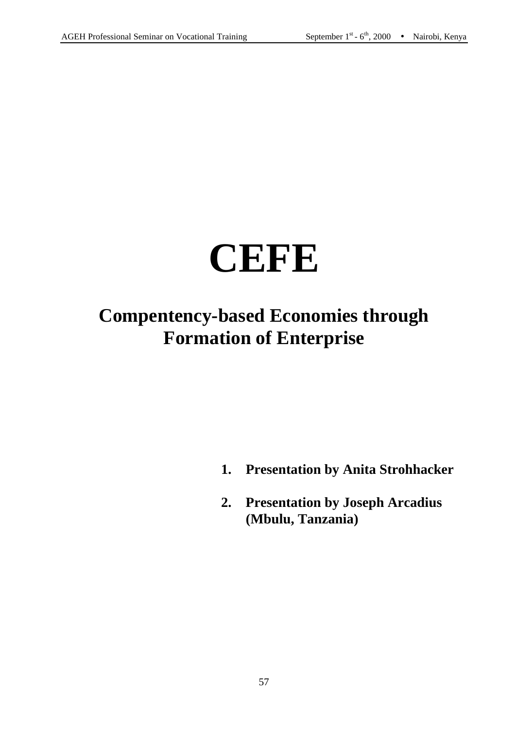# CEFE

## Compentency-based Economies through Formation of Enterprise

1. **Presentation by Anita Strohhacker**
2. **Presentation by Joseph Arcadius (Mbulu, Tanzania)**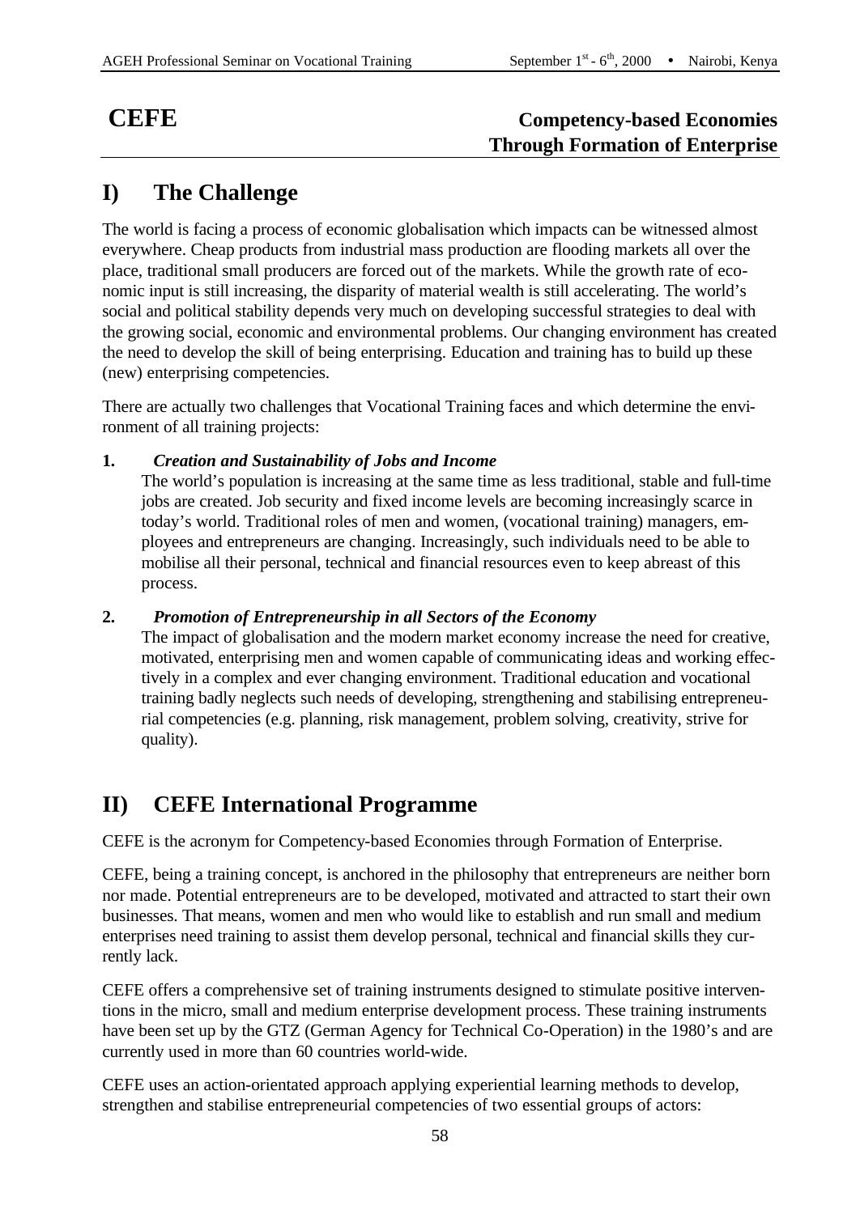# CEFE

**Competency-based Economies Through Formation of Enterprise**

## I) The Challenge

The world is facing a process of economic globalisation which impacts can be witnessed almost everywhere. Cheap products from industrial mass production are flooding markets all over the place, traditional small producers are forced out of the markets. While the growth rate of economic input is still increasing, the disparity of material wealth is still accelerating. The world's social and political stability depends very much on developing successful strategies to deal with the growing social, economic and environmental problems. Our changing environment has created the need to develop the skill of being enterprising. Education and training has to build up these (new) enterprising competencies.

There are actually two challenges that Vocational Training faces and which determine the environment of all training projects:

**1.** ***Creation and Sustainability of Jobs and Income***
The world's population is increasing at the same time as less traditional, stable and full-time jobs are created. Job security and fixed income levels are becoming increasingly scarce in today's world. Traditional roles of men and women, (vocational training) managers, employees and entrepreneurs are changing. Increasingly, such individuals need to be able to mobilise all their personal, technical and financial resources even to keep abreast of this process.

**2.** ***Promotion of Entrepreneurship in all Sectors of the Economy***
The impact of globalisation and the modern market economy increase the need for creative, motivated, enterprising men and women capable of communicating ideas and working effectively in a complex and ever changing environment. Traditional education and vocational training badly neglects such needs of developing, strengthening and stabilising entrepreneurial competencies (e.g. planning, risk management, problem solving, creativity, strive for quality).

## II) CEFE International Programme

CEFE is the acronym for Competency-based Economies through Formation of Enterprise.

CEFE, being a training concept, is anchored in the philosophy that entrepreneurs are neither born nor made. Potential entrepreneurs are to be developed, motivated and attracted to start their own businesses. That means, women and men who would like to establish and run small and medium enterprises need training to assist them develop personal, technical and financial skills they currently lack.

CEFE offers a comprehensive set of training instruments designed to stimulate positive interventions in the micro, small and medium enterprise development process. These training instruments have been set up by the GTZ (German Agency for Technical Co-Operation) in the 1980's and are currently used in more than 60 countries world-wide.

CEFE uses an action-orientated approach applying experiential learning methods to develop, strengthen and stabilise entrepreneurial competencies of two essential groups of actors: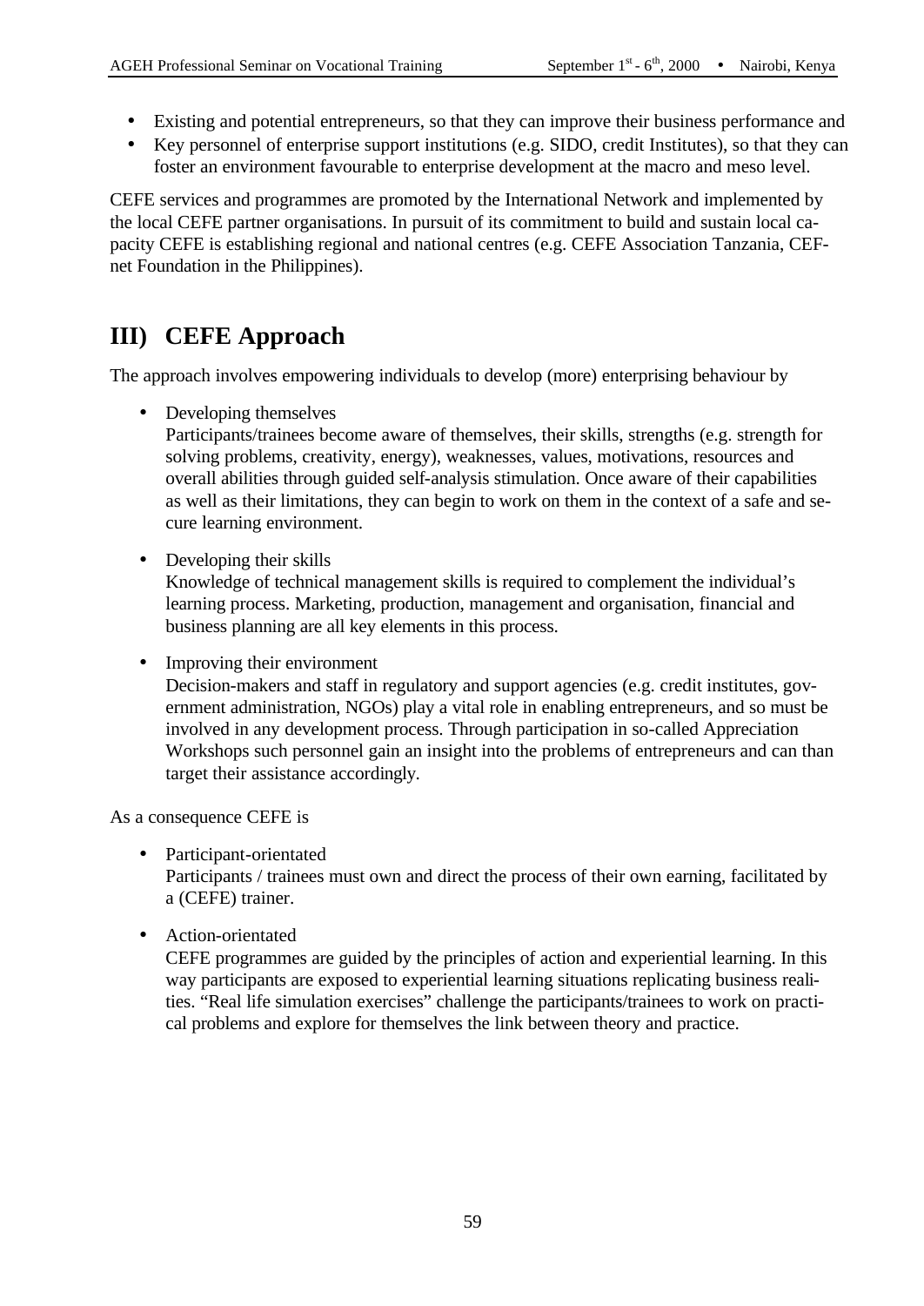- Existing and potential entrepreneurs, so that they can improve their business performance and
- Key personnel of enterprise support institutions (e.g. SIDO, credit Institutes), so that they can foster an environment favourable to enterprise development at the macro and meso level.

CEFE services and programmes are promoted by the International Network and implemented by the local CEFE partner organisations. In pursuit of its commitment to build and sustain local capacity CEFE is establishing regional and national centres (e.g. CEFE Association Tanzania, CEF-net Foundation in the Philippines).

# III) CEFE Approach

The approach involves empowering individuals to develop (more) enterprising behaviour by

- Developing themselves
  Participants/trainees become aware of themselves, their skills, strengths (e.g. strength for solving problems, creativity, energy), weaknesses, values, motivations, resources and overall abilities through guided self-analysis stimulation. Once aware of their capabilities as well as their limitations, they can begin to work on them in the context of a safe and secure learning environment.

- Developing their skills
  Knowledge of technical management skills is required to complement the individual's learning process. Marketing, production, management and organisation, financial and business planning are all key elements in this process.

- Improving their environment
  Decision-makers and staff in regulatory and support agencies (e.g. credit institutes, government administration, NGOs) play a vital role in enabling entrepreneurs, and so must be involved in any development process. Through participation in so-called Appreciation Workshops such personnel gain an insight into the problems of entrepreneurs and can than target their assistance accordingly.

As a consequence CEFE is

- Participant-orientated
  Participants / trainees must own and direct the process of their own earning, facilitated by a (CEFE) trainer.

- Action-orientated
  CEFE programmes are guided by the principles of action and experiential learning. In this way participants are exposed to experiential learning situations replicating business realities. "Real life simulation exercises" challenge the participants/trainees to work on practical problems and explore for themselves the link between theory and practice.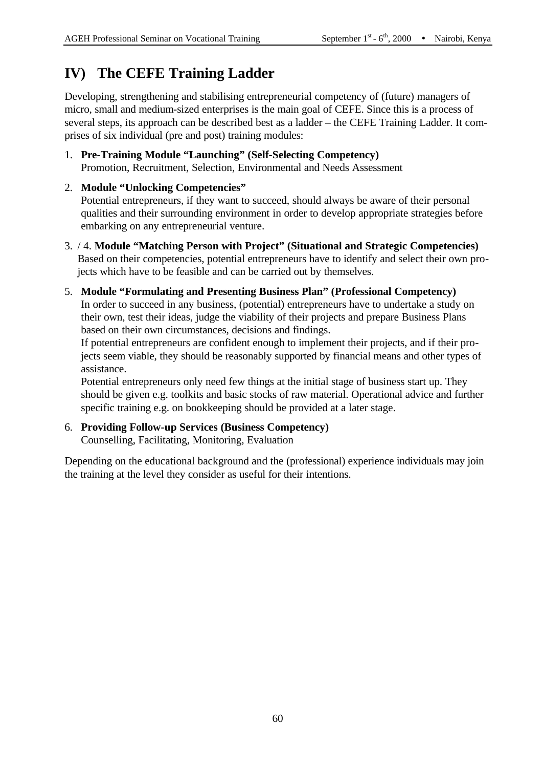# IV) The CEFE Training Ladder

Developing, strengthening and stabilising entrepreneurial competency of (future) managers of micro, small and medium-sized enterprises is the main goal of CEFE. Since this is a process of several steps, its approach can be described best as a ladder – the CEFE Training Ladder. It comprises of six individual (pre and post) training modules:

1. **Pre-Training Module "Launching" (Self-Selecting Competency)**
   Promotion, Recruitment, Selection, Environmental and Needs Assessment

2. **Module "Unlocking Competencies"**
   Potential entrepreneurs, if they want to succeed, should always be aware of their personal qualities and their surrounding environment in order to develop appropriate strategies before embarking on any entrepreneurial venture.

3. / 4. **Module "Matching Person with Project" (Situational and Strategic Competencies)**
   Based on their competencies, potential entrepreneurs have to identify and select their own projects which have to be feasible and can be carried out by themselves.

5. **Module "Formulating and Presenting Business Plan" (Professional Competency)**
   In order to succeed in any business, (potential) entrepreneurs have to undertake a study on their own, test their ideas, judge the viability of their projects and prepare Business Plans based on their own circumstances, decisions and findings.
   If potential entrepreneurs are confident enough to implement their projects, and if their projects seem viable, they should be reasonably supported by financial means and other types of assistance.
   Potential entrepreneurs only need few things at the initial stage of business start up. They should be given e.g. toolkits and basic stocks of raw material. Operational advice and further specific training e.g. on bookkeeping should be provided at a later stage.

6. **Providing Follow-up Services (Business Competency)**
   Counselling, Facilitating, Monitoring, Evaluation

Depending on the educational background and the (professional) experience individuals may join the training at the level they consider as useful for their intentions.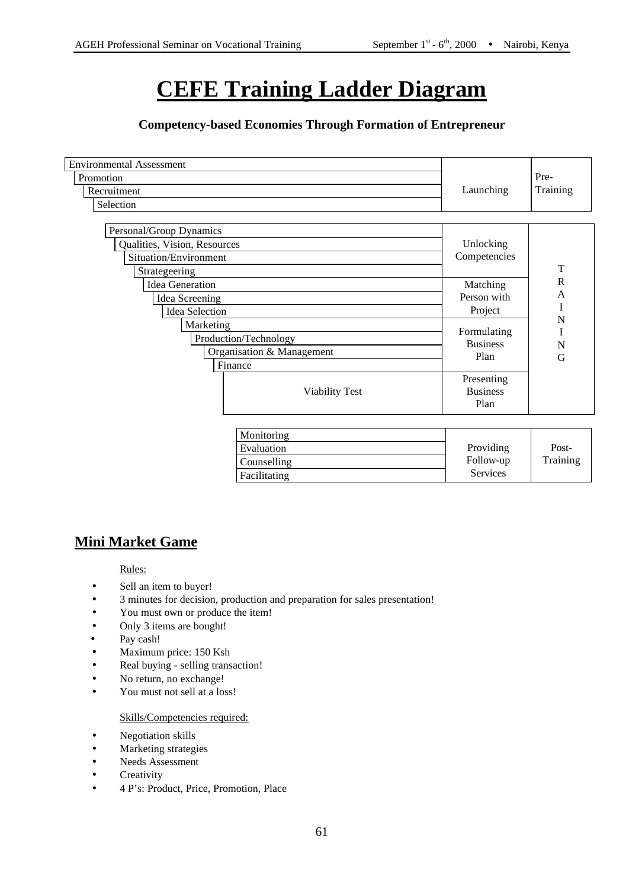# CEFE Training Ladder Diagram

**Competency-based Economies Through Formation of Entrepreneur**

| Activities | Stage | Phase |
|---|---|---|
| Environmental Assessment<br>Promotion<br>Recruitment<br>Selection | Launching | Pre-Training |
| Personal/Group Dynamics<br>Qualities, Vision, Resources<br>Situation/Environment<br>Strategeering | Unlocking Competencies | TRAINING |
| Idea Generation<br>Idea Screening<br>Idea Selection | Matching Person with Project | |
| Marketing<br>Production/Technology<br>Organisation & Management<br>Finance | Formulating Business Plan | |
| Viability Test | Presenting Business Plan | |
| Monitoring<br>Evaluation<br>Counselling<br>Facilitating | Providing Follow-up Services | Post-Training |

## Mini Market Game

Rules:

- Sell an item to buyer!
- 3 minutes for decision, production and preparation for sales presentation!
- You must own or produce the item!
- Only 3 items are bought!
- Pay cash!
- Maximum price: 150 Ksh
- Real buying - selling transaction!
- No return, no exchange!
- You must not sell at a loss!

Skills/Competencies required:

- Negotiation skills
- Marketing strategies
- Needs Assessment
- Creativity
- 4 P's: Product, Price, Promotion, Place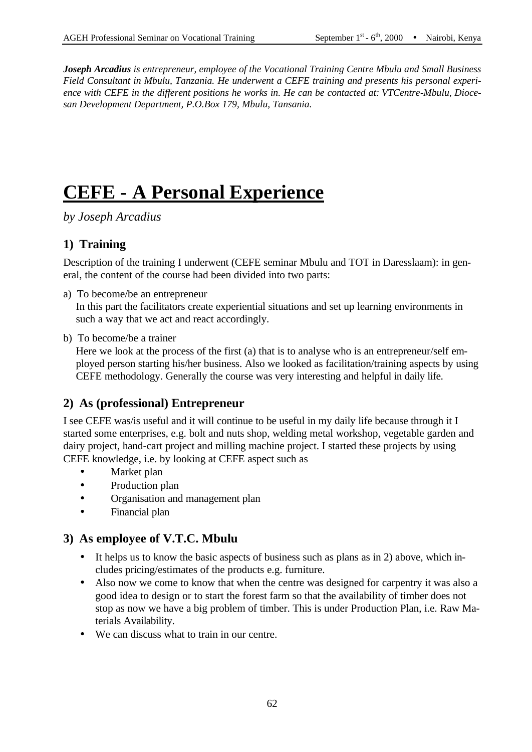***Joseph Arcadius*** *is entrepreneur, employee of the Vocational Training Centre Mbulu and Small Business Field Consultant in Mbulu, Tanzania. He underwent a CEFE training and presents his personal experience with CEFE in the different positions he works in. He can be contacted at: VTCentre-Mbulu, Diocesan Development Department, P.O.Box 179, Mbulu, Tansania.*

# CEFE - A Personal Experience

*by Joseph Arcadius*

## 1) Training

Description of the training I underwent (CEFE seminar Mbulu and TOT in Daresslaam): in general, the content of the course had been divided into two parts:

a) To become/be an entrepreneur
   In this part the facilitators create experiential situations and set up learning environments in such a way that we act and react accordingly.

b) To become/be a trainer
   Here we look at the process of the first (a) that is to analyse who is an entrepreneur/self employed person starting his/her business. Also we looked as facilitation/training aspects by using CEFE methodology. Generally the course was very interesting and helpful in daily life.

## 2) As (professional) Entrepreneur

I see CEFE was/is useful and it will continue to be useful in my daily life because through it I started some enterprises, e.g. bolt and nuts shop, welding metal workshop, vegetable garden and dairy project, hand-cart project and milling machine project. I started these projects by using CEFE knowledge, i.e. by looking at CEFE aspect such as

- Market plan
- Production plan
- Organisation and management plan
- Financial plan

## 3) As employee of V.T.C. Mbulu

- It helps us to know the basic aspects of business such as plans as in 2) above, which includes pricing/estimates of the products e.g. furniture.
- Also now we come to know that when the centre was designed for carpentry it was also a good idea to design or to start the forest farm so that the availability of timber does not stop as now we have a big problem of timber. This is under Production Plan, i.e. Raw Materials Availability.
- We can discuss what to train in our centre.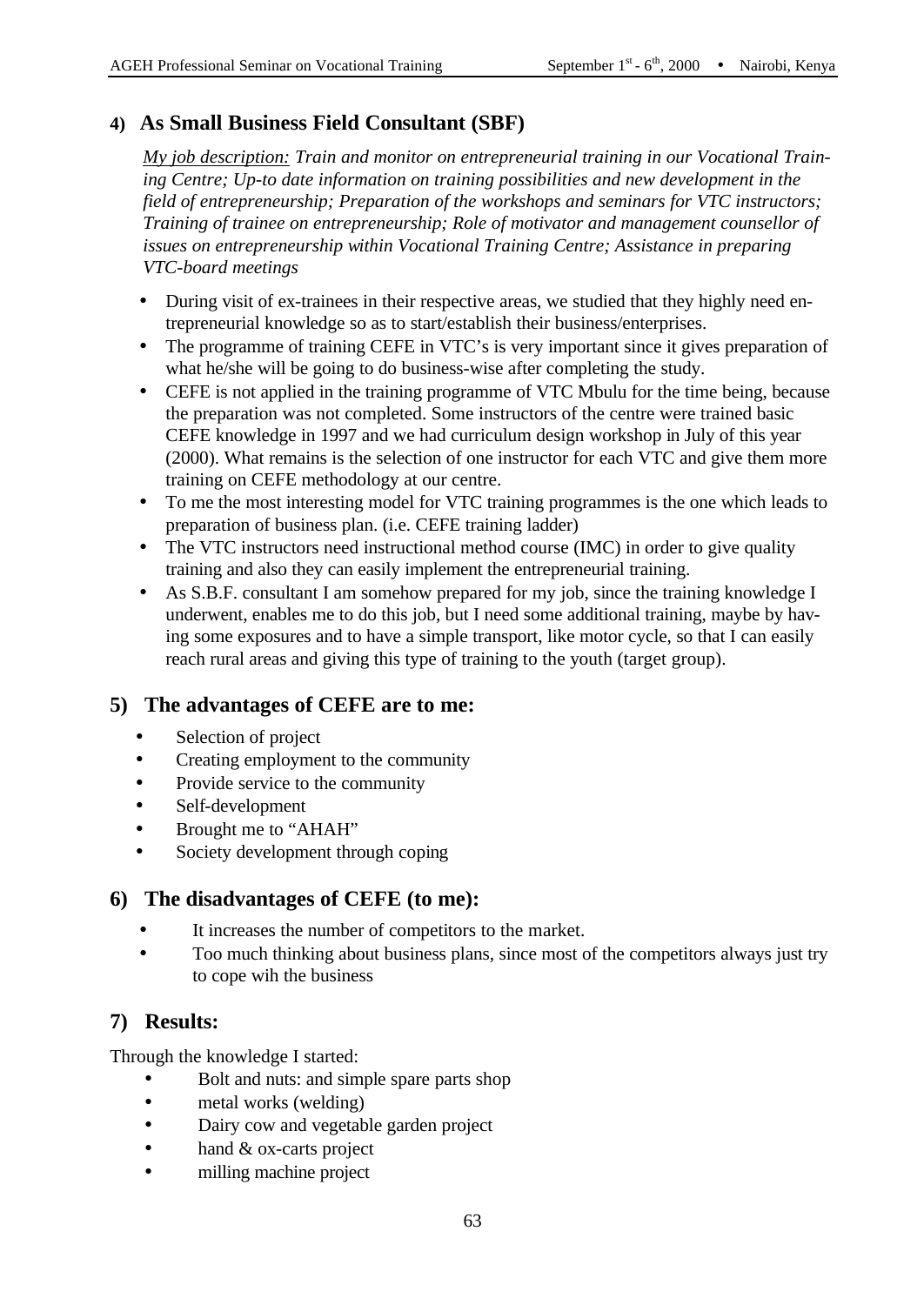## 4) As Small Business Field Consultant (SBF)

*<u>My job description:</u> Train and monitor on entrepreneurial training in our Vocational Training Centre; Up-to date information on training possibilities and new development in the field of entrepreneurship; Preparation of the workshops and seminars for VTC instructors; Training of trainee on entrepreneurship; Role of motivator and management counsellor of issues on entrepreneurship within Vocational Training Centre; Assistance in preparing VTC-board meetings*

- During visit of ex-trainees in their respective areas, we studied that they highly need entrepreneurial knowledge so as to start/establish their business/enterprises.
- The programme of training CEFE in VTC's is very important since it gives preparation of what he/she will be going to do business-wise after completing the study.
- CEFE is not applied in the training programme of VTC Mbulu for the time being, because the preparation was not completed. Some instructors of the centre were trained basic CEFE knowledge in 1997 and we had curriculum design workshop in July of this year (2000). What remains is the selection of one instructor for each VTC and give them more training on CEFE methodology at our centre.
- To me the most interesting model for VTC training programmes is the one which leads to preparation of business plan. (i.e. CEFE training ladder)
- The VTC instructors need instructional method course (IMC) in order to give quality training and also they can easily implement the entrepreneurial training.
- As S.B.F. consultant I am somehow prepared for my job, since the training knowledge I underwent, enables me to do this job, but I need some additional training, maybe by having some exposures and to have a simple transport, like motor cycle, so that I can easily reach rural areas and giving this type of training to the youth (target group).

## 5) The advantages of CEFE are to me:

- Selection of project
- Creating employment to the community
- Provide service to the community
- Self-development
- Brought me to "AHAH"
- Society development through coping

## 6) The disadvantages of CEFE (to me):

- It increases the number of competitors to the market.
- Too much thinking about business plans, since most of the competitors always just try to cope wih the business

## 7) Results:

Through the knowledge I started:

- Bolt and nuts: and simple spare parts shop
- metal works (welding)
- Dairy cow and vegetable garden project
- hand & ox-carts project
- milling machine project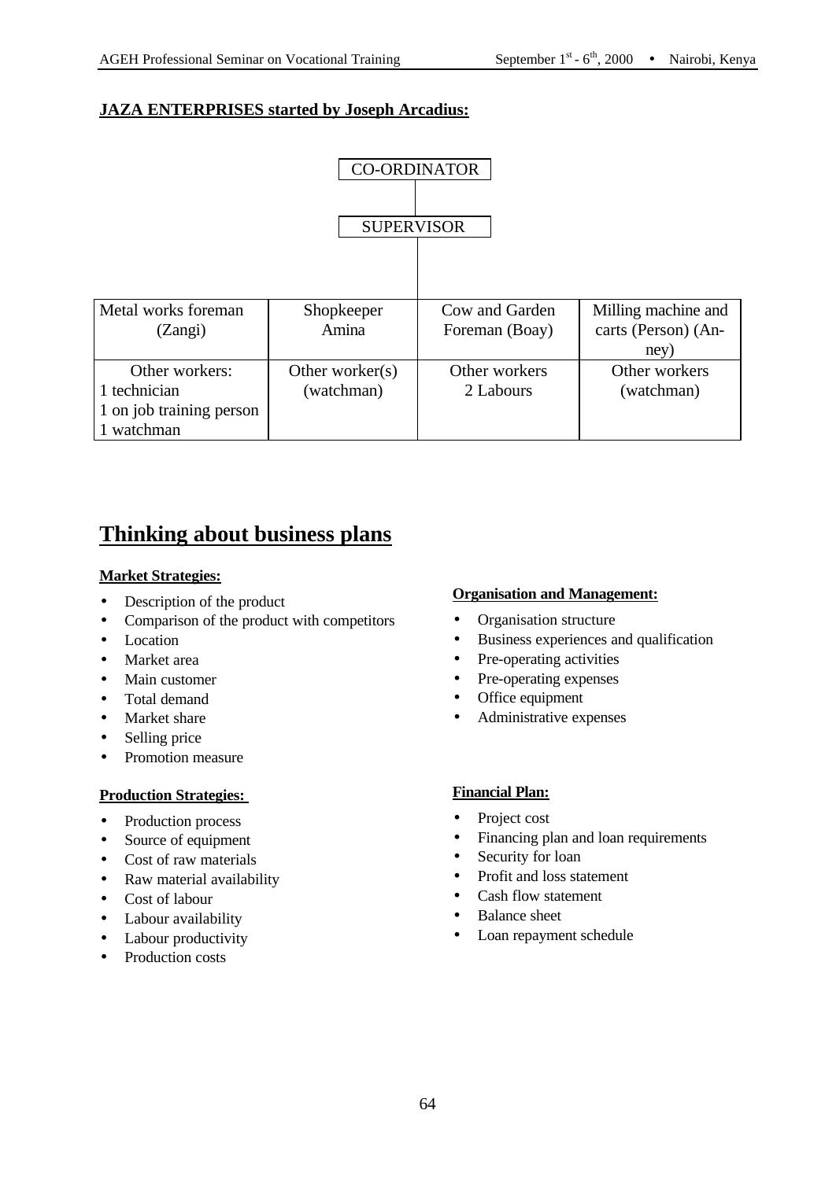**JAZA ENTERPRISES started by Joseph Arcadius:**

CO-ORDINATOR

SUPERVISOR

| Metal works foreman (Zangi) | Shopkeeper Amina | Cow and Garden Foreman (Boay) | Milling machine and carts (Person) (Aney) |
|---|---|---|---|
| Other workers:<br>1 technician<br>1 on job training person<br>1 watchman | Other worker(s) (watchman) | Other workers 2 Labours | Other workers (watchman) |

# Thinking about business plans

**Market Strategies:**

- Description of the product
- Comparison of the product with competitors
- Location
- Market area
- Main customer
- Total demand
- Market share
- Selling price
- Promotion measure

**Production Strategies:**

- Production process
- Source of equipment
- Cost of raw materials
- Raw material availability
- Cost of labour
- Labour availability
- Labour productivity
- Production costs

**Organisation and Management:**

- Organisation structure
- Business experiences and qualification
- Pre-operating activities
- Pre-operating expenses
- Office equipment
- Administrative expenses

**Financial Plan:**

- Project cost
- Financing plan and loan requirements
- Security for loan
- Profit and loss statement
- Cash flow statement
- Balance sheet
- Loan repayment schedule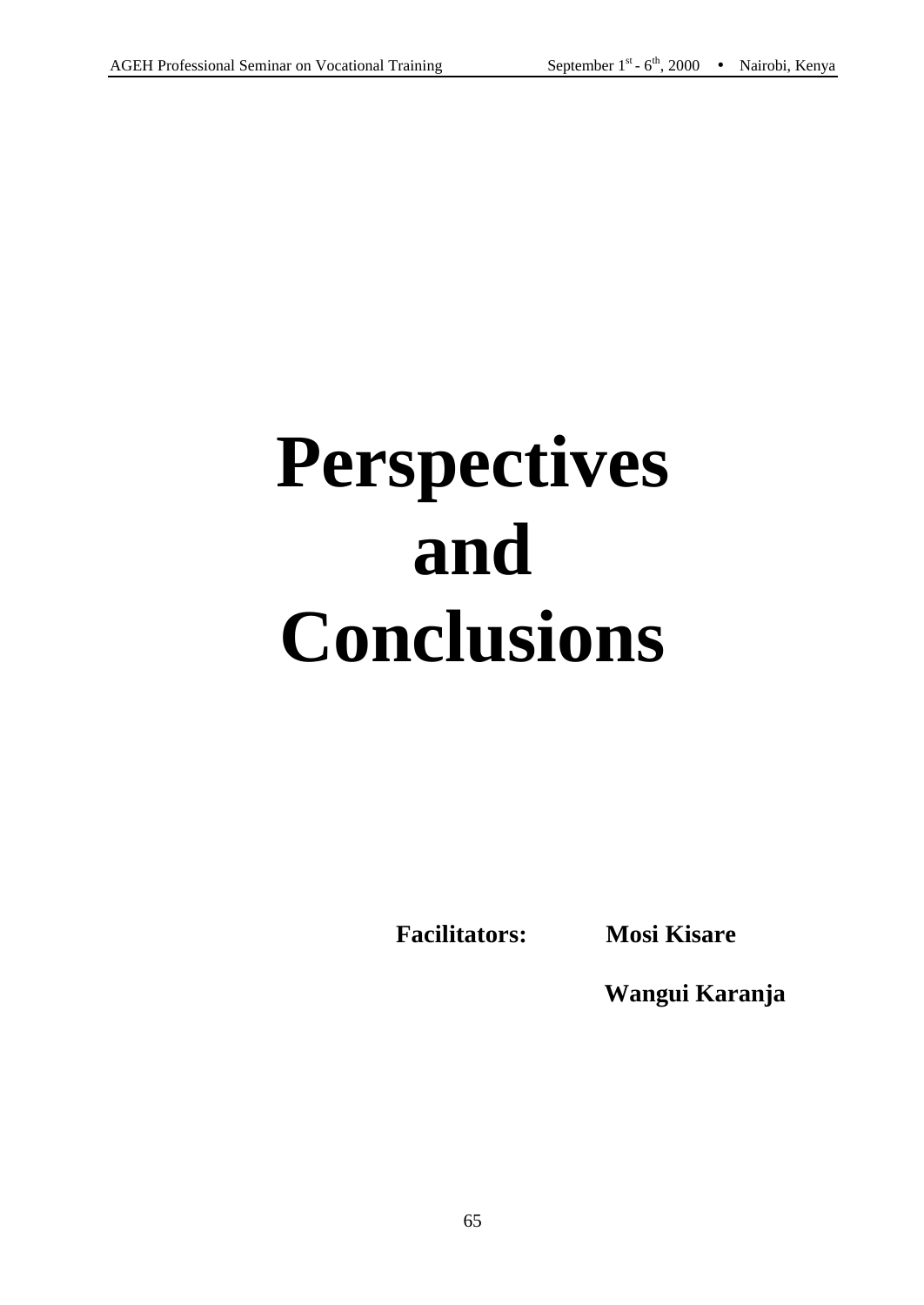# Perspectives and Conclusions

**Facilitators:** **Mosi Kisare**

**Wangui Karanja**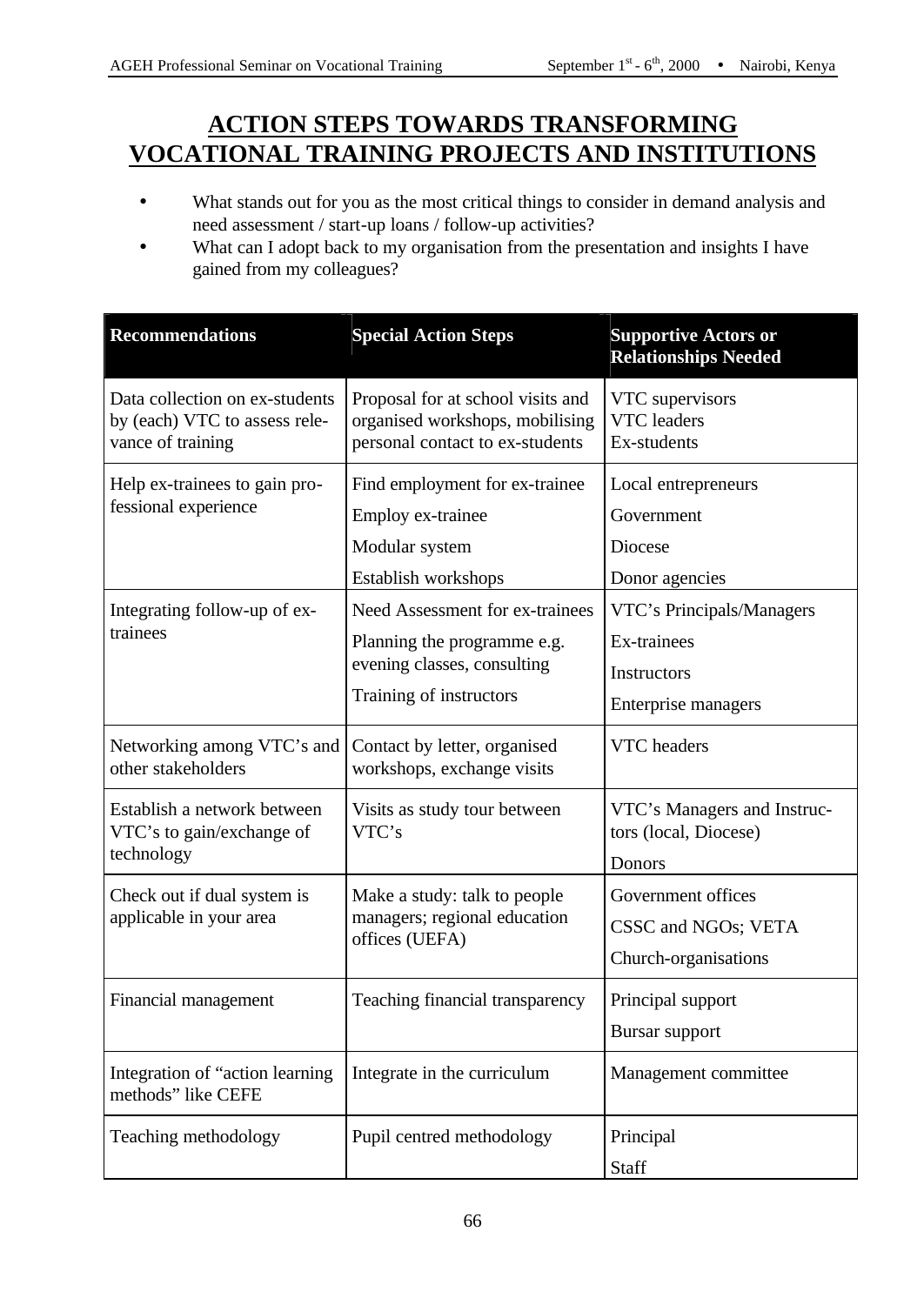# ACTION STEPS TOWARDS TRANSFORMING VOCATIONAL TRAINING PROJECTS AND INSTITUTIONS

- What stands out for you as the most critical things to consider in demand analysis and need assessment / start-up loans / follow-up activities?
- What can I adopt back to my organisation from the presentation and insights I have gained from my colleagues?

| Recommendations | Special Action Steps | Supportive Actors or Relationships Needed |
|---|---|---|
| Data collection on ex-students by (each) VTC to assess relevance of training | Proposal for at school visits and organised workshops, mobilising personal contact to ex-students | VTC supervisors<br>VTC leaders<br>Ex-students |
| Help ex-trainees to gain professional experience | Find employment for ex-trainee<br>Employ ex-trainee<br>Modular system<br>Establish workshops | Local entrepreneurs<br>Government<br>Diocese<br>Donor agencies |
| Integrating follow-up of ex-trainees | Need Assessment for ex-trainees<br>Planning the programme e.g. evening classes, consulting<br>Training of instructors | VTC's Principals/Managers<br>Ex-trainees<br>Instructors<br>Enterprise managers |
| Networking among VTC's and other stakeholders | Contact by letter, organised workshops, exchange visits | VTC headers |
| Establish a network between VTC's to gain/exchange of technology | Visits as study tour between VTC's | VTC's Managers and Instructors (local, Diocese)<br>Donors |
| Check out if dual system is applicable in your area | Make a study: talk to people managers; regional education offices (UEFA) | Government offices<br>CSSC and NGOs; VETA<br>Church-organisations |
| Financial management | Teaching financial transparency | Principal support<br>Bursar support |
| Integration of "action learning methods" like CEFE | Integrate in the curriculum | Management committee |
| Teaching methodology | Pupil centred methodology | Principal<br>Staff |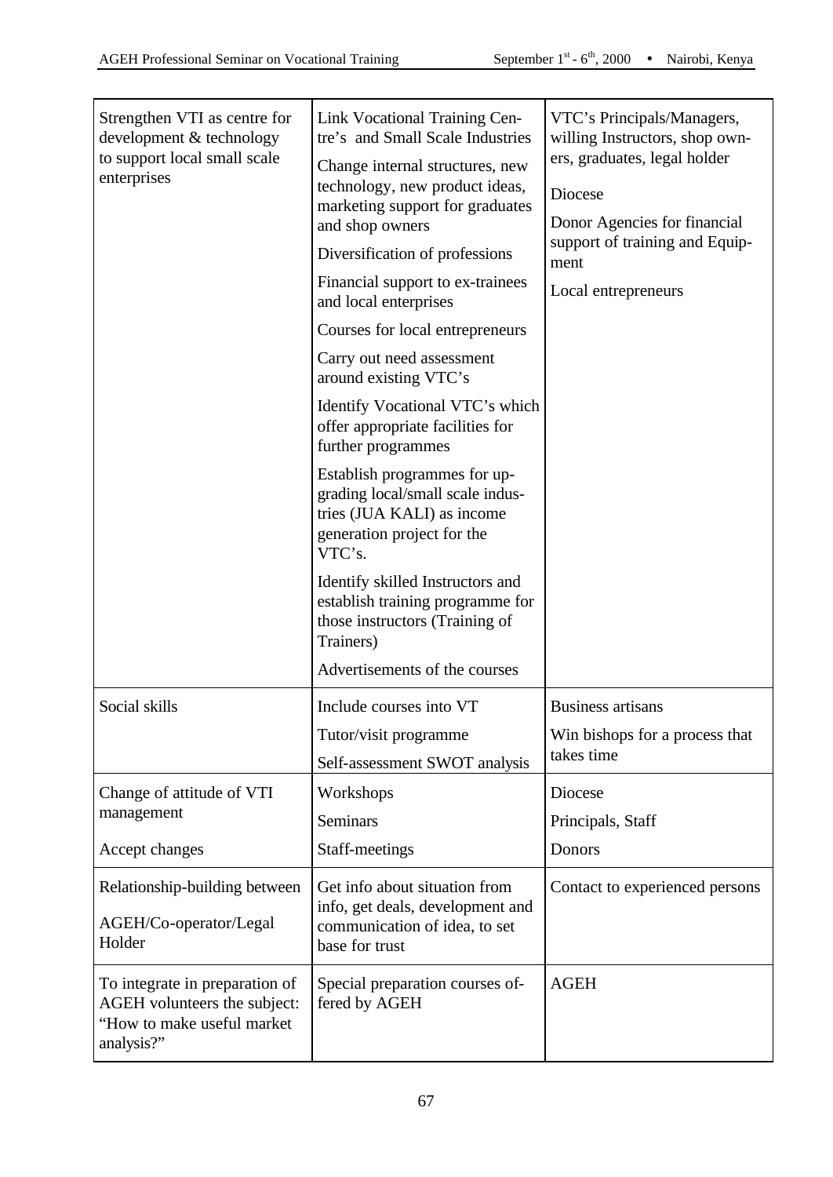| | | |
|---|---|---|
| Strengthen VTI as centre for development & technology to support local small scale enterprises | Link Vocational Training Centre's and Small Scale Industries<br>Change internal structures, new technology, new product ideas, marketing support for graduates and shop owners<br>Diversification of professions<br>Financial support to ex-trainees and local enterprises<br>Courses for local entrepreneurs<br>Carry out need assessment around existing VTC's<br>Identify Vocational VTC's which offer appropriate facilities for further programmes<br>Establish programmes for upgrading local/small scale industries (JUA KALI) as income generation project for the VTC's.<br>Identify skilled Instructors and establish training programme for those instructors (Training of Trainers)<br>Advertisements of the courses | VTC's Principals/Managers, willing Instructors, shop owners, graduates, legal holder<br>Diocese<br>Donor Agencies for financial support of training and Equipment<br>Local entrepreneurs |
| Social skills | Include courses into VT<br>Tutor/visit programme<br>Self-assessment SWOT analysis | Business artisans<br>Win bishops for a process that takes time |
| Change of attitude of VTI management<br>Accept changes | Workshops<br>Seminars<br>Staff-meetings | Diocese<br>Principals, Staff<br>Donors |
| Relationship-building between<br>AGEH/Co-operator/Legal Holder | Get info about situation from info, get deals, development and communication of idea, to set base for trust | Contact to experienced persons |
| To integrate in preparation of AGEH volunteers the subject: "How to make useful market analysis?" | Special preparation courses offered by AGEH | AGEH |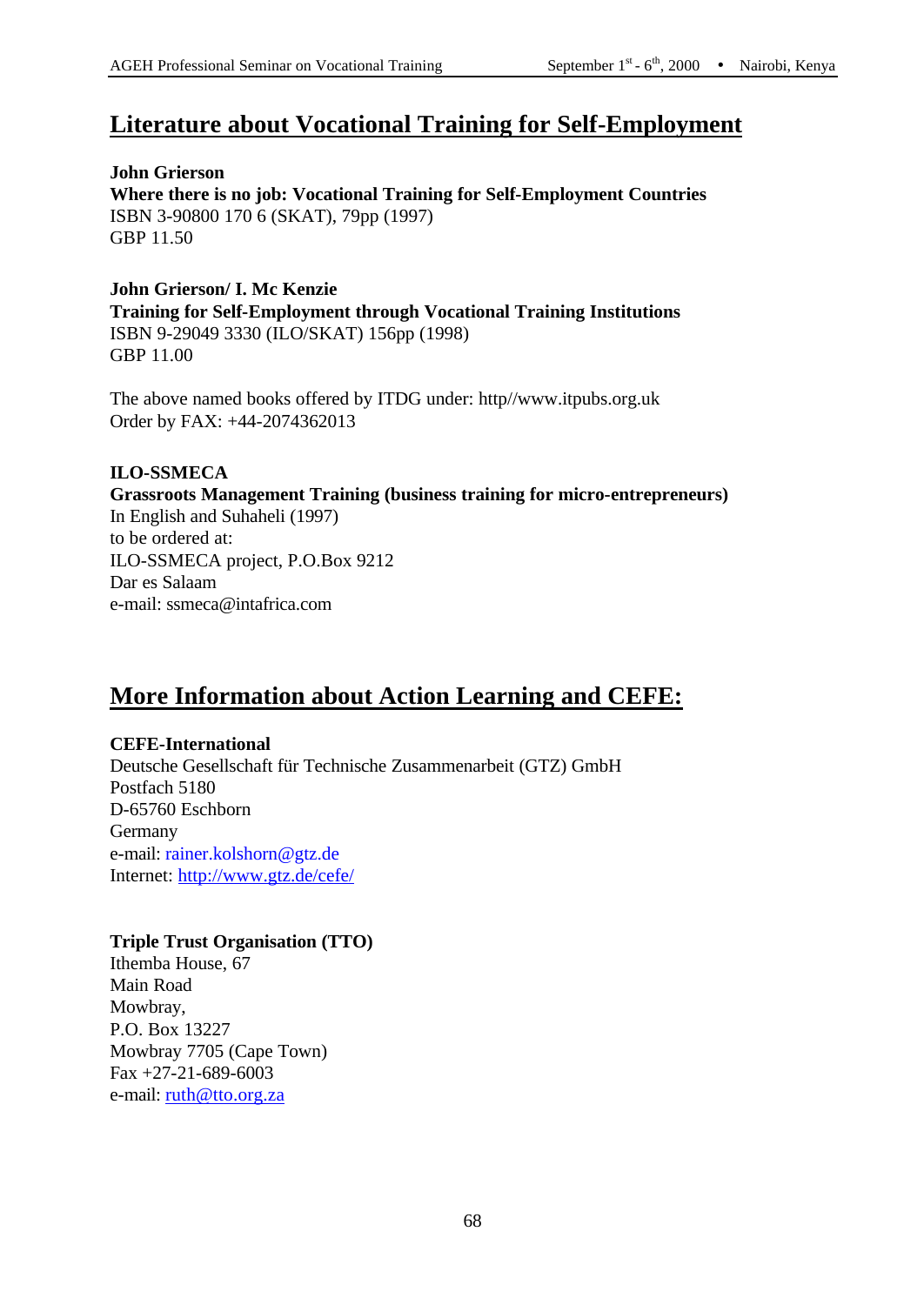# Literature about Vocational Training for Self-Employment

**John Grierson**
**Where there is no job: Vocational Training for Self-Employment Countries**
ISBN 3-90800 170 6 (SKAT), 79pp (1997)
GBP 11.50

**John Grierson/ I. Mc Kenzie**
**Training for Self-Employment through Vocational Training Institutions**
ISBN 9-29049 3330 (ILO/SKAT) 156pp (1998)
GBP 11.00

The above named books offered by ITDG under: http//www.itpubs.org.uk
Order by FAX: +44-2074362013

**ILO-SSMECA**
**Grassroots Management Training (business training for micro-entrepreneurs)**
In English and Suhaheli (1997)
to be ordered at:
ILO-SSMECA project, P.O.Box 9212
Dar es Salaam
e-mail: ssmeca@intafrica.com

# More Information about Action Learning and CEFE:

**CEFE-International**
Deutsche Gesellschaft für Technische Zusammenarbeit (GTZ) GmbH
Postfach 5180
D-65760 Eschborn
Germany
e-mail: rainer.kolshorn@gtz.de
Internet: http://www.gtz.de/cefe/

**Triple Trust Organisation (TTO)**
Ithemba House, 67
Main Road
Mowbray,
P.O. Box 13227
Mowbray 7705 (Cape Town)
Fax +27-21-689-6003
e-mail: ruth@tto.org.za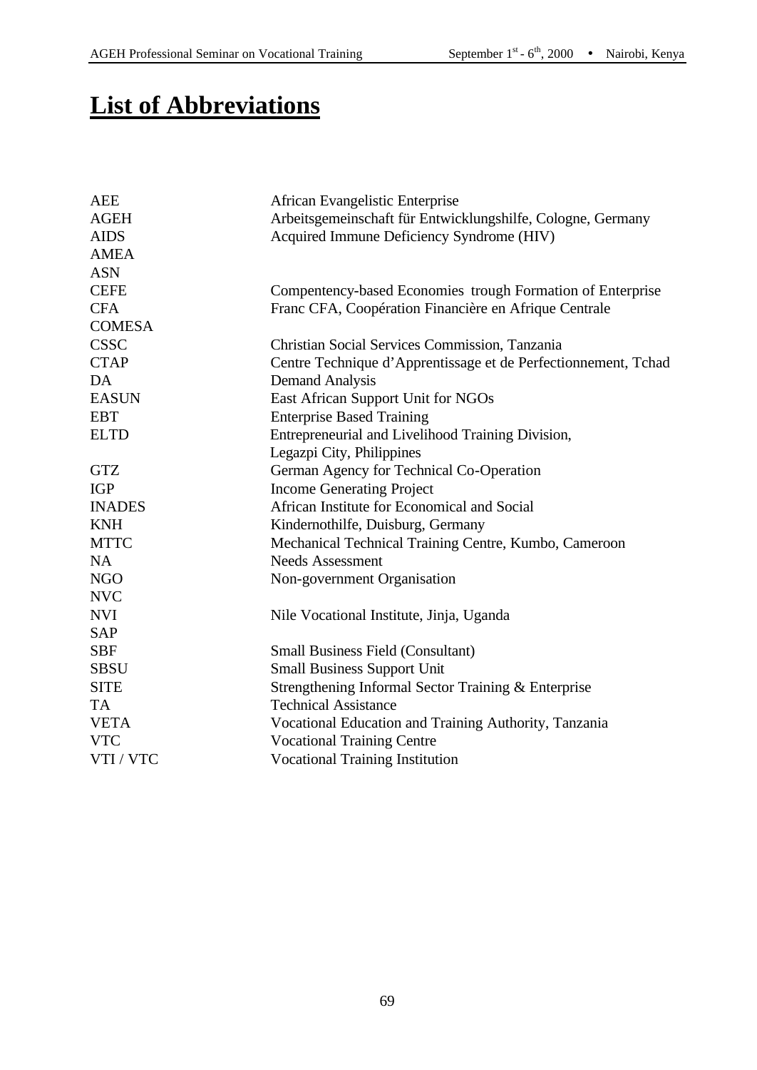# List of Abbreviations

| | |
|---|---|
| AEE | African Evangelistic Enterprise |
| AGEH | Arbeitsgemeinschaft für Entwicklungshilfe, Cologne, Germany |
| AIDS | Acquired Immune Deficiency Syndrome (HIV) |
| AMEA | |
| ASN | |
| CEFE | Compentency-based Economies trough Formation of Enterprise |
| CFA | Franc CFA, Coopération Financière en Afrique Centrale |
| COMESA | |
| CSSC | Christian Social Services Commission, Tanzania |
| CTAP | Centre Technique d'Apprentissage et de Perfectionnement, Tchad |
| DA | Demand Analysis |
| EASUN | East African Support Unit for NGOs |
| EBT | Enterprise Based Training |
| ELTD | Entrepreneurial and Livelihood Training Division, Legazpi City, Philippines |
| GTZ | German Agency for Technical Co-Operation |
| IGP | Income Generating Project |
| INADES | African Institute for Economical and Social |
| KNH | Kindernothilfe, Duisburg, Germany |
| MTTC | Mechanical Technical Training Centre, Kumbo, Cameroon |
| NA | Needs Assessment |
| NGO | Non-government Organisation |
| NVC | |
| NVI | Nile Vocational Institute, Jinja, Uganda |
| SAP | |
| SBF | Small Business Field (Consultant) |
| SBSU | Small Business Support Unit |
| SITE | Strengthening Informal Sector Training & Enterprise |
| TA | Technical Assistance |
| VETA | Vocational Education and Training Authority, Tanzania |
| VTC | Vocational Training Centre |
| VTI / VTC | Vocational Training Institution |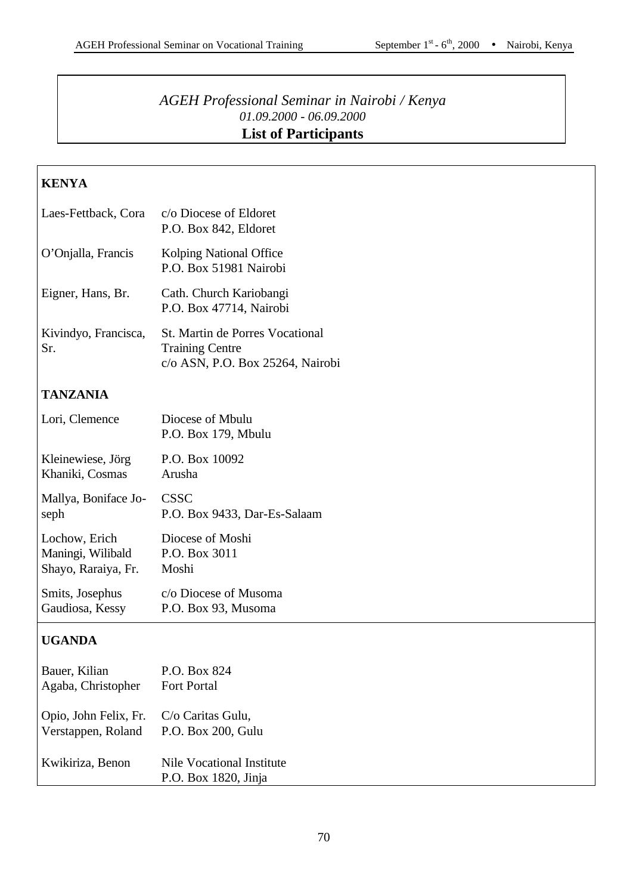*AGEH Professional Seminar in Nairobi / Kenya*
*01.09.2000 - 06.09.2000*

**List of Participants**

**KENYA**

| | |
|---|---|
| Laes-Fettback, Cora | c/o Diocese of Eldoret<br>P.O. Box 842, Eldoret |
| O'Onjalla, Francis | Kolping National Office<br>P.O. Box 51981 Nairobi |
| Eigner, Hans, Br. | Cath. Church Kariobangi<br>P.O. Box 47714, Nairobi |
| Kivindyo, Francisca, Sr. | St. Martin de Porres Vocational Training Centre<br>c/o ASN, P.O. Box 25264, Nairobi |

**TANZANIA**

| | |
|---|---|
| Lori, Clemence | Diocese of Mbulu<br>P.O. Box 179, Mbulu |
| Kleinewiese, Jörg<br>Khaniki, Cosmas | P.O. Box 10092<br>Arusha |
| Mallya, Boniface Joseph | CSSC<br>P.O. Box 9433, Dar-Es-Salaam |
| Lochow, Erich<br>Maningi, Wilibald<br>Shayo, Raraiya, Fr. | Diocese of Moshi<br>P.O. Box 3011<br>Moshi |
| Smits, Josephus<br>Gaudiosa, Kessy | c/o Diocese of Musoma<br>P.O. Box 93, Musoma |

**UGANDA**

| | |
|---|---|
| Bauer, Kilian<br>Agaba, Christopher | P.O. Box 824<br>Fort Portal |
| Opio, John Felix, Fr.<br>Verstappen, Roland | C/o Caritas Gulu,<br>P.O. Box 200, Gulu |
| Kwikiriza, Benon | Nile Vocational Institute<br>P.O. Box 1820, Jinja |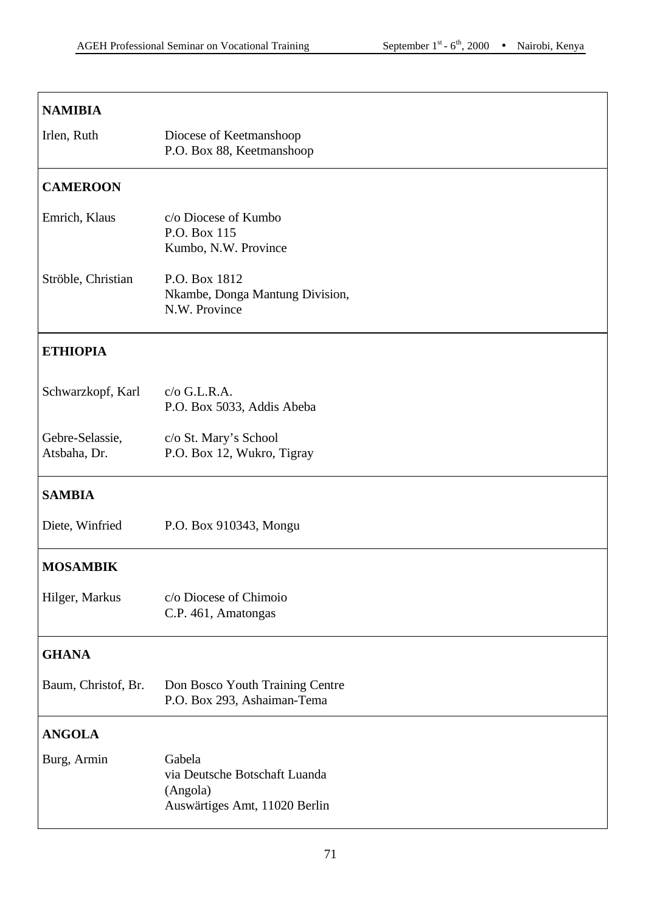| | |
|---|---|
| **NAMIBIA** | |
| Irlen, Ruth | Diocese of Keetmanshoop<br>P.O. Box 88, Keetmanshoop |
| **CAMEROON** | |
| Emrich, Klaus | c/o Diocese of Kumbo<br>P.O. Box 115<br>Kumbo, N.W. Province |
| Ströble, Christian | P.O. Box 1812<br>Nkambe, Donga Mantung Division,<br>N.W. Province |
| **ETHIOPIA** | |
| Schwarzkopf, Karl | c/o G.L.R.A.<br>P.O. Box 5033, Addis Abeba |
| Gebre-Selassie, Atsbaha, Dr. | c/o St. Mary's School<br>P.O. Box 12, Wukro, Tigray |
| **SAMBIA** | |
| Diete, Winfried | P.O. Box 910343, Mongu |
| **MOSAMBIK** | |
| Hilger, Markus | c/o Diocese of Chimoio<br>C.P. 461, Amatongas |
| **GHANA** | |
| Baum, Christof, Br. | Don Bosco Youth Training Centre<br>P.O. Box 293, Ashaiman-Tema |
| **ANGOLA** | |
| Burg, Armin | Gabela<br>via Deutsche Botschaft Luanda<br>(Angola)<br>Auswärtiges Amt, 11020 Berlin |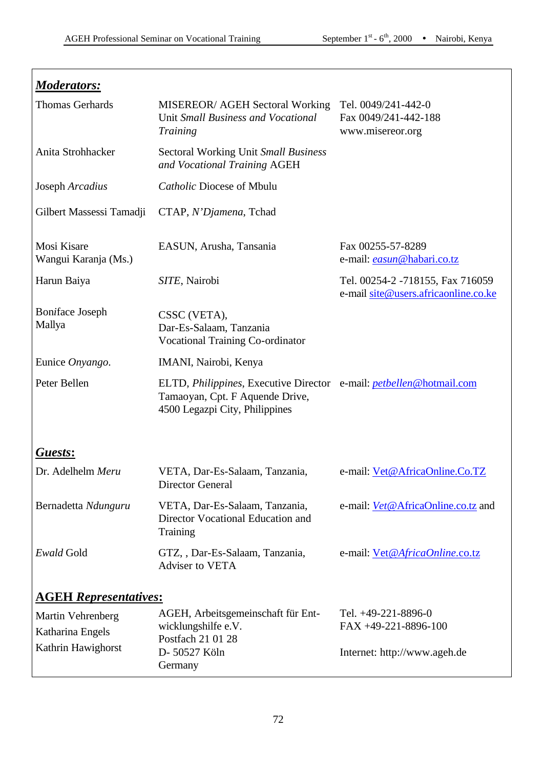| | | |
|---|---|---|
| ***Moderators:*** | | |
| Thomas Gerhards | MISEREOR/ AGEH Sectoral Working Unit *Small Business and Vocational Training* | Tel. 0049/241-442-0<br>Fax 0049/241-442-188<br>www.misereor.org |
| Anita Strohhacker | Sectoral Working Unit *Small Business and Vocational Training* AGEH | |
| Joseph *Arcadius* | *Catholic* Diocese of Mbulu | |
| Gilbert Massessi Tamadji | CTAP, *N'Djamena*, Tchad | |
| Mosi Kisare<br>Wangui Karanja (Ms.) | EASUN, Arusha, Tansania | Fax 00255-57-8289<br>e-mail: *easun*@habari.co.tz |
| Harun Baiya | *SITE*, Nairobi | Tel. 00254-2 -718155, Fax 716059<br>e-mail site@users.africaonline.co.ke |
| Boni*f*ace Joseph Mallya | CSSC (VETA),<br>Dar-Es-Salaam, Tanzania<br>Vocational Training Co-ordinator | |
| Eunice *Onyango.* | IMANI, Nairobi, Kenya | |
| Peter Bellen | ELTD, *Philippines*, Executive Director<br>Tamaoyan, Cpt. F Aquende Drive,<br>4500 Legazpi City, Philippines | e-mail: *petbellen*@hotmail.com |
| ***Guests:*** | | |
| Dr. Adelhelm *Meru* | VETA, Dar-Es-Salaam, Tanzania, Director General | e-mail: Vet@AfricaOnline.Co.TZ |
| Bernadetta *Ndunguru* | VETA, Dar-Es-Salaam, Tanzania, Director Vocational Education and Training | e-mail: *Vet*@AfricaOnline.co.tz and |
| *Ewald* Gold | GTZ, , Dar-Es-Salaam, Tanzania, Adviser to VETA | e-mail: Vet@*AfricaOnline*.co.tz |
| **AGEH *Representatives*:** | | |
| Martin Vehrenberg<br>Katharina Engels<br>Kathrin Hawighorst | AGEH, Arbeitsgemeinschaft für Entwicklungshilfe e.V.<br>Postfach 21 01 28<br>D- 50527 Köln<br>Germany | Tel. +49-221-8896-0<br>FAX +49-221-8896-100<br><br>Internet: http://www.ageh.de |